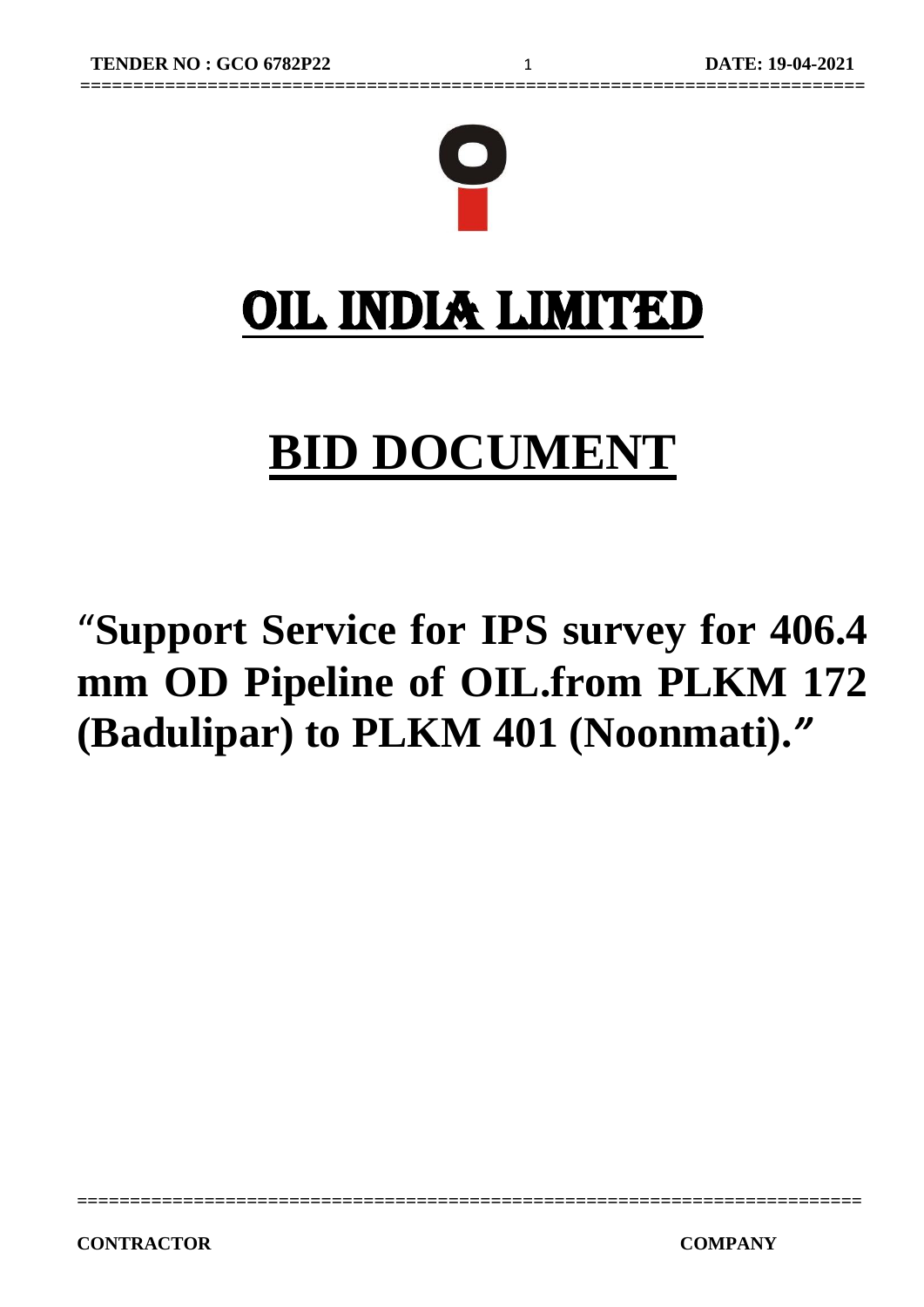# OIL INDIA LIMITED

# BID DOCUMENT

## "Support Service for IPS survey for 406.4 mm OD Pipeline of OIL.from PLKM 172 (Badulipar) to PLKM 401 (Noonmati)."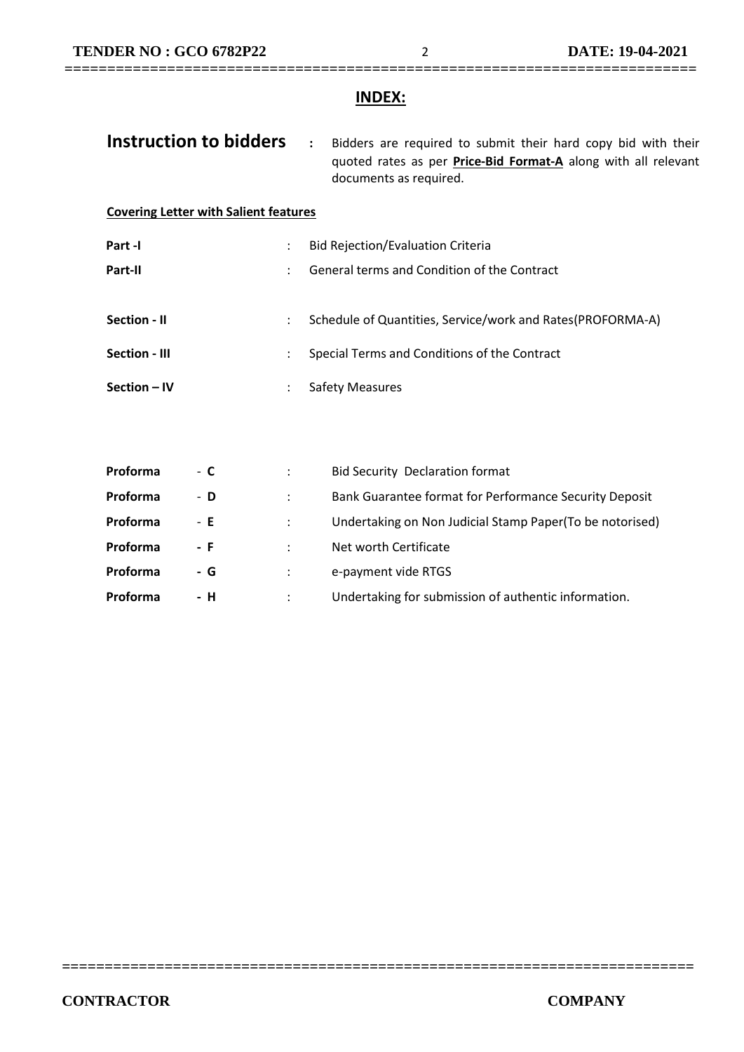## INDEX:

**Instruction to bidders** : Bidders are required to submit their hard copy bid with their quoted rates as per **Price-Bid Format-A** along with all relevant documents as required.

**Covering Letter with Salient features**

| | | |
|---|---|---|
| **Part -I** | : | Bid Rejection/Evaluation Criteria |
| **Part-II** | : | General terms and Condition of the Contract |
| **Section - II** | : | Schedule of Quantities, Service/work and Rates(PROFORMA-A) |
| **Section - III** | : | Special Terms and Conditions of the Contract |
| **Section – IV** | : | Safety Measures |

| | | | |
|---|---|---|---|
| **Proforma** | - **C** | : | Bid Security Declaration format |
| **Proforma** | - **D** | : | Bank Guarantee format for Performance Security Deposit |
| **Proforma** | - **E** | : | Undertaking on Non Judicial Stamp Paper(To be notorised) |
| **Proforma** | **- F** | : | Net worth Certificate |
| **Proforma** | **- G** | : | e-payment vide RTGS |
| **Proforma** | **- H** | : | Undertaking for submission of authentic information. |

**CONTRACTOR** **COMPANY**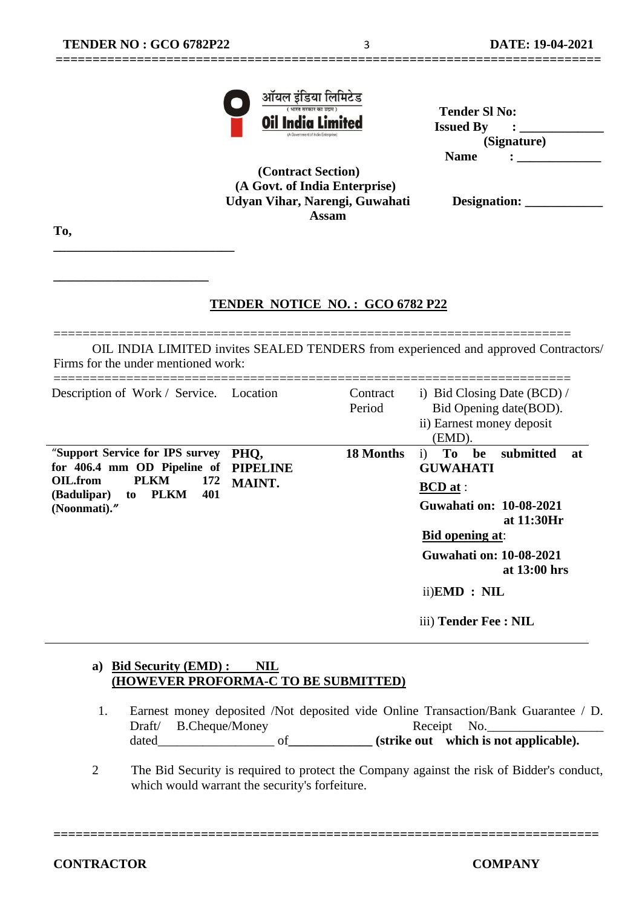ऑयल इंडिया लिमिटेड

(भारत सरकार का उद्यम)

**Oil India Limited**

(A Government of India Enterprise)

**(Contract Section)**
**(A Govt. of India Enterprise)**
**Udyan Vihar, Narengi, Guwahati**
**Assam**

**Tender Sl No:**
**Issued By : _____________**
**(Signature)**
**Name : _____________**

**Designation: ____________**

**To,**

_____________________________

________________________

## TENDER NOTICE NO. : GCO 6782 P22

OIL INDIA LIMITED invites SEALED TENDERS from experienced and approved Contractors/ Firms for the under mentioned work:

| Description of Work / Service. | Location | Contract Period | i) Bid Closing Date (BCD) / Bid Opening date(BOD). ii) Earnest money deposit (EMD). |
|---|---|---|---|
| **"Support Service for IPS survey for 406.4 mm OD Pipeline of OIL.from PLKM 172 (Badulipar) to PLKM 401 (Noonmati)."** | **PHQ, PIPELINE MAINT.** | **18 Months** | i) **To be submitted at GUWAHATI**<br>**BCD at** :<br>**Guwahati on: 10-08-2021 at 11:30Hr**<br>**Bid opening at**:<br>**Guwahati on: 10-08-2021 at 13:00 hrs**<br>ii)**EMD : NIL**<br>iii) **Tender Fee : NIL** |

a) **Bid Security (EMD) : NIL**
**(HOWEVER PROFORMA-C TO BE SUBMITTED)**

1. Earnest money deposited /Not deposited vide Online Transaction/Bank Guarantee / D. Draft/ B.Cheque/Money Receipt No.__________________ dated__________________ of_____________ **(strike out which is not applicable).**

2. The Bid Security is required to protect the Company against the risk of Bidder's conduct, which would warrant the security's forfeiture.

**CONTRACTOR** **COMPANY**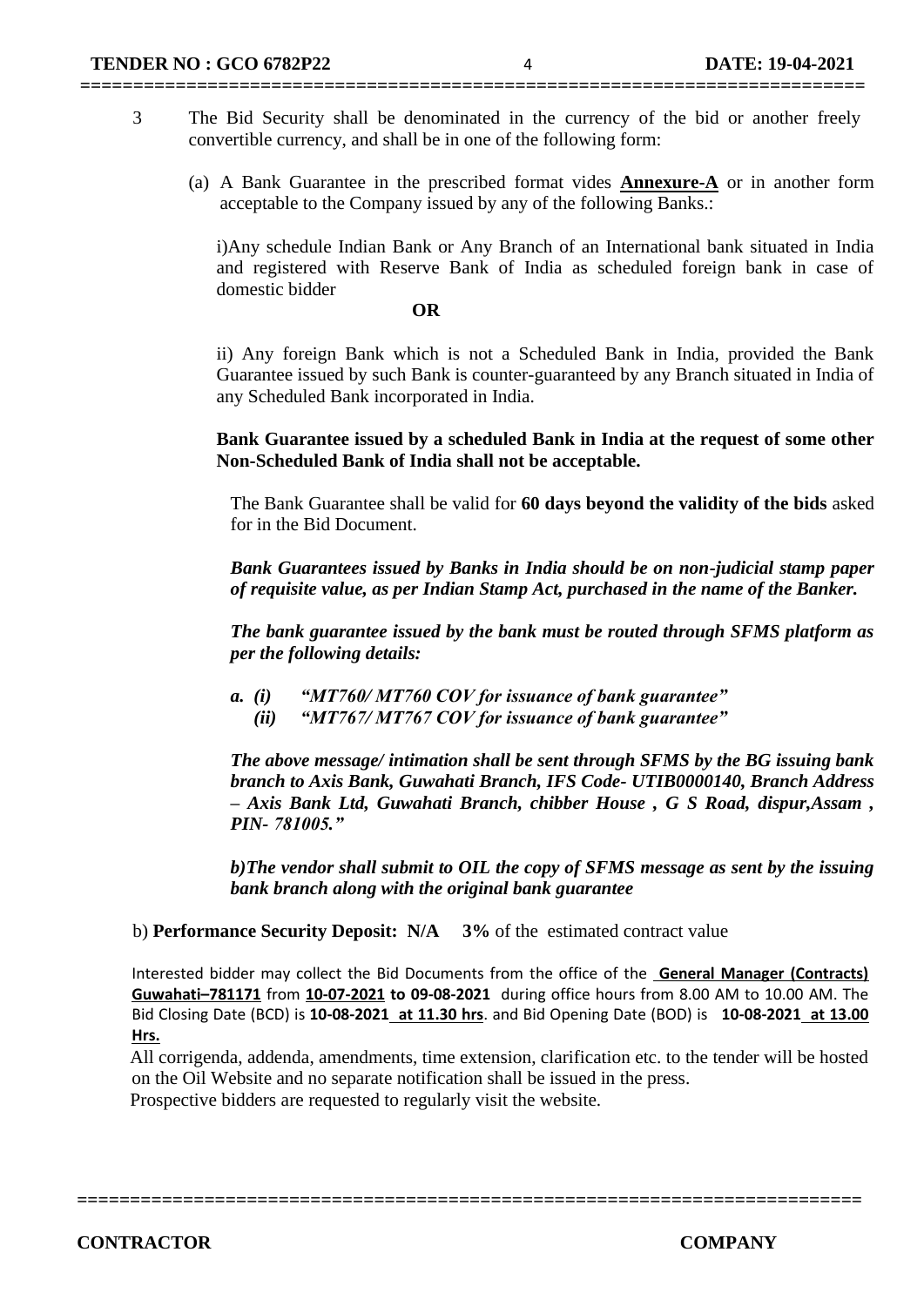3 The Bid Security shall be denominated in the currency of the bid or another freely convertible currency, and shall be in one of the following form:

(a) A Bank Guarantee in the prescribed format vides **Annexure-A** or in another form acceptable to the Company issued by any of the following Banks.:

i)Any schedule Indian Bank or Any Branch of an International bank situated in India and registered with Reserve Bank of India as scheduled foreign bank in case of domestic bidder

**OR**

ii) Any foreign Bank which is not a Scheduled Bank in India, provided the Bank Guarantee issued by such Bank is counter-guaranteed by any Branch situated in India of any Scheduled Bank incorporated in India.

**Bank Guarantee issued by a scheduled Bank in India at the request of some other Non-Scheduled Bank of India shall not be acceptable.**

The Bank Guarantee shall be valid for **60 days beyond the validity of the bids** asked for in the Bid Document.

***Bank Guarantees issued by Banks in India should be on non-judicial stamp paper of requisite value, as per Indian Stamp Act, purchased in the name of the Banker.***

***The bank guarantee issued by the bank must be routed through SFMS platform as per the following details:***

***a. (i) "MT760/ MT760 COV for issuance of bank guarantee"***
***(ii) "MT767/ MT767 COV for issuance of bank guarantee"***

***The above message/ intimation shall be sent through SFMS by the BG issuing bank branch to Axis Bank, Guwahati Branch, IFS Code- UTIB0000140, Branch Address – Axis Bank Ltd, Guwahati Branch, chibber House , G S Road, dispur,Assam , PIN- 781005."***

***b)The vendor shall submit to OIL the copy of SFMS message as sent by the issuing bank branch along with the original bank guarantee***

b) **Performance Security Deposit: N/A 3%** of the estimated contract value

Interested bidder may collect the Bid Documents from the office of the **General Manager (Contracts) Guwahati–781171** from **10-07-2021 to 09-08-2021** during office hours from 8.00 AM to 10.00 AM. The Bid Closing Date (BCD) is **10-08-2021 at 11.30 hrs**. and Bid Opening Date (BOD) is **10-08-2021 at 13.00 Hrs.**

All corrigenda, addenda, amendments, time extension, clarification etc. to the tender will be hosted on the Oil Website and no separate notification shall be issued in the press.
Prospective bidders are requested to regularly visit the website.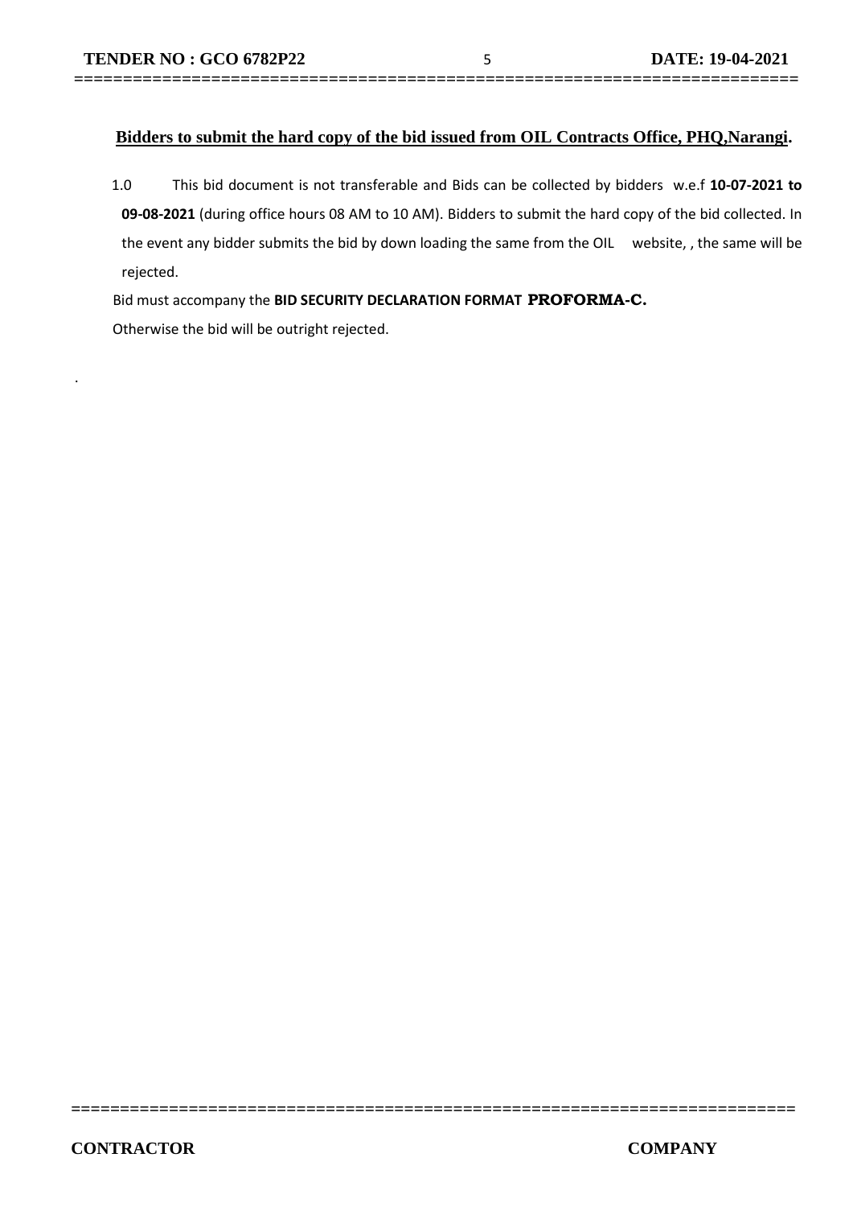**Bidders to submit the hard copy of the bid issued from OIL Contracts Office, PHQ,Narangi.**

1.0 This bid document is not transferable and Bids can be collected by bidders w.e.f **10-07-2021 to 09-08-2021** (during office hours 08 AM to 10 AM). Bidders to submit the hard copy of the bid collected. In the event any bidder submits the bid by down loading the same from the OIL website, , the same will be rejected.

Bid must accompany the **BID SECURITY DECLARATION FORMAT PROFORMA-C.**

Otherwise the bid will be outright rejected.

.

**CONTRACTOR** **COMPANY**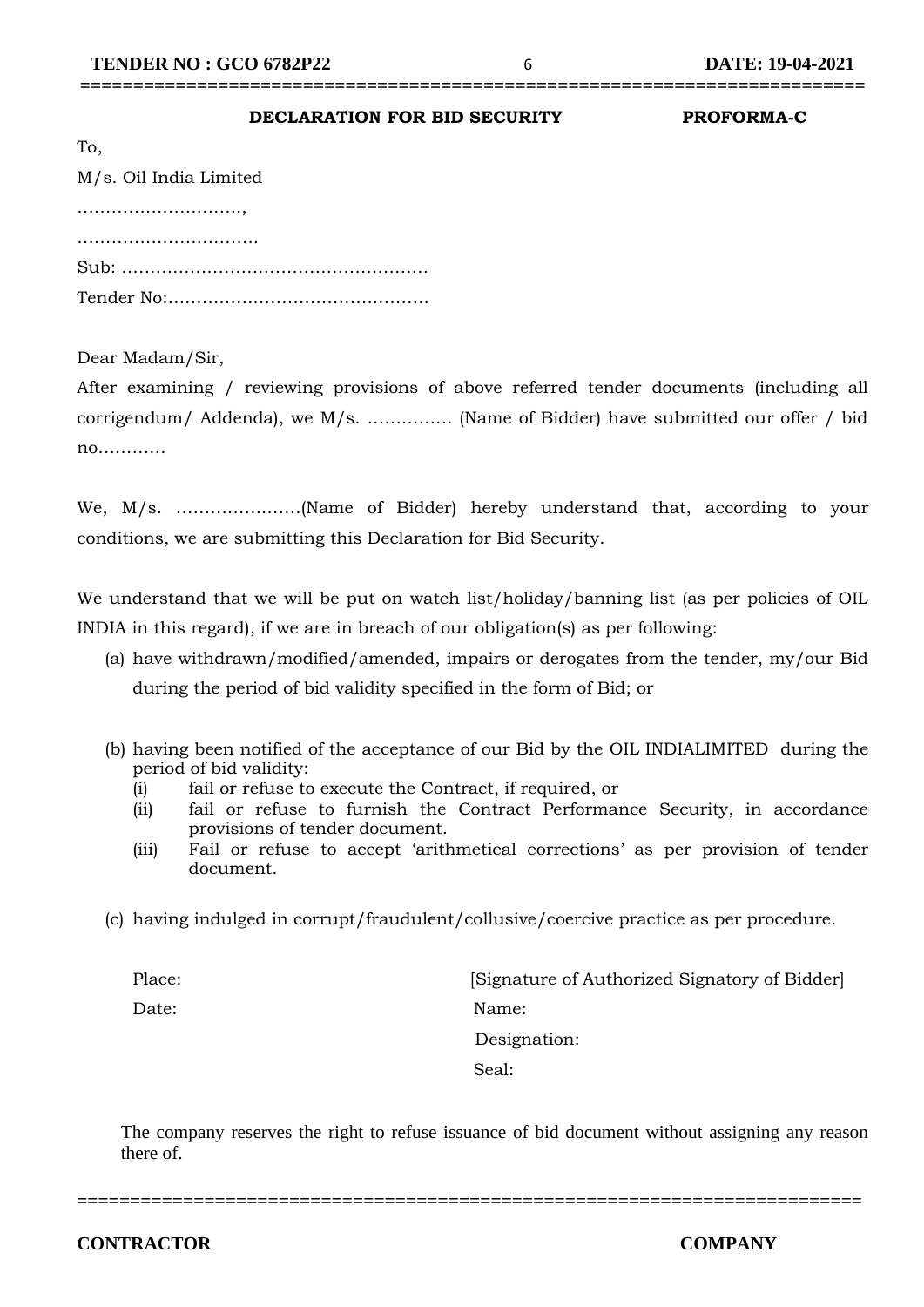**DECLARATION FOR BID SECURITY** **PROFORMA-C**

To,

M/s. Oil India Limited

……………………….,

………………………….

Sub: ……………………………………………….

Tender No:………………………………………

Dear Madam/Sir,

After examining / reviewing provisions of above referred tender documents (including all corrigendum/ Addenda), we M/s. …………… (Name of Bidder) have submitted our offer / bid no…………

We, M/s. ………………….(Name of Bidder) hereby understand that, according to your conditions, we are submitting this Declaration for Bid Security.

We understand that we will be put on watch list/holiday/banning list (as per policies of OIL INDIA in this regard), if we are in breach of our obligation(s) as per following:

(a) have withdrawn/modified/amended, impairs or derogates from the tender, my/our Bid during the period of bid validity specified in the form of Bid; or

(b) having been notified of the acceptance of our Bid by the OIL INDIALIMITED during the period of bid validity:
   (i) fail or refuse to execute the Contract, if required, or
   (ii) fail or refuse to furnish the Contract Performance Security, in accordance provisions of tender document.
   (iii) Fail or refuse to accept 'arithmetical corrections' as per provision of tender document.

(c) having indulged in corrupt/fraudulent/collusive/coercive practice as per procedure.

Place: [Signature of Authorized Signatory of Bidder]

Date: Name:

Designation:

Seal:

The company reserves the right to refuse issuance of bid document without assigning any reason there of.

**CONTRACTOR** **COMPANY**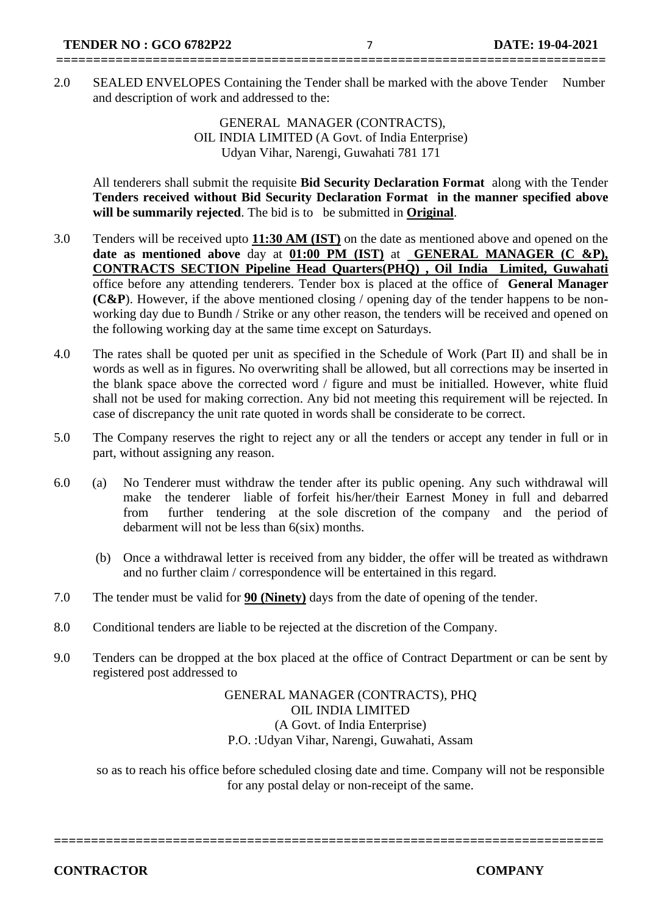2.0 SEALED ENVELOPES Containing the Tender shall be marked with the above Tender Number and description of work and addressed to the:

GENERAL MANAGER (CONTRACTS),
OIL INDIA LIMITED (A Govt. of India Enterprise)
Udyan Vihar, Narengi, Guwahati 781 171

All tenderers shall submit the requisite **Bid Security Declaration Format** along with the Tender **Tenders received without Bid Security Declaration Format in the manner specified above will be summarily rejected**. The bid is to be submitted in **Original**.

3.0 Tenders will be received upto **11:30 AM (IST)** on the date as mentioned above and opened on the **date as mentioned above** day at **01:00 PM (IST)** at **GENERAL MANAGER (C &P), CONTRACTS SECTION Pipeline Head Quarters(PHQ) , Oil India Limited, Guwahati** office before any attending tenderers. Tender box is placed at the office of **General Manager (C&P**). However, if the above mentioned closing / opening day of the tender happens to be non-working day due to Bundh / Strike or any other reason, the tenders will be received and opened on the following working day at the same time except on Saturdays.

4.0 The rates shall be quoted per unit as specified in the Schedule of Work (Part II) and shall be in words as well as in figures. No overwriting shall be allowed, but all corrections may be inserted in the blank space above the corrected word / figure and must be initialled. However, white fluid shall not be used for making correction. Any bid not meeting this requirement will be rejected. In case of discrepancy the unit rate quoted in words shall be considerate to be correct.

5.0 The Company reserves the right to reject any or all the tenders or accept any tender in full or in part, without assigning any reason.

6.0 (a) No Tenderer must withdraw the tender after its public opening. Any such withdrawal will make the tenderer liable of forfeit his/her/their Earnest Money in full and debarred from further tendering at the sole discretion of the company and the period of debarment will not be less than 6(six) months.

(b) Once a withdrawal letter is received from any bidder, the offer will be treated as withdrawn and no further claim / correspondence will be entertained in this regard.

7.0 The tender must be valid for **90 (Ninety)** days from the date of opening of the tender.

8.0 Conditional tenders are liable to be rejected at the discretion of the Company.

9.0 Tenders can be dropped at the box placed at the office of Contract Department or can be sent by registered post addressed to

GENERAL MANAGER (CONTRACTS), PHQ
OIL INDIA LIMITED
(A Govt. of India Enterprise)
P.O. :Udyan Vihar, Narengi, Guwahati, Assam

so as to reach his office before scheduled closing date and time. Company will not be responsible for any postal delay or non-receipt of the same.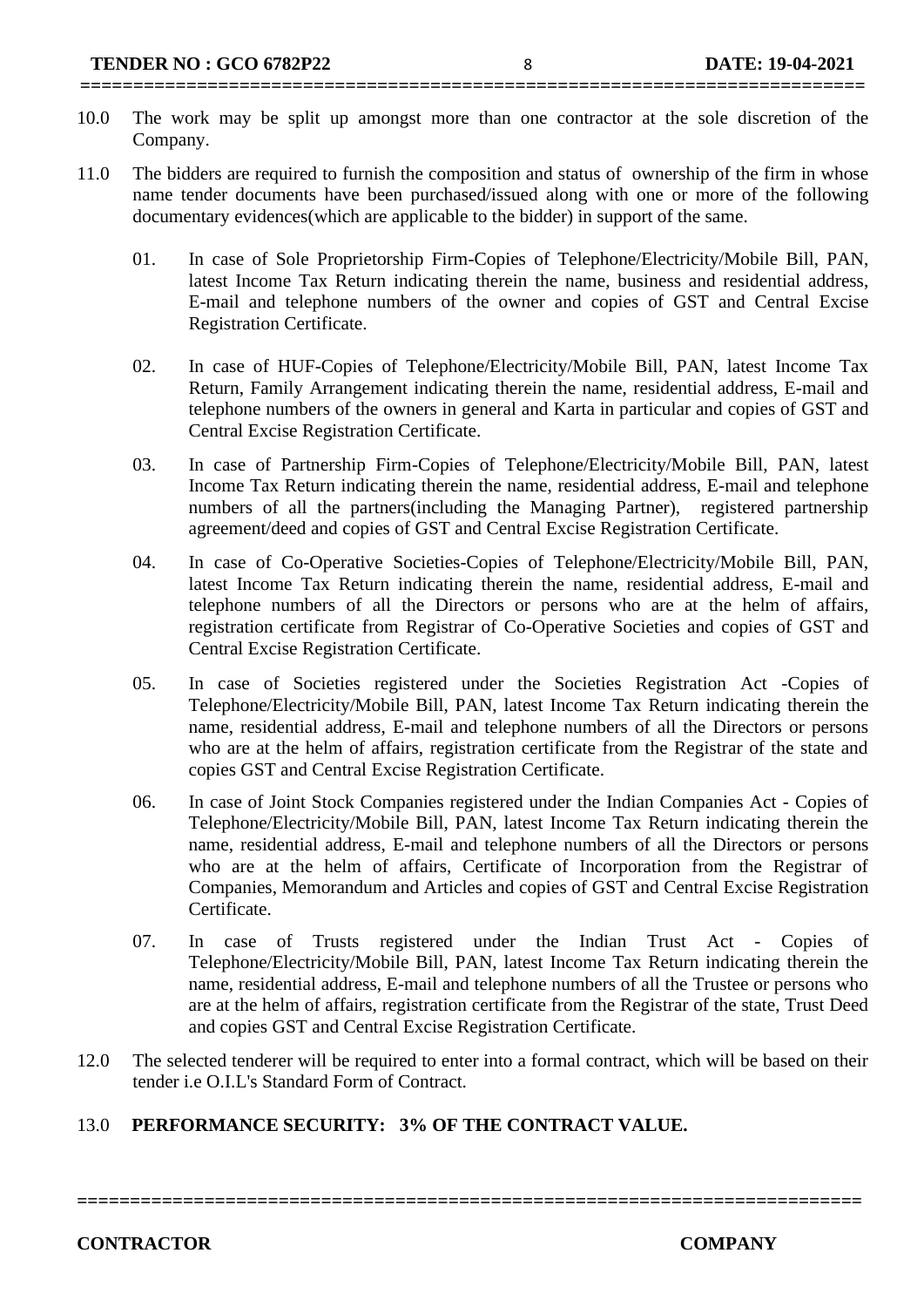10.0 The work may be split up amongst more than one contractor at the sole discretion of the Company.

11.0 The bidders are required to furnish the composition and status of ownership of the firm in whose name tender documents have been purchased/issued along with one or more of the following documentary evidences(which are applicable to the bidder) in support of the same.

01. In case of Sole Proprietorship Firm-Copies of Telephone/Electricity/Mobile Bill, PAN, latest Income Tax Return indicating therein the name, business and residential address, E-mail and telephone numbers of the owner and copies of GST and Central Excise Registration Certificate.

02. In case of HUF-Copies of Telephone/Electricity/Mobile Bill, PAN, latest Income Tax Return, Family Arrangement indicating therein the name, residential address, E-mail and telephone numbers of the owners in general and Karta in particular and copies of GST and Central Excise Registration Certificate.

03. In case of Partnership Firm-Copies of Telephone/Electricity/Mobile Bill, PAN, latest Income Tax Return indicating therein the name, residential address, E-mail and telephone numbers of all the partners(including the Managing Partner), registered partnership agreement/deed and copies of GST and Central Excise Registration Certificate.

04. In case of Co-Operative Societies-Copies of Telephone/Electricity/Mobile Bill, PAN, latest Income Tax Return indicating therein the name, residential address, E-mail and telephone numbers of all the Directors or persons who are at the helm of affairs, registration certificate from Registrar of Co-Operative Societies and copies of GST and Central Excise Registration Certificate.

05. In case of Societies registered under the Societies Registration Act -Copies of Telephone/Electricity/Mobile Bill, PAN, latest Income Tax Return indicating therein the name, residential address, E-mail and telephone numbers of all the Directors or persons who are at the helm of affairs, registration certificate from the Registrar of the state and copies GST and Central Excise Registration Certificate.

06. In case of Joint Stock Companies registered under the Indian Companies Act - Copies of Telephone/Electricity/Mobile Bill, PAN, latest Income Tax Return indicating therein the name, residential address, E-mail and telephone numbers of all the Directors or persons who are at the helm of affairs, Certificate of Incorporation from the Registrar of Companies, Memorandum and Articles and copies of GST and Central Excise Registration Certificate.

07. In case of Trusts registered under the Indian Trust Act - Copies of Telephone/Electricity/Mobile Bill, PAN, latest Income Tax Return indicating therein the name, residential address, E-mail and telephone numbers of all the Trustee or persons who are at the helm of affairs, registration certificate from the Registrar of the state, Trust Deed and copies GST and Central Excise Registration Certificate.

12.0 The selected tenderer will be required to enter into a formal contract, which will be based on their tender i.e O.I.L's Standard Form of Contract.

13.0 **PERFORMANCE SECURITY: 3% OF THE CONTRACT VALUE.**

**CONTRACTOR** **COMPANY**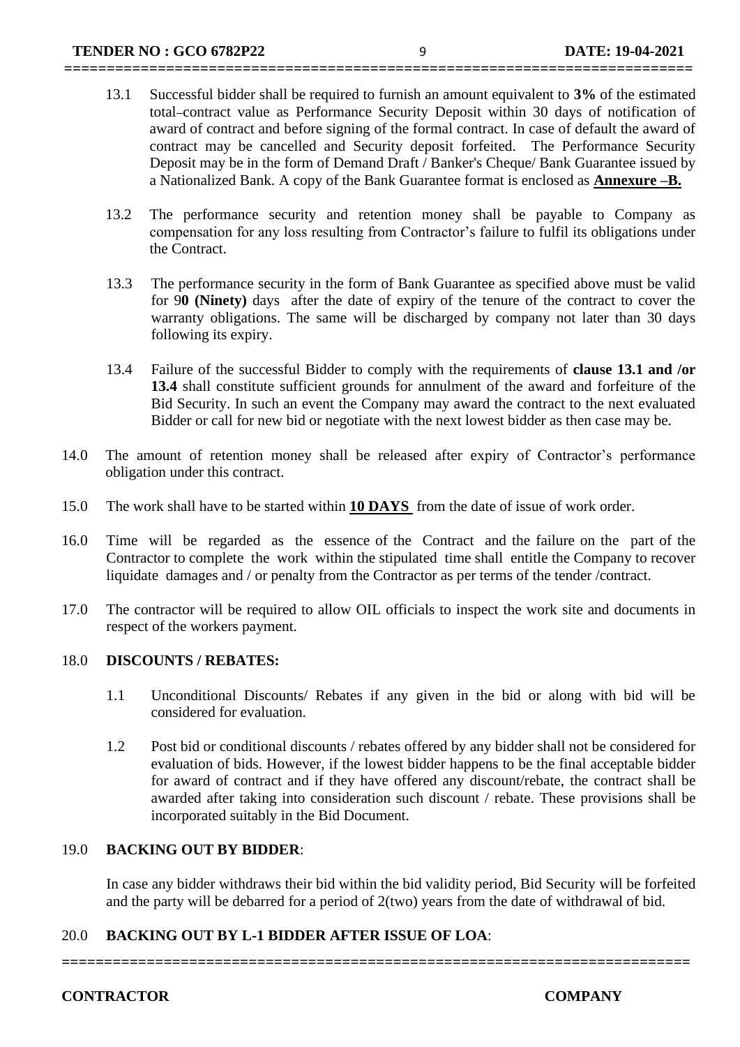13.1 Successful bidder shall be required to furnish an amount equivalent to **3%** of the estimated total contract value as Performance Security Deposit within 30 days of notification of award of contract and before signing of the formal contract. In case of default the award of contract may be cancelled and Security deposit forfeited. The Performance Security Deposit may be in the form of Demand Draft / Banker's Cheque/ Bank Guarantee issued by a Nationalized Bank. A copy of the Bank Guarantee format is enclosed as **Annexure –B.**

13.2 The performance security and retention money shall be payable to Company as compensation for any loss resulting from Contractor's failure to fulfil its obligations under the Contract.

13.3 The performance security in the form of Bank Guarantee as specified above must be valid for 9**0 (Ninety)** days after the date of expiry of the tenure of the contract to cover the warranty obligations. The same will be discharged by company not later than 30 days following its expiry.

13.4 Failure of the successful Bidder to comply with the requirements of **clause 13.1 and /or 13.4** shall constitute sufficient grounds for annulment of the award and forfeiture of the Bid Security. In such an event the Company may award the contract to the next evaluated Bidder or call for new bid or negotiate with the next lowest bidder as then case may be.

14.0 The amount of retention money shall be released after expiry of Contractor's performance obligation under this contract.

15.0 The work shall have to be started within **10 DAYS** from the date of issue of work order.

16.0 Time will be regarded as the essence of the Contract and the failure on the part of the Contractor to complete the work within the stipulated time shall entitle the Company to recover liquidate damages and / or penalty from the Contractor as per terms of the tender /contract.

17.0 The contractor will be required to allow OIL officials to inspect the work site and documents in respect of the workers payment.

18.0 **DISCOUNTS / REBATES:**

1.1 Unconditional Discounts/ Rebates if any given in the bid or along with bid will be considered for evaluation.

1.2 Post bid or conditional discounts / rebates offered by any bidder shall not be considered for evaluation of bids. However, if the lowest bidder happens to be the final acceptable bidder for award of contract and if they have offered any discount/rebate, the contract shall be awarded after taking into consideration such discount / rebate. These provisions shall be incorporated suitably in the Bid Document.

19.0 **BACKING OUT BY BIDDER**:

In case any bidder withdraws their bid within the bid validity period, Bid Security will be forfeited and the party will be debarred for a period of 2(two) years from the date of withdrawal of bid.

20.0 **BACKING OUT BY L-1 BIDDER AFTER ISSUE OF LOA**: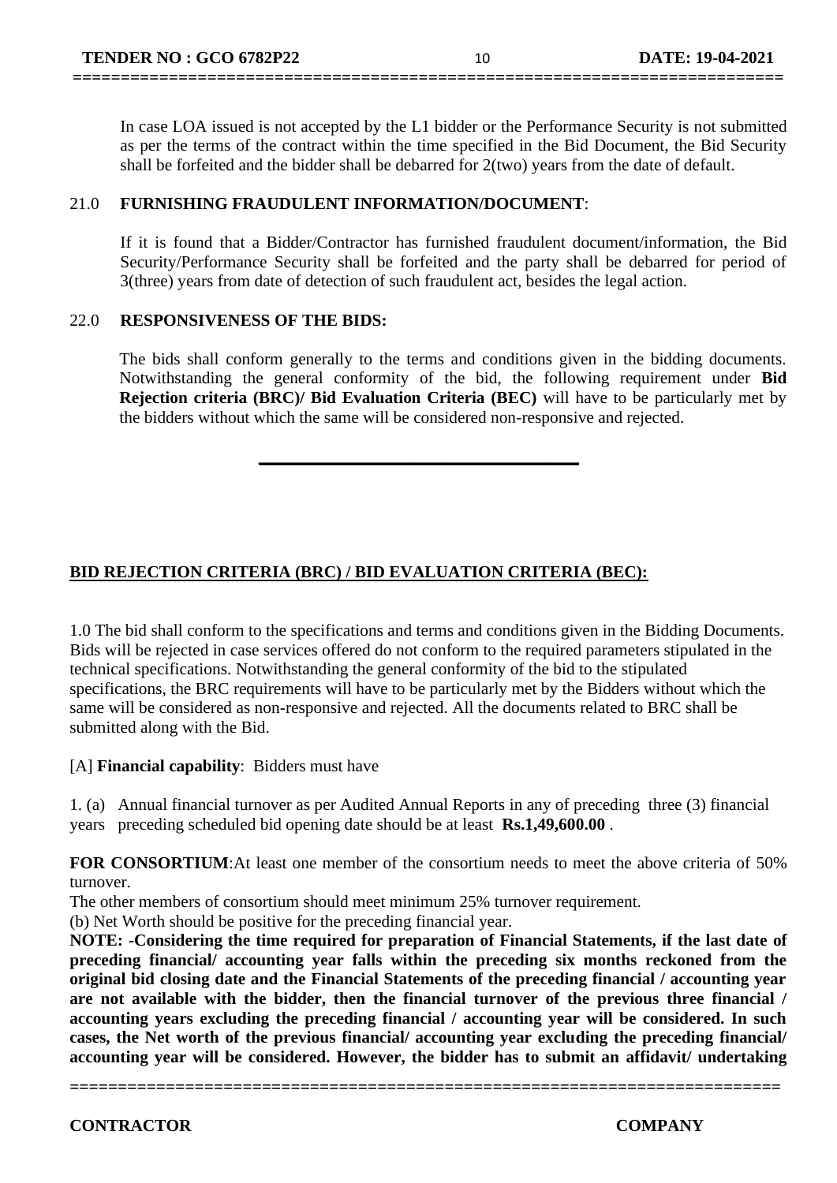In case LOA issued is not accepted by the L1 bidder or the Performance Security is not submitted as per the terms of the contract within the time specified in the Bid Document, the Bid Security shall be forfeited and the bidder shall be debarred for 2(two) years from the date of default.

21.0 **FURNISHING FRAUDULENT INFORMATION/DOCUMENT**:

If it is found that a Bidder/Contractor has furnished fraudulent document/information, the Bid Security/Performance Security shall be forfeited and the party shall be debarred for period of 3(three) years from date of detection of such fraudulent act, besides the legal action.

22.0 **RESPONSIVENESS OF THE BIDS:**

The bids shall conform generally to the terms and conditions given in the bidding documents. Notwithstanding the general conformity of the bid, the following requirement under **Bid Rejection criteria (BRC)/ Bid Evaluation Criteria (BEC)** will have to be particularly met by the bidders without which the same will be considered non-responsive and rejected.

---

**BID REJECTION CRITERIA (BRC) / BID EVALUATION CRITERIA (BEC):**

1.0 The bid shall conform to the specifications and terms and conditions given in the Bidding Documents. Bids will be rejected in case services offered do not conform to the required parameters stipulated in the technical specifications. Notwithstanding the general conformity of the bid to the stipulated specifications, the BRC requirements will have to be particularly met by the Bidders without which the same will be considered as non-responsive and rejected. All the documents related to BRC shall be submitted along with the Bid.

[A] **Financial capability**: Bidders must have

1. (a) Annual financial turnover as per Audited Annual Reports in any of preceding three (3) financial years preceding scheduled bid opening date should be at least **Rs.1,49,600.00** .

**FOR CONSORTIUM**:At least one member of the consortium needs to meet the above criteria of 50% turnover.

The other members of consortium should meet minimum 25% turnover requirement.

(b) Net Worth should be positive for the preceding financial year.

**NOTE: -Considering the time required for preparation of Financial Statements, if the last date of preceding financial/ accounting year falls within the preceding six months reckoned from the original bid closing date and the Financial Statements of the preceding financial / accounting year are not available with the bidder, then the financial turnover of the previous three financial / accounting years excluding the preceding financial / accounting year will be considered. In such cases, the Net worth of the previous financial/ accounting year excluding the preceding financial/ accounting year will be considered. However, the bidder has to submit an affidavit/ undertaking**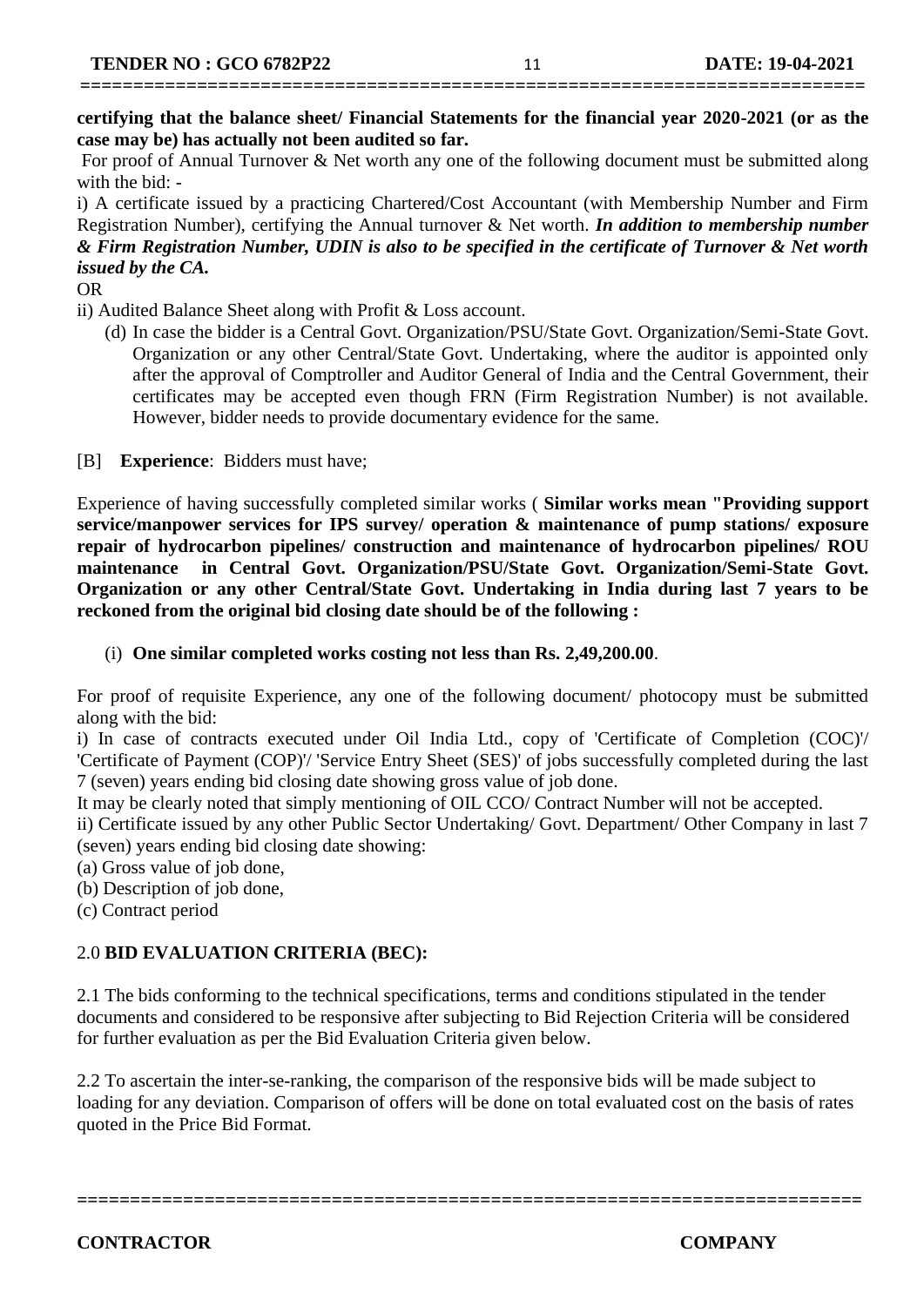**certifying that the balance sheet/ Financial Statements for the financial year 2020-2021 (or as the case may be) has actually not been audited so far.**

For proof of Annual Turnover & Net worth any one of the following document must be submitted along with the bid: -

i) A certificate issued by a practicing Chartered/Cost Accountant (with Membership Number and Firm Registration Number), certifying the Annual turnover & Net worth. ***In addition to membership number & Firm Registration Number, UDIN is also to be specified in the certificate of Turnover & Net worth issued by the CA.***

OR

ii) Audited Balance Sheet along with Profit & Loss account.

(d) In case the bidder is a Central Govt. Organization/PSU/State Govt. Organization/Semi-State Govt. Organization or any other Central/State Govt. Undertaking, where the auditor is appointed only after the approval of Comptroller and Auditor General of India and the Central Government, their certificates may be accepted even though FRN (Firm Registration Number) is not available. However, bidder needs to provide documentary evidence for the same.

[B] **Experience**: Bidders must have;

Experience of having successfully completed similar works ( **Similar works mean "Providing support service/manpower services for IPS survey/ operation & maintenance of pump stations/ exposure repair of hydrocarbon pipelines/ construction and maintenance of hydrocarbon pipelines/ ROU maintenance in Central Govt. Organization/PSU/State Govt. Organization/Semi-State Govt. Organization or any other Central/State Govt. Undertaking in India during last 7 years to be reckoned from the original bid closing date should be of the following :**

(i) **One similar completed works costing not less than Rs. 2,49,200.00**.

For proof of requisite Experience, any one of the following document/ photocopy must be submitted along with the bid:

i) In case of contracts executed under Oil India Ltd., copy of 'Certificate of Completion (COC)'/ 'Certificate of Payment (COP)'/ 'Service Entry Sheet (SES)' of jobs successfully completed during the last 7 (seven) years ending bid closing date showing gross value of job done.

It may be clearly noted that simply mentioning of OIL CCO/ Contract Number will not be accepted.

ii) Certificate issued by any other Public Sector Undertaking/ Govt. Department/ Other Company in last 7 (seven) years ending bid closing date showing:

(a) Gross value of job done,

(b) Description of job done,

(c) Contract period

## 2.0 BID EVALUATION CRITERIA (BEC):

2.1 The bids conforming to the technical specifications, terms and conditions stipulated in the tender documents and considered to be responsive after subjecting to Bid Rejection Criteria will be considered for further evaluation as per the Bid Evaluation Criteria given below.

2.2 To ascertain the inter-se-ranking, the comparison of the responsive bids will be made subject to loading for any deviation. Comparison of offers will be done on total evaluated cost on the basis of rates quoted in the Price Bid Format.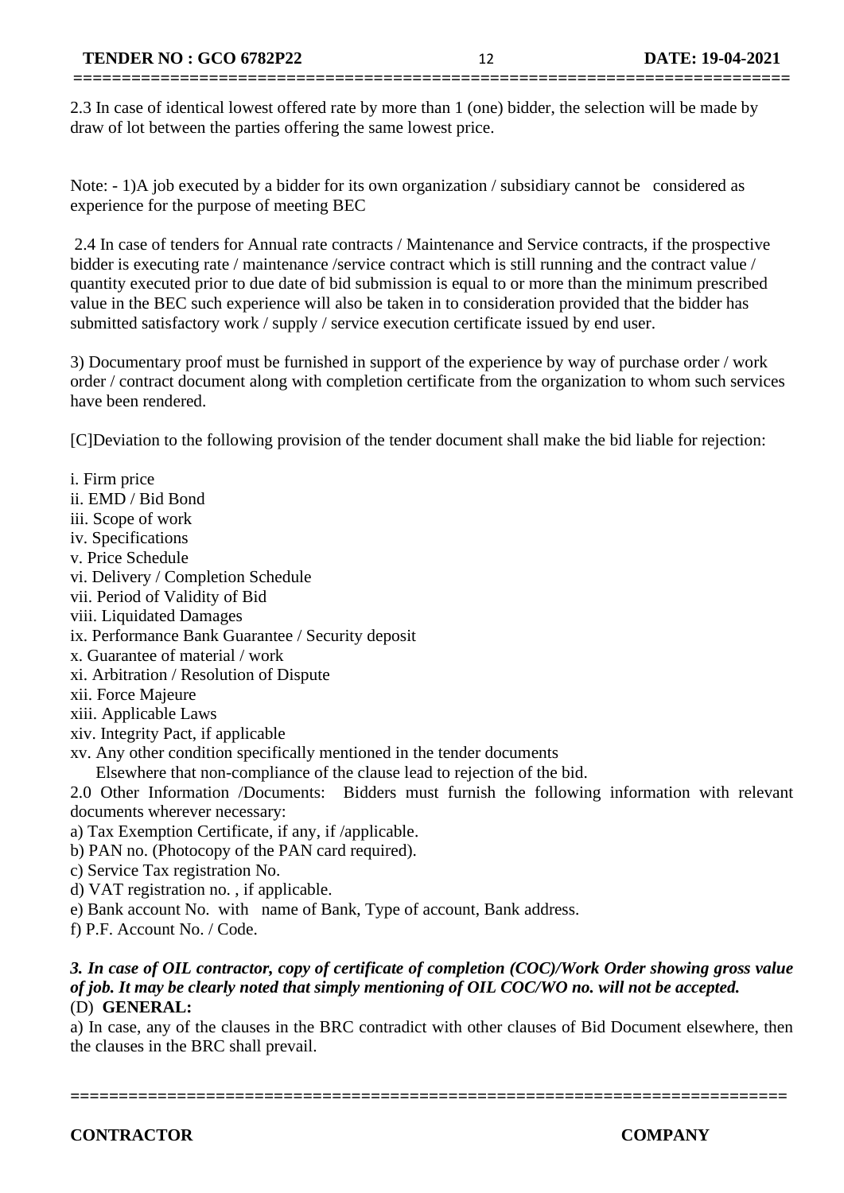2.3 In case of identical lowest offered rate by more than 1 (one) bidder, the selection will be made by draw of lot between the parties offering the same lowest price.

Note: - 1)A job executed by a bidder for its own organization / subsidiary cannot be considered as experience for the purpose of meeting BEC

2.4 In case of tenders for Annual rate contracts / Maintenance and Service contracts, if the prospective bidder is executing rate / maintenance /service contract which is still running and the contract value / quantity executed prior to due date of bid submission is equal to or more than the minimum prescribed value in the BEC such experience will also be taken in to consideration provided that the bidder has submitted satisfactory work / supply / service execution certificate issued by end user.

3) Documentary proof must be furnished in support of the experience by way of purchase order / work order / contract document along with completion certificate from the organization to whom such services have been rendered.

[C]Deviation to the following provision of the tender document shall make the bid liable for rejection:

i. Firm price
ii. EMD / Bid Bond
iii. Scope of work
iv. Specifications
v. Price Schedule
vi. Delivery / Completion Schedule
vii. Period of Validity of Bid
viii. Liquidated Damages
ix. Performance Bank Guarantee / Security deposit
x. Guarantee of material / work
xi. Arbitration / Resolution of Dispute
xii. Force Majeure
xiii. Applicable Laws
xiv. Integrity Pact, if applicable
xv. Any other condition specifically mentioned in the tender documents
Elsewhere that non-compliance of the clause lead to rejection of the bid.

2.0 Other Information /Documents: Bidders must furnish the following information with relevant documents wherever necessary:

a) Tax Exemption Certificate, if any, if /applicable.
b) PAN no. (Photocopy of the PAN card required).
c) Service Tax registration No.
d) VAT registration no. , if applicable.
e) Bank account No. with name of Bank, Type of account, Bank address.
f) P.F. Account No. / Code.

***3. In case of OIL contractor, copy of certificate of completion (COC)/Work Order showing gross value of job. It may be clearly noted that simply mentioning of OIL COC/WO no. will not be accepted.***

(D) **GENERAL:**

a) In case, any of the clauses in the BRC contradict with other clauses of Bid Document elsewhere, then the clauses in the BRC shall prevail.

**CONTRACTOR** **COMPANY**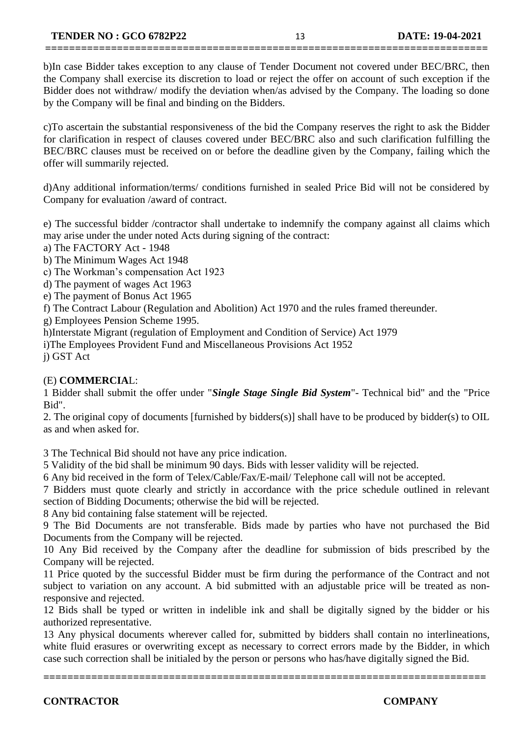b)In case Bidder takes exception to any clause of Tender Document not covered under BEC/BRC, then the Company shall exercise its discretion to load or reject the offer on account of such exception if the Bidder does not withdraw/ modify the deviation when/as advised by the Company. The loading so done by the Company will be final and binding on the Bidders.

c)To ascertain the substantial responsiveness of the bid the Company reserves the right to ask the Bidder for clarification in respect of clauses covered under BEC/BRC also and such clarification fulfilling the BEC/BRC clauses must be received on or before the deadline given by the Company, failing which the offer will summarily rejected.

d)Any additional information/terms/ conditions furnished in sealed Price Bid will not be considered by Company for evaluation /award of contract.

e) The successful bidder /contractor shall undertake to indemnify the company against all claims which may arise under the under noted Acts during signing of the contract:

a) The FACTORY Act - 1948
b) The Minimum Wages Act 1948
c) The Workman's compensation Act 1923
d) The payment of wages Act 1963
e) The payment of Bonus Act 1965
f) The Contract Labour (Regulation and Abolition) Act 1970 and the rules framed thereunder.
g) Employees Pension Scheme 1995.
h)Interstate Migrant (regulation of Employment and Condition of Service) Act 1979
i)The Employees Provident Fund and Miscellaneous Provisions Act 1952
j) GST Act

(E) **COMMERCIA**L:

1 Bidder shall submit the offer under "***Single Stage Single Bid System***"- Technical bid" and the "Price Bid".

2. The original copy of documents [furnished by bidders(s)] shall have to be produced by bidder(s) to OIL as and when asked for.

3 The Technical Bid should not have any price indication.

5 Validity of the bid shall be minimum 90 days. Bids with lesser validity will be rejected.

6 Any bid received in the form of Telex/Cable/Fax/E-mail/ Telephone call will not be accepted.

7 Bidders must quote clearly and strictly in accordance with the price schedule outlined in relevant section of Bidding Documents; otherwise the bid will be rejected.

8 Any bid containing false statement will be rejected.

9 The Bid Documents are not transferable. Bids made by parties who have not purchased the Bid Documents from the Company will be rejected.

10 Any Bid received by the Company after the deadline for submission of bids prescribed by the Company will be rejected.

11 Price quoted by the successful Bidder must be firm during the performance of the Contract and not subject to variation on any account. A bid submitted with an adjustable price will be treated as non-responsive and rejected.

12 Bids shall be typed or written in indelible ink and shall be digitally signed by the bidder or his authorized representative.

13 Any physical documents wherever called for, submitted by bidders shall contain no interlineations, white fluid erasures or overwriting except as necessary to correct errors made by the Bidder, in which case such correction shall be initialed by the person or persons who has/have digitally signed the Bid.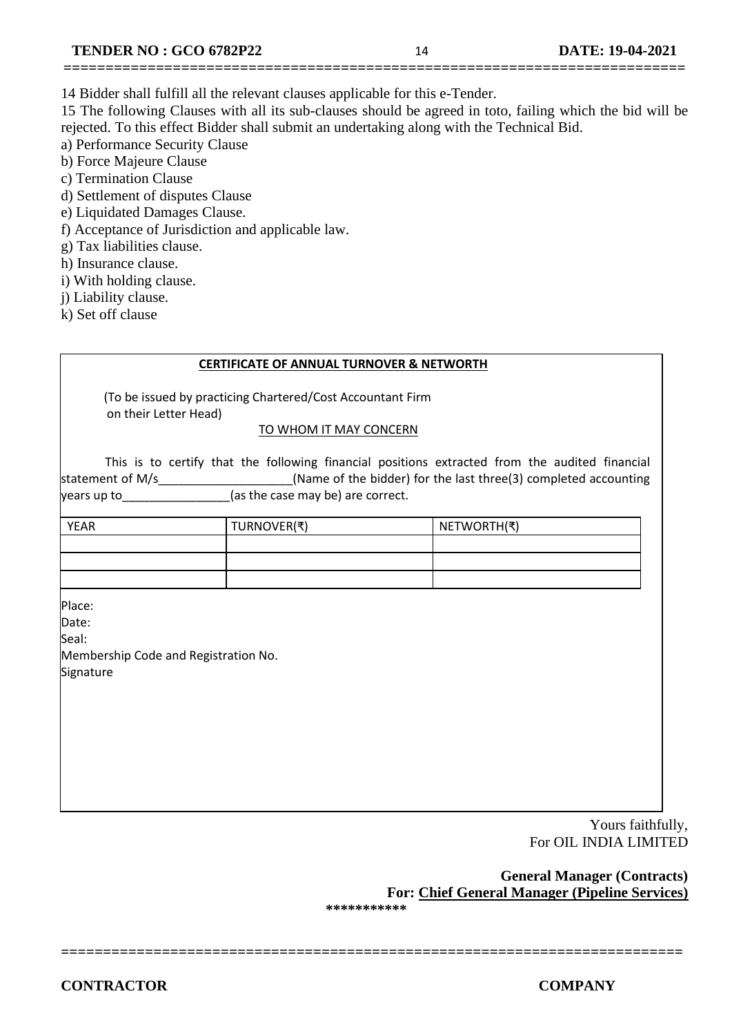14 Bidder shall fulfill all the relevant clauses applicable for this e-Tender.

15 The following Clauses with all its sub-clauses should be agreed in toto, failing which the bid will be rejected. To this effect Bidder shall submit an undertaking along with the Technical Bid.

a) Performance Security Clause
b) Force Majeure Clause
c) Termination Clause
d) Settlement of disputes Clause
e) Liquidated Damages Clause.
f) Acceptance of Jurisdiction and applicable law.
g) Tax liabilities clause.
h) Insurance clause.
i) With holding clause.
j) Liability clause.
k) Set off clause

**CERTIFICATE OF ANNUAL TURNOVER & NETWORTH**

(To be issued by practicing Chartered/Cost Accountant Firm on their Letter Head)

TO WHOM IT MAY CONCERN

This is to certify that the following financial positions extracted from the audited financial statement of M/s____________________(Name of the bidder) for the last three(3) completed accounting years up to________________(as the case may be) are correct.

| YEAR | TURNOVER(₹) | NETWORTH(₹) |
|---|---|---|
| | | |
| | | |
| | | |

Place:
Date:
Seal:
Membership Code and Registration No.
Signature

Yours faithfully,
For OIL INDIA LIMITED

**General Manager (Contracts)**
**For: Chief General Manager (Pipeline Services)**

**\*\*\*\*\*\*\*\*\*\*\***

**CONTRACTOR** **COMPANY**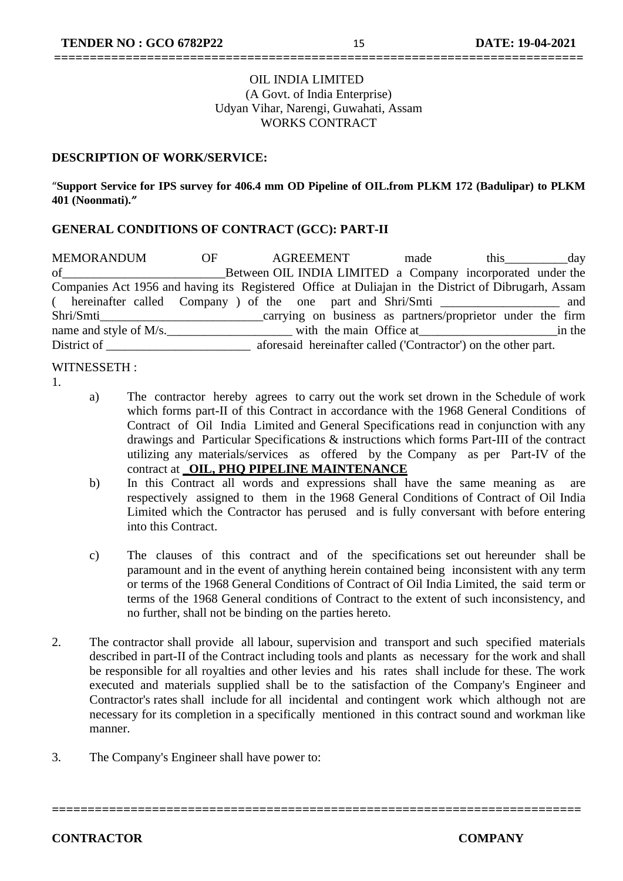OIL INDIA LIMITED
(A Govt. of India Enterprise)
Udyan Vihar, Narengi, Guwahati, Assam
WORKS CONTRACT

**DESCRIPTION OF WORK/SERVICE:**

"**Support Service for IPS survey for 406.4 mm OD Pipeline of OIL.from PLKM 172 (Badulipar) to PLKM 401 (Noonmati).**"

**GENERAL CONDITIONS OF CONTRACT (GCC): PART-II**

MEMORANDUM OF AGREEMENT made this__________day of__________________________Between OIL INDIA LIMITED a Company incorporated under the Companies Act 1956 and having its Registered Office at Duliajan in the District of Dibrugarh, Assam ( hereinafter called Company ) of the one part and Shri/Smti ___________________ and Shri/Smti__________________________carrying on business as partners/proprietor under the firm name and style of M/s.____________________ with the main Office at______________________in the District of _______________________ aforesaid hereinafter called ('Contractor') on the other part.

WITNESSETH :

1.

a) The contractor hereby agrees to carry out the work set drown in the Schedule of work which forms part-II of this Contract in accordance with the 1968 General Conditions of Contract of Oil India Limited and General Specifications read in conjunction with any drawings and Particular Specifications & instructions which forms Part-III of the contract utilizing any materials/services as offered by the Company as per Part-IV of the contract at **_OIL, PHQ PIPELINE MAINTENANCE**

b) In this Contract all words and expressions shall have the same meaning as are respectively assigned to them in the 1968 General Conditions of Contract of Oil India Limited which the Contractor has perused and is fully conversant with before entering into this Contract.

c) The clauses of this contract and of the specifications set out hereunder shall be paramount and in the event of anything herein contained being inconsistent with any term or terms of the 1968 General Conditions of Contract of Oil India Limited, the said term or terms of the 1968 General conditions of Contract to the extent of such inconsistency, and no further, shall not be binding on the parties hereto.

2. The contractor shall provide all labour, supervision and transport and such specified materials described in part-II of the Contract including tools and plants as necessary for the work and shall be responsible for all royalties and other levies and his rates shall include for these. The work executed and materials supplied shall be to the satisfaction of the Company's Engineer and Contractor's rates shall include for all incidental and contingent work which although not are necessary for its completion in a specifically mentioned in this contract sound and workman like manner.

3. The Company's Engineer shall have power to:

**CONTRACTOR** **COMPANY**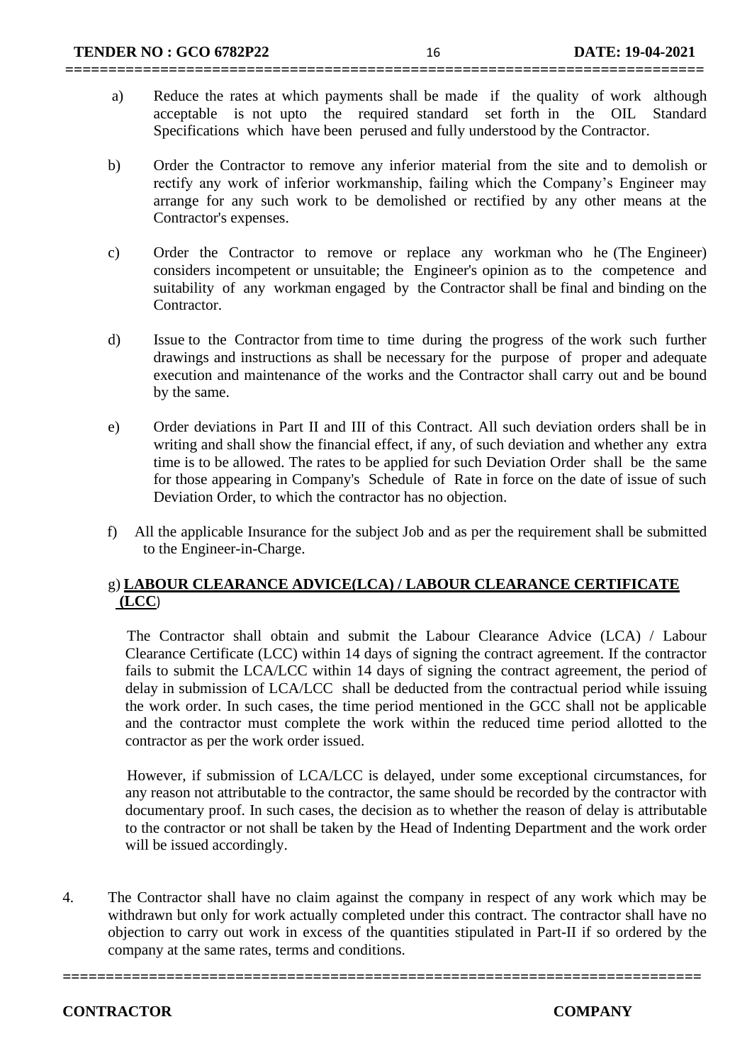a) Reduce the rates at which payments shall be made if the quality of work although acceptable is not upto the required standard set forth in the OIL Standard Specifications which have been perused and fully understood by the Contractor.

b) Order the Contractor to remove any inferior material from the site and to demolish or rectify any work of inferior workmanship, failing which the Company's Engineer may arrange for any such work to be demolished or rectified by any other means at the Contractor's expenses.

c) Order the Contractor to remove or replace any workman who he (The Engineer) considers incompetent or unsuitable; the Engineer's opinion as to the competence and suitability of any workman engaged by the Contractor shall be final and binding on the Contractor.

d) Issue to the Contractor from time to time during the progress of the work such further drawings and instructions as shall be necessary for the purpose of proper and adequate execution and maintenance of the works and the Contractor shall carry out and be bound by the same.

e) Order deviations in Part II and III of this Contract. All such deviation orders shall be in writing and shall show the financial effect, if any, of such deviation and whether any extra time is to be allowed. The rates to be applied for such Deviation Order shall be the same for those appearing in Company's Schedule of Rate in force on the date of issue of such Deviation Order, to which the contractor has no objection.

f) All the applicable Insurance for the subject Job and as per the requirement shall be submitted to the Engineer-in-Charge.

g) **LABOUR CLEARANCE ADVICE(LCA) / LABOUR CLEARANCE CERTIFICATE (LCC)**

The Contractor shall obtain and submit the Labour Clearance Advice (LCA) / Labour Clearance Certificate (LCC) within 14 days of signing the contract agreement. If the contractor fails to submit the LCA/LCC within 14 days of signing the contract agreement, the period of delay in submission of LCA/LCC shall be deducted from the contractual period while issuing the work order. In such cases, the time period mentioned in the GCC shall not be applicable and the contractor must complete the work within the reduced time period allotted to the contractor as per the work order issued.

However, if submission of LCA/LCC is delayed, under some exceptional circumstances, for any reason not attributable to the contractor, the same should be recorded by the contractor with documentary proof. In such cases, the decision as to whether the reason of delay is attributable to the contractor or not shall be taken by the Head of Indenting Department and the work order will be issued accordingly.

4. The Contractor shall have no claim against the company in respect of any work which may be withdrawn but only for work actually completed under this contract. The contractor shall have no objection to carry out work in excess of the quantities stipulated in Part-II if so ordered by the company at the same rates, terms and conditions.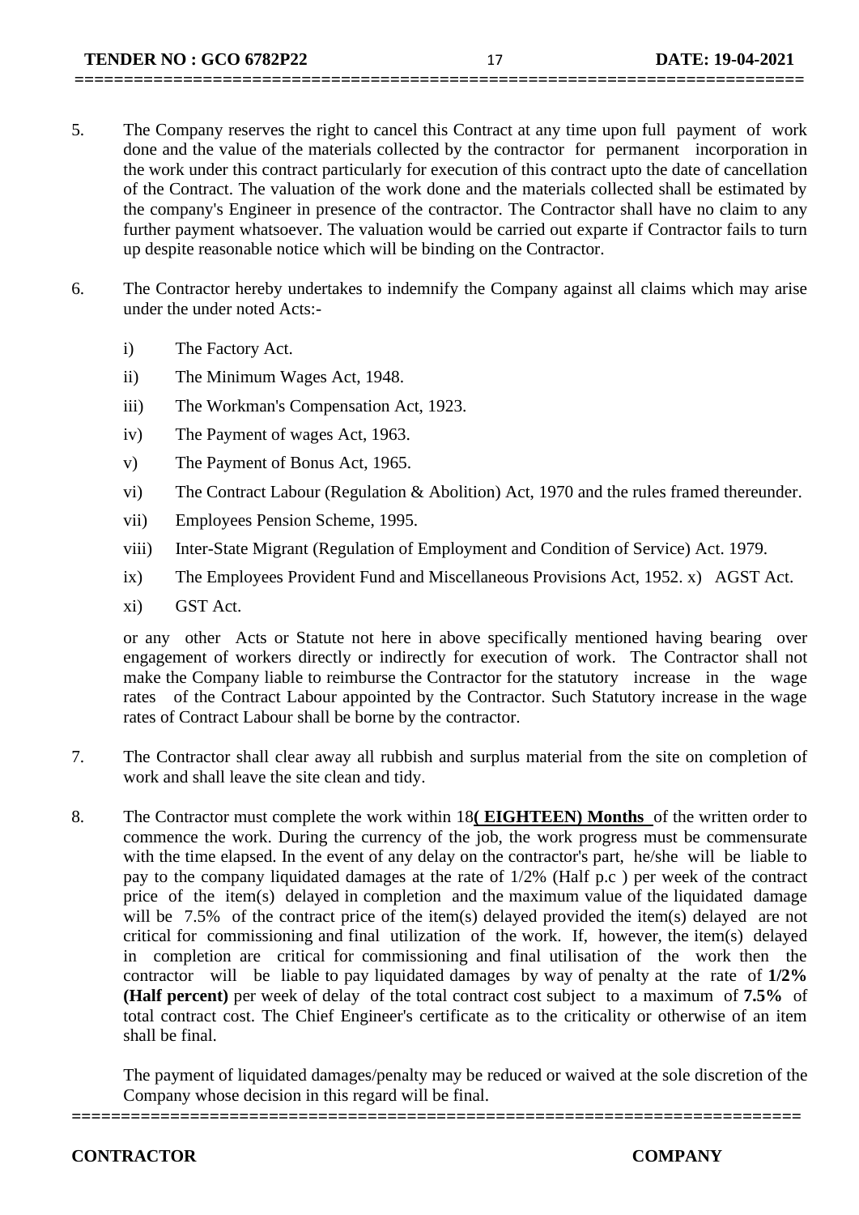5. The Company reserves the right to cancel this Contract at any time upon full payment of work done and the value of the materials collected by the contractor for permanent incorporation in the work under this contract particularly for execution of this contract upto the date of cancellation of the Contract. The valuation of the work done and the materials collected shall be estimated by the company's Engineer in presence of the contractor. The Contractor shall have no claim to any further payment whatsoever. The valuation would be carried out exparte if Contractor fails to turn up despite reasonable notice which will be binding on the Contractor.

6. The Contractor hereby undertakes to indemnify the Company against all claims which may arise under the under noted Acts:-

   i) The Factory Act.

   ii) The Minimum Wages Act, 1948.

   iii) The Workman's Compensation Act, 1923.

   iv) The Payment of wages Act, 1963.

   v) The Payment of Bonus Act, 1965.

   vi) The Contract Labour (Regulation & Abolition) Act, 1970 and the rules framed thereunder.

   vii) Employees Pension Scheme, 1995.

   viii) Inter-State Migrant (Regulation of Employment and Condition of Service) Act. 1979.

   ix) The Employees Provident Fund and Miscellaneous Provisions Act, 1952. x) AGST Act.

   xi) GST Act.

   or any other Acts or Statute not here in above specifically mentioned having bearing over engagement of workers directly or indirectly for execution of work. The Contractor shall not make the Company liable to reimburse the Contractor for the statutory increase in the wage rates of the Contract Labour appointed by the Contractor. Such Statutory increase in the wage rates of Contract Labour shall be borne by the contractor.

7. The Contractor shall clear away all rubbish and surplus material from the site on completion of work and shall leave the site clean and tidy.

8. The Contractor must complete the work within 18**( EIGHTEEN) Months** of the written order to commence the work. During the currency of the job, the work progress must be commensurate with the time elapsed. In the event of any delay on the contractor's part, he/she will be liable to pay to the company liquidated damages at the rate of 1/2% (Half p.c ) per week of the contract price of the item(s) delayed in completion and the maximum value of the liquidated damage will be 7.5% of the contract price of the item(s) delayed provided the item(s) delayed are not critical for commissioning and final utilization of the work. If, however, the item(s) delayed in completion are critical for commissioning and final utilisation of the work then the contractor will be liable to pay liquidated damages by way of penalty at the rate of **1/2% (Half percent)** per week of delay of the total contract cost subject to a maximum of **7.5%** of total contract cost. The Chief Engineer's certificate as to the criticality or otherwise of an item shall be final.

   The payment of liquidated damages/penalty may be reduced or waived at the sole discretion of the Company whose decision in this regard will be final.

**CONTRACTOR** **COMPANY**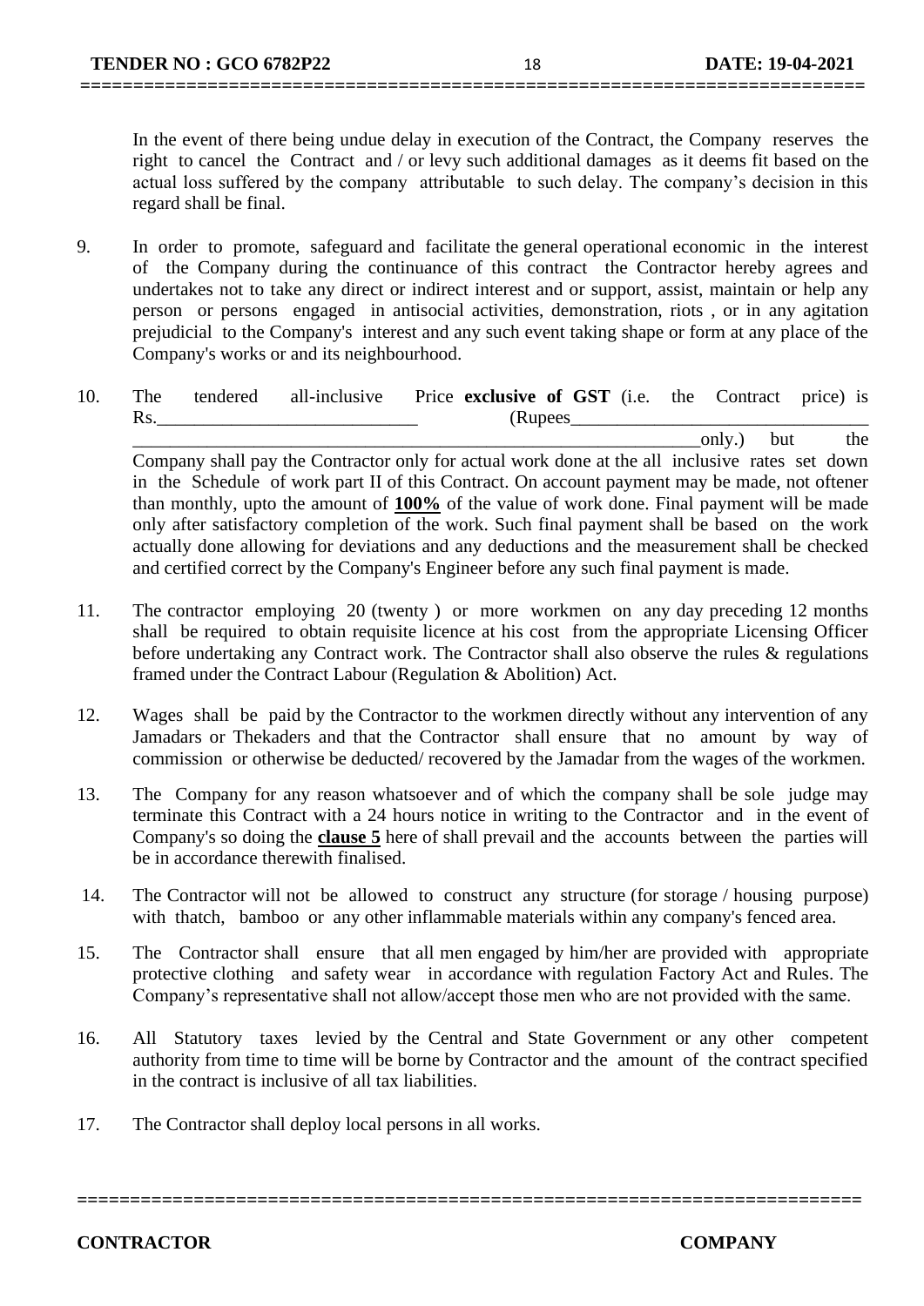In the event of there being undue delay in execution of the Contract, the Company reserves the right to cancel the Contract and / or levy such additional damages as it deems fit based on the actual loss suffered by the company attributable to such delay. The company's decision in this regard shall be final.

9. In order to promote, safeguard and facilitate the general operational economic in the interest of the Company during the continuance of this contract the Contractor hereby agrees and undertakes not to take any direct or indirect interest and or support, assist, maintain or help any person or persons engaged in antisocial activities, demonstration, riots , or in any agitation prejudicial to the Company's interest and any such event taking shape or form at any place of the Company's works or and its neighbourhood.

10. The tendered all-inclusive Price **exclusive of GST** (i.e. the Contract price) is Rs.____________________________ (Rupees_________________________________ ______________________________________________________________only.) but the Company shall pay the Contractor only for actual work done at the all inclusive rates set down in the Schedule of work part II of this Contract. On account payment may be made, not oftener than monthly, upto the amount of **<u>100%</u>** of the value of work done. Final payment will be made only after satisfactory completion of the work. Such final payment shall be based on the work actually done allowing for deviations and any deductions and the measurement shall be checked and certified correct by the Company's Engineer before any such final payment is made.

11. The contractor employing 20 (twenty ) or more workmen on any day preceding 12 months shall be required to obtain requisite licence at his cost from the appropriate Licensing Officer before undertaking any Contract work. The Contractor shall also observe the rules & regulations framed under the Contract Labour (Regulation & Abolition) Act.

12. Wages shall be paid by the Contractor to the workmen directly without any intervention of any Jamadars or Thekaders and that the Contractor shall ensure that no amount by way of commission or otherwise be deducted/ recovered by the Jamadar from the wages of the workmen.

13. The Company for any reason whatsoever and of which the company shall be sole judge may terminate this Contract with a 24 hours notice in writing to the Contractor and in the event of Company's so doing the **<u>clause 5</u>** here of shall prevail and the accounts between the parties will be in accordance therewith finalised.

14. The Contractor will not be allowed to construct any structure (for storage / housing purpose) with thatch, bamboo or any other inflammable materials within any company's fenced area.

15. The Contractor shall ensure that all men engaged by him/her are provided with appropriate protective clothing and safety wear in accordance with regulation Factory Act and Rules. The Company's representative shall not allow/accept those men who are not provided with the same.

16. All Statutory taxes levied by the Central and State Government or any other competent authority from time to time will be borne by Contractor and the amount of the contract specified in the contract is inclusive of all tax liabilities.

17. The Contractor shall deploy local persons in all works.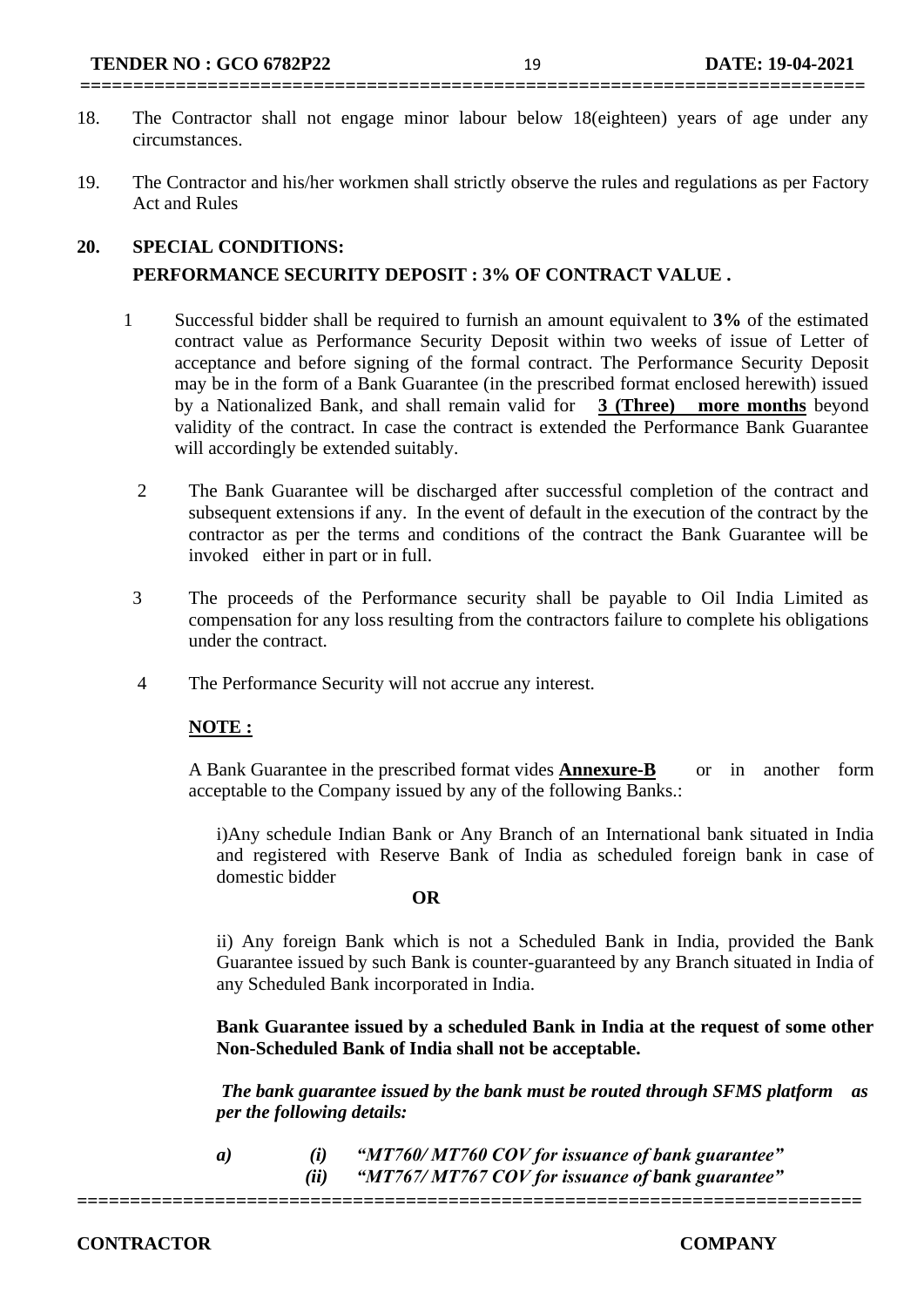18. The Contractor shall not engage minor labour below 18(eighteen) years of age under any circumstances.

19. The Contractor and his/her workmen shall strictly observe the rules and regulations as per Factory Act and Rules

**20. SPECIAL CONDITIONS:**

**PERFORMANCE SECURITY DEPOSIT : 3% OF CONTRACT VALUE .**

1 Successful bidder shall be required to furnish an amount equivalent to **3%** of the estimated contract value as Performance Security Deposit within two weeks of issue of Letter of acceptance and before signing of the formal contract. The Performance Security Deposit may be in the form of a Bank Guarantee (in the prescribed format enclosed herewith) issued by a Nationalized Bank, and shall remain valid for **<u>3 (Three) more months</u>** beyond validity of the contract. In case the contract is extended the Performance Bank Guarantee will accordingly be extended suitably.

2 The Bank Guarantee will be discharged after successful completion of the contract and subsequent extensions if any. In the event of default in the execution of the contract by the contractor as per the terms and conditions of the contract the Bank Guarantee will be invoked either in part or in full.

3 The proceeds of the Performance security shall be payable to Oil India Limited as compensation for any loss resulting from the contractors failure to complete his obligations under the contract.

4 The Performance Security will not accrue any interest.

**<u>NOTE :</u>**

A Bank Guarantee in the prescribed format vides **<u>Annexure-B</u>** or in another form acceptable to the Company issued by any of the following Banks.:

i)Any schedule Indian Bank or Any Branch of an International bank situated in India and registered with Reserve Bank of India as scheduled foreign bank in case of domestic bidder

**OR**

ii) Any foreign Bank which is not a Scheduled Bank in India, provided the Bank Guarantee issued by such Bank is counter-guaranteed by any Branch situated in India of any Scheduled Bank incorporated in India.

**Bank Guarantee issued by a scheduled Bank in India at the request of some other Non-Scheduled Bank of India shall not be acceptable.**

***The bank guarantee issued by the bank must be routed through SFMS platform as per the following details:***

***a) (i) "MT760/ MT760 COV for issuance of bank guarantee"***
***(ii) "MT767/ MT767 COV for issuance of bank guarantee"***

**CONTRACTOR** **COMPANY**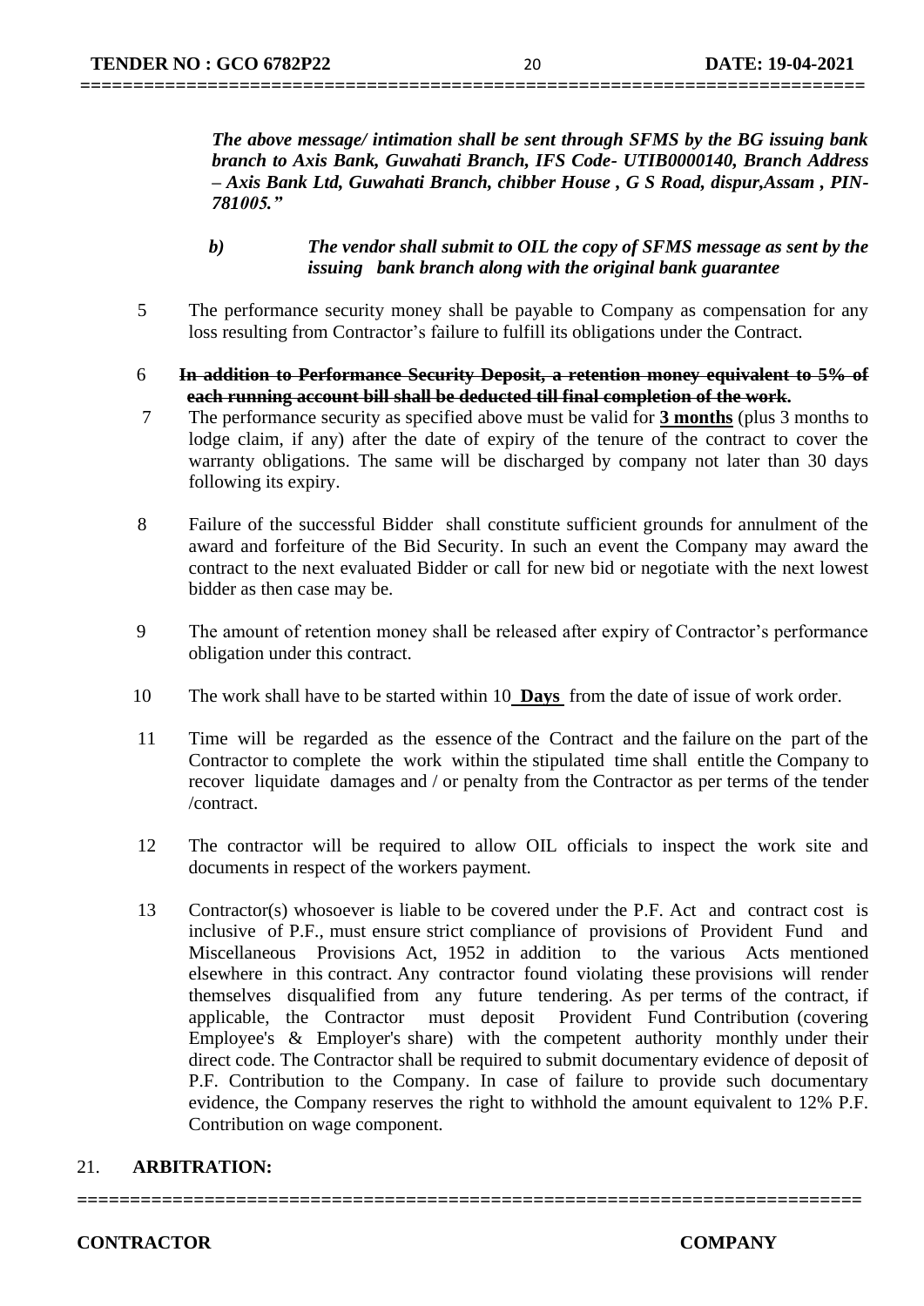*The above message/ intimation shall be sent through SFMS by the BG issuing bank branch to Axis Bank, Guwahati Branch, IFS Code- UTIB0000140, Branch Address – Axis Bank Ltd, Guwahati Branch, chibber House , G S Road, dispur,Assam , PIN-781005."*

***b)*** ***The vendor shall submit to OIL the copy of SFMS message as sent by the issuing bank branch along with the original bank guarantee***

5 The performance security money shall be payable to Company as compensation for any loss resulting from Contractor's failure to fulfill its obligations under the Contract.

6 ~~**In addition to Performance Security Deposit, a retention money equivalent to 5% of each running account bill shall be deducted till final completion of the work.**~~

7 The performance security as specified above must be valid for **3 months** (plus 3 months to lodge claim, if any) after the date of expiry of the tenure of the contract to cover the warranty obligations. The same will be discharged by company not later than 30 days following its expiry.

8 Failure of the successful Bidder shall constitute sufficient grounds for annulment of the award and forfeiture of the Bid Security. In such an event the Company may award the contract to the next evaluated Bidder or call for new bid or negotiate with the next lowest bidder as then case may be.

9 The amount of retention money shall be released after expiry of Contractor's performance obligation under this contract.

10 The work shall have to be started within 10 **Days** from the date of issue of work order.

11 Time will be regarded as the essence of the Contract and the failure on the part of the Contractor to complete the work within the stipulated time shall entitle the Company to recover liquidate damages and / or penalty from the Contractor as per terms of the tender /contract.

12 The contractor will be required to allow OIL officials to inspect the work site and documents in respect of the workers payment.

13 Contractor(s) whosoever is liable to be covered under the P.F. Act and contract cost is inclusive of P.F., must ensure strict compliance of provisions of Provident Fund and Miscellaneous Provisions Act, 1952 in addition to the various Acts mentioned elsewhere in this contract. Any contractor found violating these provisions will render themselves disqualified from any future tendering. As per terms of the contract, if applicable, the Contractor must deposit Provident Fund Contribution (covering Employee's & Employer's share) with the competent authority monthly under their direct code. The Contractor shall be required to submit documentary evidence of deposit of P.F. Contribution to the Company. In case of failure to provide such documentary evidence, the Company reserves the right to withhold the amount equivalent to 12% P.F. Contribution on wage component.

## 21. ARBITRATION: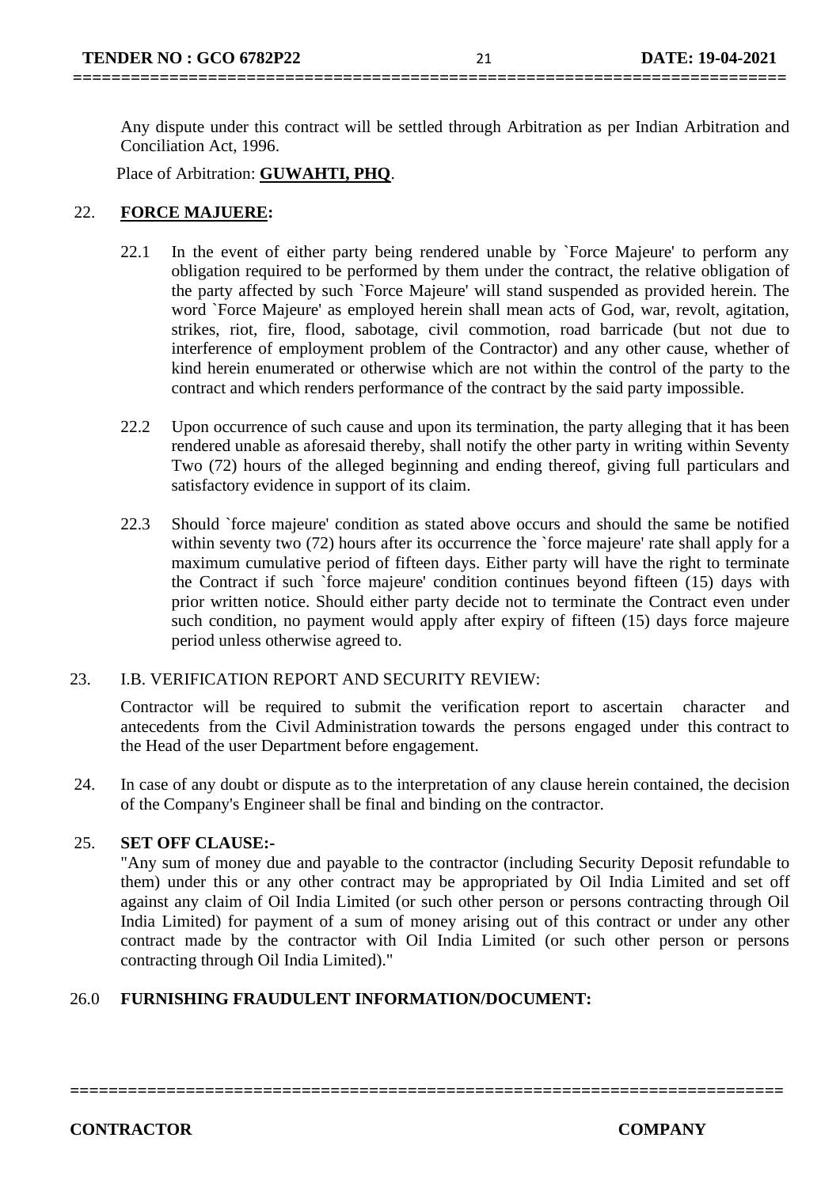Any dispute under this contract will be settled through Arbitration as per Indian Arbitration and Conciliation Act, 1996.

Place of Arbitration: **GUWAHTI, PHQ**.

## 22. **FORCE MAJUERE:**

22.1 In the event of either party being rendered unable by `Force Majeure' to perform any obligation required to be performed by them under the contract, the relative obligation of the party affected by such `Force Majeure' will stand suspended as provided herein. The word `Force Majeure' as employed herein shall mean acts of God, war, revolt, agitation, strikes, riot, fire, flood, sabotage, civil commotion, road barricade (but not due to interference of employment problem of the Contractor) and any other cause, whether of kind herein enumerated or otherwise which are not within the control of the party to the contract and which renders performance of the contract by the said party impossible.

22.2 Upon occurrence of such cause and upon its termination, the party alleging that it has been rendered unable as aforesaid thereby, shall notify the other party in writing within Seventy Two (72) hours of the alleged beginning and ending thereof, giving full particulars and satisfactory evidence in support of its claim.

22.3 Should `force majeure' condition as stated above occurs and should the same be notified within seventy two (72) hours after its occurrence the `force majeure' rate shall apply for a maximum cumulative period of fifteen days. Either party will have the right to terminate the Contract if such `force majeure' condition continues beyond fifteen (15) days with prior written notice. Should either party decide not to terminate the Contract even under such condition, no payment would apply after expiry of fifteen (15) days force majeure period unless otherwise agreed to.

## 23. I.B. VERIFICATION REPORT AND SECURITY REVIEW:

Contractor will be required to submit the verification report to ascertain character and antecedents from the Civil Administration towards the persons engaged under this contract to the Head of the user Department before engagement.

24. In case of any doubt or dispute as to the interpretation of any clause herein contained, the decision of the Company's Engineer shall be final and binding on the contractor.

## 25. **SET OFF CLAUSE:-**

"Any sum of money due and payable to the contractor (including Security Deposit refundable to them) under this or any other contract may be appropriated by Oil India Limited and set off against any claim of Oil India Limited (or such other person or persons contracting through Oil India Limited) for payment of a sum of money arising out of this contract or under any other contract made by the contractor with Oil India Limited (or such other person or persons contracting through Oil India Limited)."

## 26.0 **FURNISHING FRAUDULENT INFORMATION/DOCUMENT:**

**CONTRACTOR** **COMPANY**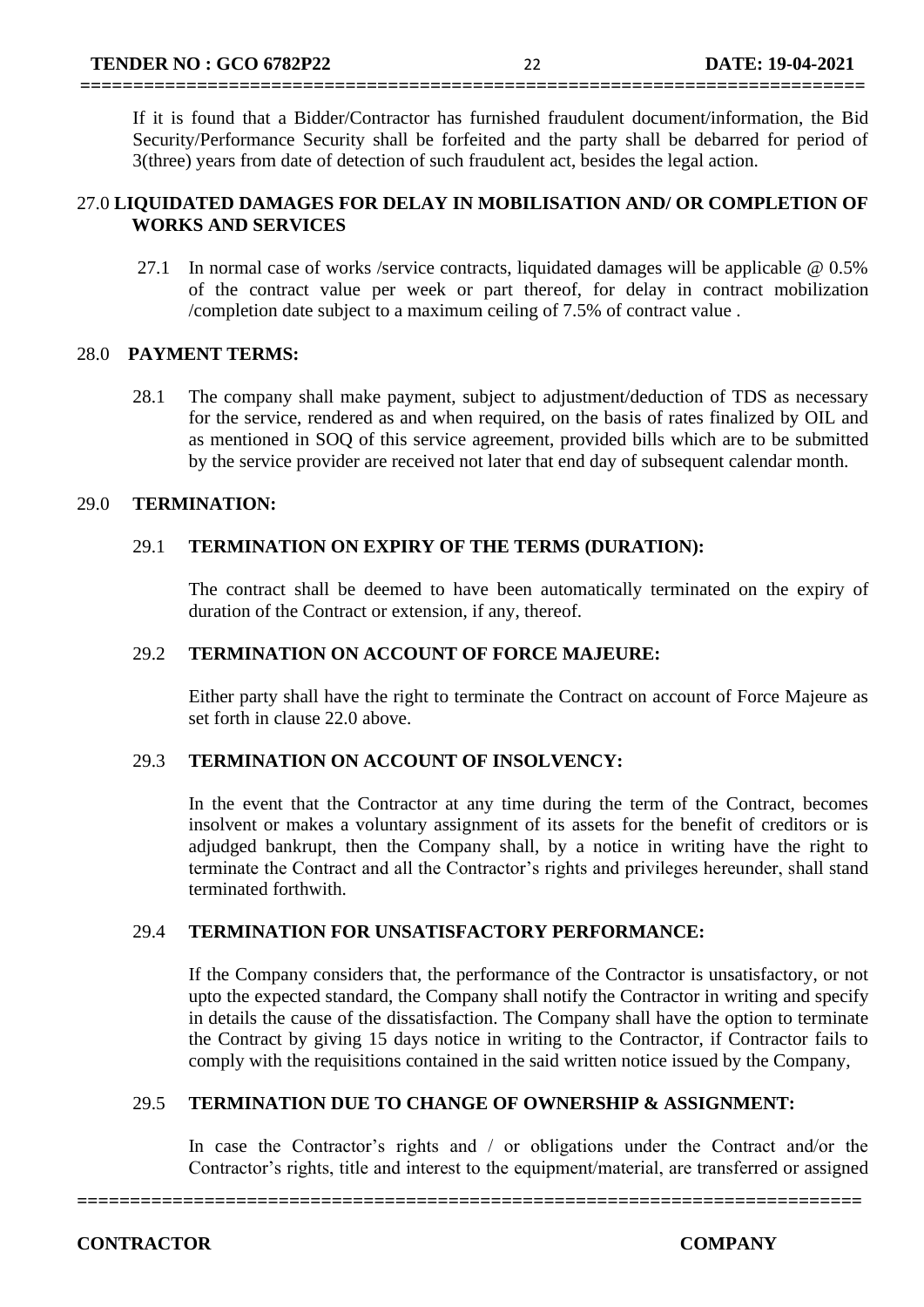If it is found that a Bidder/Contractor has furnished fraudulent document/information, the Bid Security/Performance Security shall be forfeited and the party shall be debarred for period of 3(three) years from date of detection of such fraudulent act, besides the legal action.

## 27.0 LIQUIDATED DAMAGES FOR DELAY IN MOBILISATION AND/ OR COMPLETION OF WORKS AND SERVICES

27.1 In normal case of works /service contracts, liquidated damages will be applicable @ 0.5% of the contract value per week or part thereof, for delay in contract mobilization /completion date subject to a maximum ceiling of 7.5% of contract value .

## 28.0 PAYMENT TERMS:

28.1 The company shall make payment, subject to adjustment/deduction of TDS as necessary for the service, rendered as and when required, on the basis of rates finalized by OIL and as mentioned in SOQ of this service agreement, provided bills which are to be submitted by the service provider are received not later that end day of subsequent calendar month.

## 29.0 TERMINATION:

### 29.1 TERMINATION ON EXPIRY OF THE TERMS (DURATION):

The contract shall be deemed to have been automatically terminated on the expiry of duration of the Contract or extension, if any, thereof.

### 29.2 TERMINATION ON ACCOUNT OF FORCE MAJEURE:

Either party shall have the right to terminate the Contract on account of Force Majeure as set forth in clause 22.0 above.

### 29.3 TERMINATION ON ACCOUNT OF INSOLVENCY:

In the event that the Contractor at any time during the term of the Contract, becomes insolvent or makes a voluntary assignment of its assets for the benefit of creditors or is adjudged bankrupt, then the Company shall, by a notice in writing have the right to terminate the Contract and all the Contractor's rights and privileges hereunder, shall stand terminated forthwith.

### 29.4 TERMINATION FOR UNSATISFACTORY PERFORMANCE:

If the Company considers that, the performance of the Contractor is unsatisfactory, or not upto the expected standard, the Company shall notify the Contractor in writing and specify in details the cause of the dissatisfaction. The Company shall have the option to terminate the Contract by giving 15 days notice in writing to the Contractor, if Contractor fails to comply with the requisitions contained in the said written notice issued by the Company,

### 29.5 TERMINATION DUE TO CHANGE OF OWNERSHIP & ASSIGNMENT:

In case the Contractor's rights and / or obligations under the Contract and/or the Contractor's rights, title and interest to the equipment/material, are transferred or assigned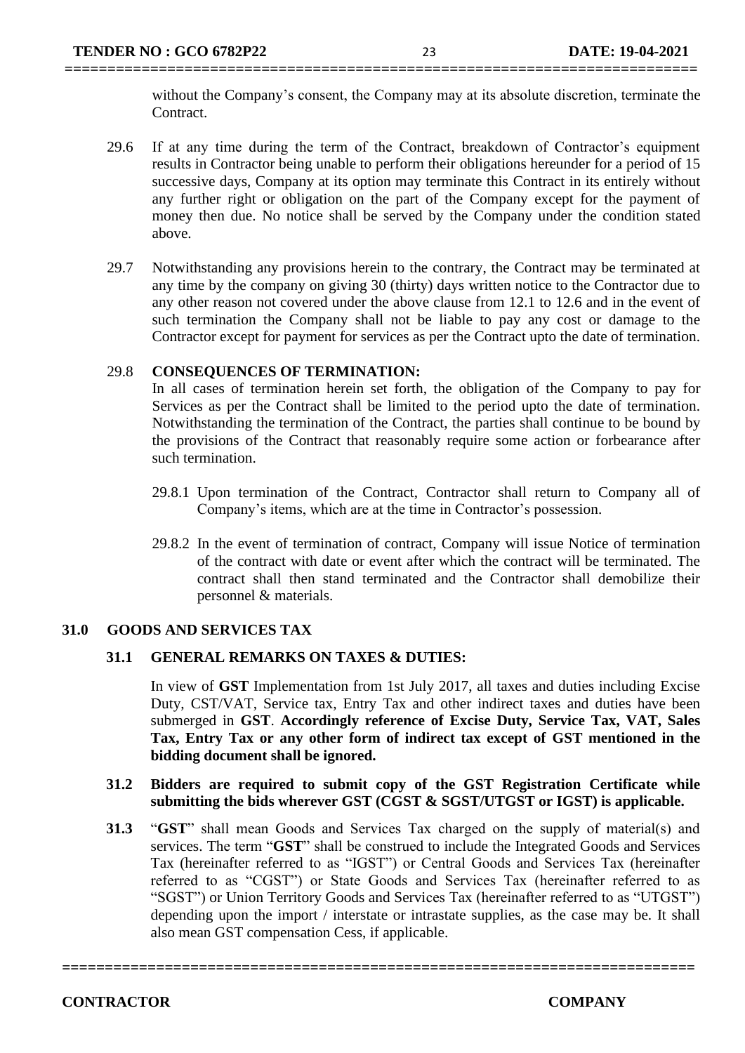without the Company's consent, the Company may at its absolute discretion, terminate the Contract.

29.6 If at any time during the term of the Contract, breakdown of Contractor's equipment results in Contractor being unable to perform their obligations hereunder for a period of 15 successive days, Company at its option may terminate this Contract in its entirely without any further right or obligation on the part of the Company except for the payment of money then due. No notice shall be served by the Company under the condition stated above.

29.7 Notwithstanding any provisions herein to the contrary, the Contract may be terminated at any time by the company on giving 30 (thirty) days written notice to the Contractor due to any other reason not covered under the above clause from 12.1 to 12.6 and in the event of such termination the Company shall not be liable to pay any cost or damage to the Contractor except for payment for services as per the Contract upto the date of termination.

29.8 **CONSEQUENCES OF TERMINATION:**

In all cases of termination herein set forth, the obligation of the Company to pay for Services as per the Contract shall be limited to the period upto the date of termination. Notwithstanding the termination of the Contract, the parties shall continue to be bound by the provisions of the Contract that reasonably require some action or forbearance after such termination.

29.8.1 Upon termination of the Contract, Contractor shall return to Company all of Company's items, which are at the time in Contractor's possession.

29.8.2 In the event of termination of contract, Company will issue Notice of termination of the contract with date or event after which the contract will be terminated. The contract shall then stand terminated and the Contractor shall demobilize their personnel & materials.

## 31.0 GOODS AND SERVICES TAX

### 31.1 GENERAL REMARKS ON TAXES & DUTIES:

In view of **GST** Implementation from 1st July 2017, all taxes and duties including Excise Duty, CST/VAT, Service tax, Entry Tax and other indirect taxes and duties have been submerged in **GST**. **Accordingly reference of Excise Duty, Service Tax, VAT, Sales Tax, Entry Tax or any other form of indirect tax except of GST mentioned in the bidding document shall be ignored.**

**31.2 Bidders are required to submit copy of the GST Registration Certificate while submitting the bids wherever GST (CGST & SGST/UTGST or IGST) is applicable.**

**31.3** "**GST**" shall mean Goods and Services Tax charged on the supply of material(s) and services. The term "**GST**" shall be construed to include the Integrated Goods and Services Tax (hereinafter referred to as "IGST") or Central Goods and Services Tax (hereinafter referred to as "CGST") or State Goods and Services Tax (hereinafter referred to as "SGST") or Union Territory Goods and Services Tax (hereinafter referred to as "UTGST") depending upon the import / interstate or intrastate supplies, as the case may be. It shall also mean GST compensation Cess, if applicable.

**CONTRACTOR** **COMPANY**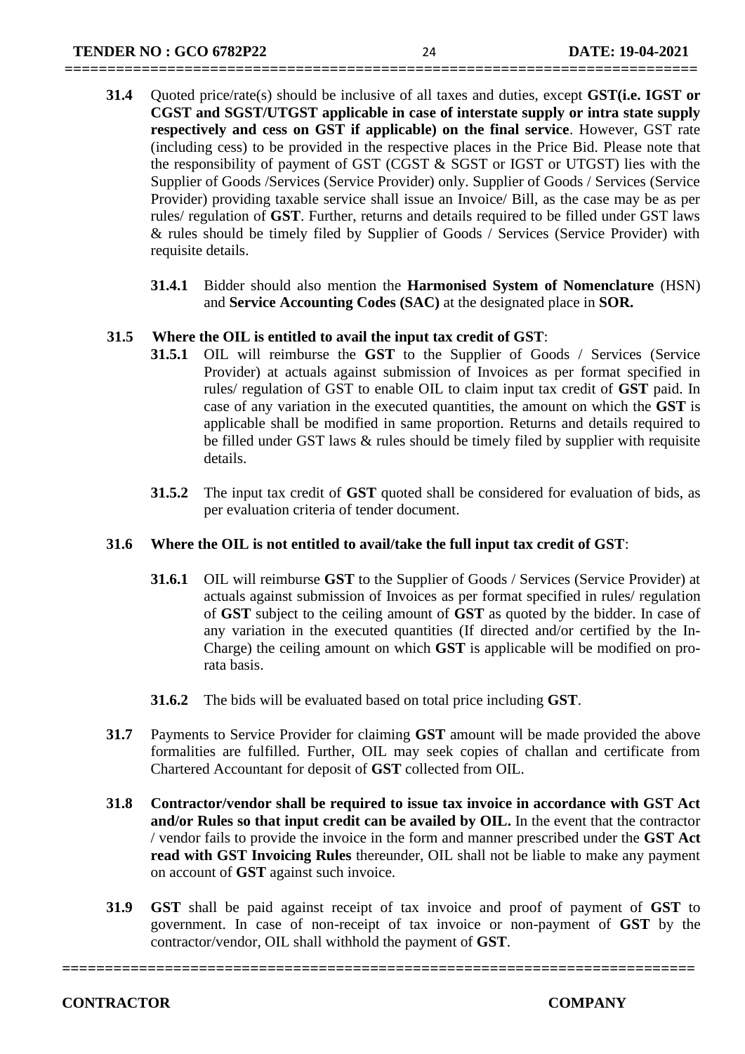**31.4** Quoted price/rate(s) should be inclusive of all taxes and duties, except **GST(i.e. IGST or CGST and SGST/UTGST applicable in case of interstate supply or intra state supply respectively and cess on GST if applicable) on the final service**. However, GST rate (including cess) to be provided in the respective places in the Price Bid. Please note that the responsibility of payment of GST (CGST & SGST or IGST or UTGST) lies with the Supplier of Goods /Services (Service Provider) only. Supplier of Goods / Services (Service Provider) providing taxable service shall issue an Invoice/ Bill, as the case may be as per rules/ regulation of **GST**. Further, returns and details required to be filled under GST laws & rules should be timely filed by Supplier of Goods / Services (Service Provider) with requisite details.

**31.4.1** Bidder should also mention the **Harmonised System of Nomenclature** (HSN) and **Service Accounting Codes (SAC)** at the designated place in **SOR.**

**31.5 Where the OIL is entitled to avail the input tax credit of GST**:

**31.5.1** OIL will reimburse the **GST** to the Supplier of Goods / Services (Service Provider) at actuals against submission of Invoices as per format specified in rules/ regulation of GST to enable OIL to claim input tax credit of **GST** paid. In case of any variation in the executed quantities, the amount on which the **GST** is applicable shall be modified in same proportion. Returns and details required to be filled under GST laws & rules should be timely filed by supplier with requisite details.

**31.5.2** The input tax credit of **GST** quoted shall be considered for evaluation of bids, as per evaluation criteria of tender document.

**31.6 Where the OIL is not entitled to avail/take the full input tax credit of GST**:

**31.6.1** OIL will reimburse **GST** to the Supplier of Goods / Services (Service Provider) at actuals against submission of Invoices as per format specified in rules/ regulation of **GST** subject to the ceiling amount of **GST** as quoted by the bidder. In case of any variation in the executed quantities (If directed and/or certified by the In-Charge) the ceiling amount on which **GST** is applicable will be modified on pro-rata basis.

**31.6.2** The bids will be evaluated based on total price including **GST**.

**31.7** Payments to Service Provider for claiming **GST** amount will be made provided the above formalities are fulfilled. Further, OIL may seek copies of challan and certificate from Chartered Accountant for deposit of **GST** collected from OIL.

**31.8 Contractor/vendor shall be required to issue tax invoice in accordance with GST Act and/or Rules so that input credit can be availed by OIL.** In the event that the contractor / vendor fails to provide the invoice in the form and manner prescribed under the **GST Act read with GST Invoicing Rules** thereunder, OIL shall not be liable to make any payment on account of **GST** against such invoice.

**31.9 GST** shall be paid against receipt of tax invoice and proof of payment of **GST** to government. In case of non-receipt of tax invoice or non-payment of **GST** by the contractor/vendor, OIL shall withhold the payment of **GST**.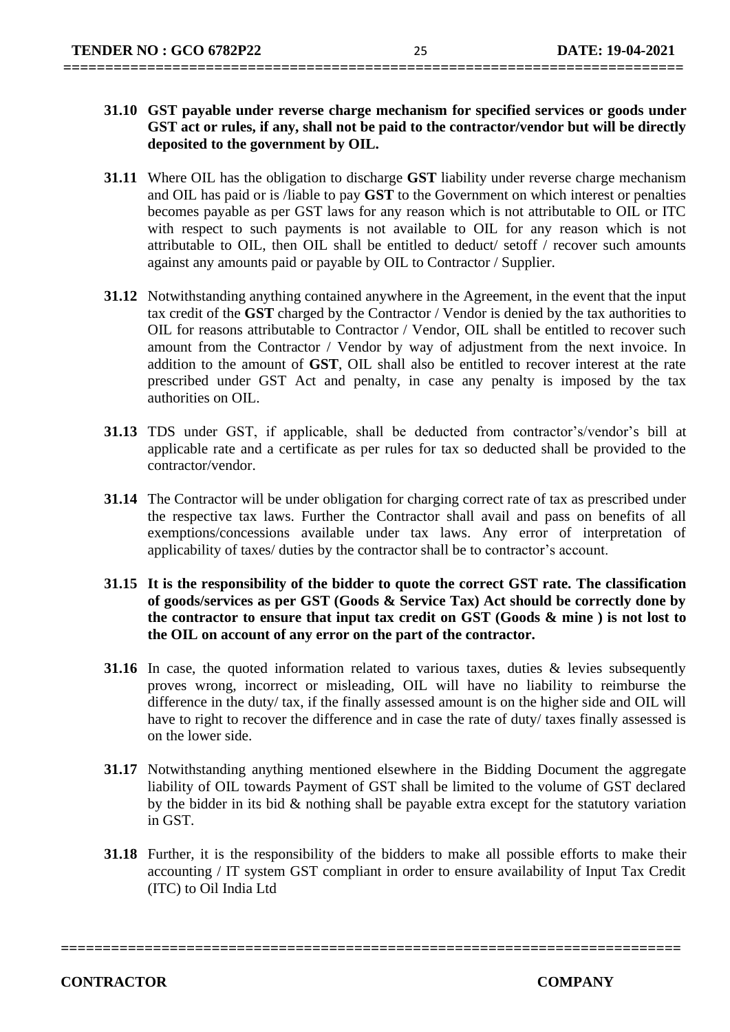**31.10 GST payable under reverse charge mechanism for specified services or goods under GST act or rules, if any, shall not be paid to the contractor/vendor but will be directly deposited to the government by OIL.**

**31.11** Where OIL has the obligation to discharge **GST** liability under reverse charge mechanism and OIL has paid or is /liable to pay **GST** to the Government on which interest or penalties becomes payable as per GST laws for any reason which is not attributable to OIL or ITC with respect to such payments is not available to OIL for any reason which is not attributable to OIL, then OIL shall be entitled to deduct/ setoff / recover such amounts against any amounts paid or payable by OIL to Contractor / Supplier.

**31.12** Notwithstanding anything contained anywhere in the Agreement, in the event that the input tax credit of the **GST** charged by the Contractor / Vendor is denied by the tax authorities to OIL for reasons attributable to Contractor / Vendor, OIL shall be entitled to recover such amount from the Contractor / Vendor by way of adjustment from the next invoice. In addition to the amount of **GST**, OIL shall also be entitled to recover interest at the rate prescribed under GST Act and penalty, in case any penalty is imposed by the tax authorities on OIL.

**31.13** TDS under GST, if applicable, shall be deducted from contractor's/vendor's bill at applicable rate and a certificate as per rules for tax so deducted shall be provided to the contractor/vendor.

**31.14** The Contractor will be under obligation for charging correct rate of tax as prescribed under the respective tax laws. Further the Contractor shall avail and pass on benefits of all exemptions/concessions available under tax laws. Any error of interpretation of applicability of taxes/ duties by the contractor shall be to contractor's account.

**31.15 It is the responsibility of the bidder to quote the correct GST rate. The classification of goods/services as per GST (Goods & Service Tax) Act should be correctly done by the contractor to ensure that input tax credit on GST (Goods & mine ) is not lost to the OIL on account of any error on the part of the contractor.**

**31.16** In case, the quoted information related to various taxes, duties & levies subsequently proves wrong, incorrect or misleading, OIL will have no liability to reimburse the difference in the duty/ tax, if the finally assessed amount is on the higher side and OIL will have to right to recover the difference and in case the rate of duty/ taxes finally assessed is on the lower side.

**31.17** Notwithstanding anything mentioned elsewhere in the Bidding Document the aggregate liability of OIL towards Payment of GST shall be limited to the volume of GST declared by the bidder in its bid & nothing shall be payable extra except for the statutory variation in GST.

**31.18** Further, it is the responsibility of the bidders to make all possible efforts to make their accounting / IT system GST compliant in order to ensure availability of Input Tax Credit (ITC) to Oil India Ltd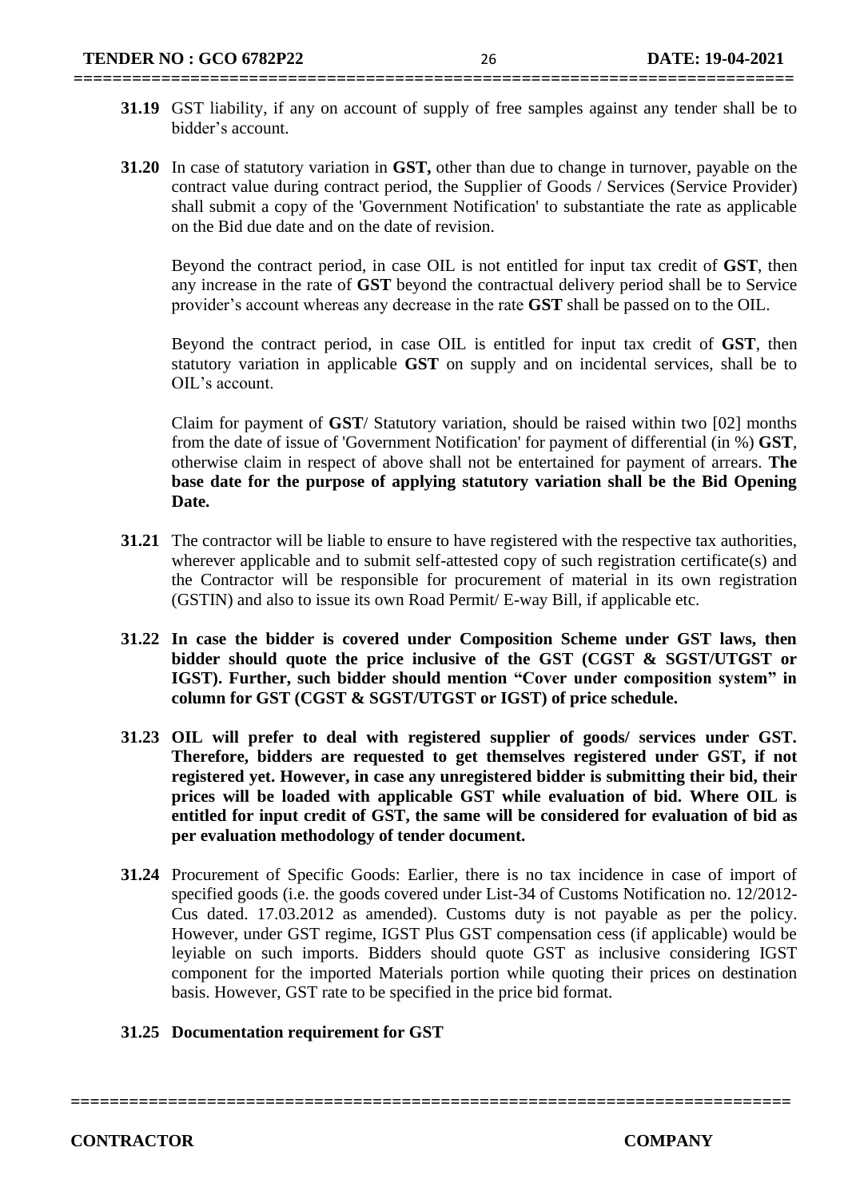**31.19** GST liability, if any on account of supply of free samples against any tender shall be to bidder's account.

**31.20** In case of statutory variation in **GST,** other than due to change in turnover, payable on the contract value during contract period, the Supplier of Goods / Services (Service Provider) shall submit a copy of the 'Government Notification' to substantiate the rate as applicable on the Bid due date and on the date of revision.

Beyond the contract period, in case OIL is not entitled for input tax credit of **GST**, then any increase in the rate of **GST** beyond the contractual delivery period shall be to Service provider's account whereas any decrease in the rate **GST** shall be passed on to the OIL.

Beyond the contract period, in case OIL is entitled for input tax credit of **GST**, then statutory variation in applicable **GST** on supply and on incidental services, shall be to OIL's account.

Claim for payment of **GST**/ Statutory variation, should be raised within two [02] months from the date of issue of 'Government Notification' for payment of differential (in %) **GST**, otherwise claim in respect of above shall not be entertained for payment of arrears. **The base date for the purpose of applying statutory variation shall be the Bid Opening Date.**

**31.21** The contractor will be liable to ensure to have registered with the respective tax authorities, wherever applicable and to submit self-attested copy of such registration certificate(s) and the Contractor will be responsible for procurement of material in its own registration (GSTIN) and also to issue its own Road Permit/ E-way Bill, if applicable etc.

**31.22 In case the bidder is covered under Composition Scheme under GST laws, then bidder should quote the price inclusive of the GST (CGST & SGST/UTGST or IGST). Further, such bidder should mention "Cover under composition system" in column for GST (CGST & SGST/UTGST or IGST) of price schedule.**

**31.23 OIL will prefer to deal with registered supplier of goods/ services under GST. Therefore, bidders are requested to get themselves registered under GST, if not registered yet. However, in case any unregistered bidder is submitting their bid, their prices will be loaded with applicable GST while evaluation of bid. Where OIL is entitled for input credit of GST, the same will be considered for evaluation of bid as per evaluation methodology of tender document.**

**31.24** Procurement of Specific Goods: Earlier, there is no tax incidence in case of import of specified goods (i.e. the goods covered under List-34 of Customs Notification no. 12/2012-Cus dated. 17.03.2012 as amended). Customs duty is not payable as per the policy. However, under GST regime, IGST Plus GST compensation cess (if applicable) would be leyiable on such imports. Bidders should quote GST as inclusive considering IGST component for the imported Materials portion while quoting their prices on destination basis. However, GST rate to be specified in the price bid format.

**31.25 Documentation requirement for GST**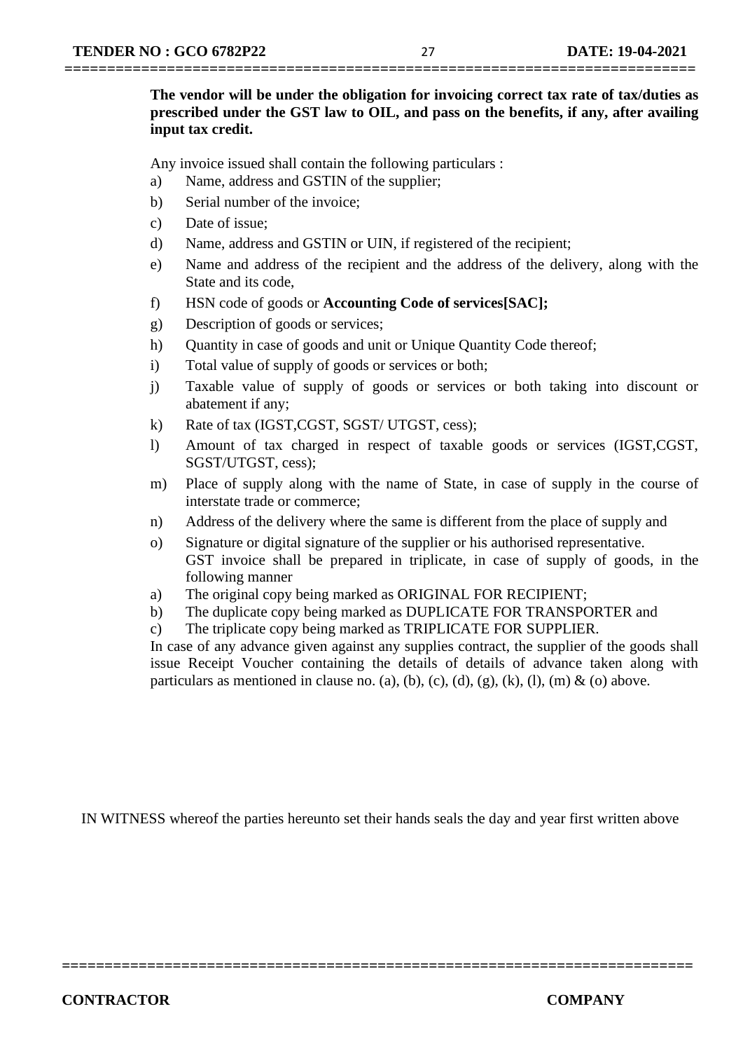**The vendor will be under the obligation for invoicing correct tax rate of tax/duties as prescribed under the GST law to OIL, and pass on the benefits, if any, after availing input tax credit.**

Any invoice issued shall contain the following particulars :

a) Name, address and GSTIN of the supplier;
b) Serial number of the invoice;
c) Date of issue;
d) Name, address and GSTIN or UIN, if registered of the recipient;
e) Name and address of the recipient and the address of the delivery, along with the State and its code,
f) HSN code of goods or **Accounting Code of services[SAC];**
g) Description of goods or services;
h) Quantity in case of goods and unit or Unique Quantity Code thereof;
i) Total value of supply of goods or services or both;
j) Taxable value of supply of goods or services or both taking into discount or abatement if any;
k) Rate of tax (IGST,CGST, SGST/ UTGST, cess);
l) Amount of tax charged in respect of taxable goods or services (IGST,CGST, SGST/UTGST, cess);
m) Place of supply along with the name of State, in case of supply in the course of interstate trade or commerce;
n) Address of the delivery where the same is different from the place of supply and
o) Signature or digital signature of the supplier or his authorised representative.
GST invoice shall be prepared in triplicate, in case of supply of goods, in the following manner

a) The original copy being marked as ORIGINAL FOR RECIPIENT;
b) The duplicate copy being marked as DUPLICATE FOR TRANSPORTER and
c) The triplicate copy being marked as TRIPLICATE FOR SUPPLIER.

In case of any advance given against any supplies contract, the supplier of the goods shall issue Receipt Voucher containing the details of details of advance taken along with particulars as mentioned in clause no. (a), (b), (c), (d), (g), (k), (l), (m) & (o) above.

IN WITNESS whereof the parties hereunto set their hands seals the day and year first written above

**CONTRACTOR** **COMPANY**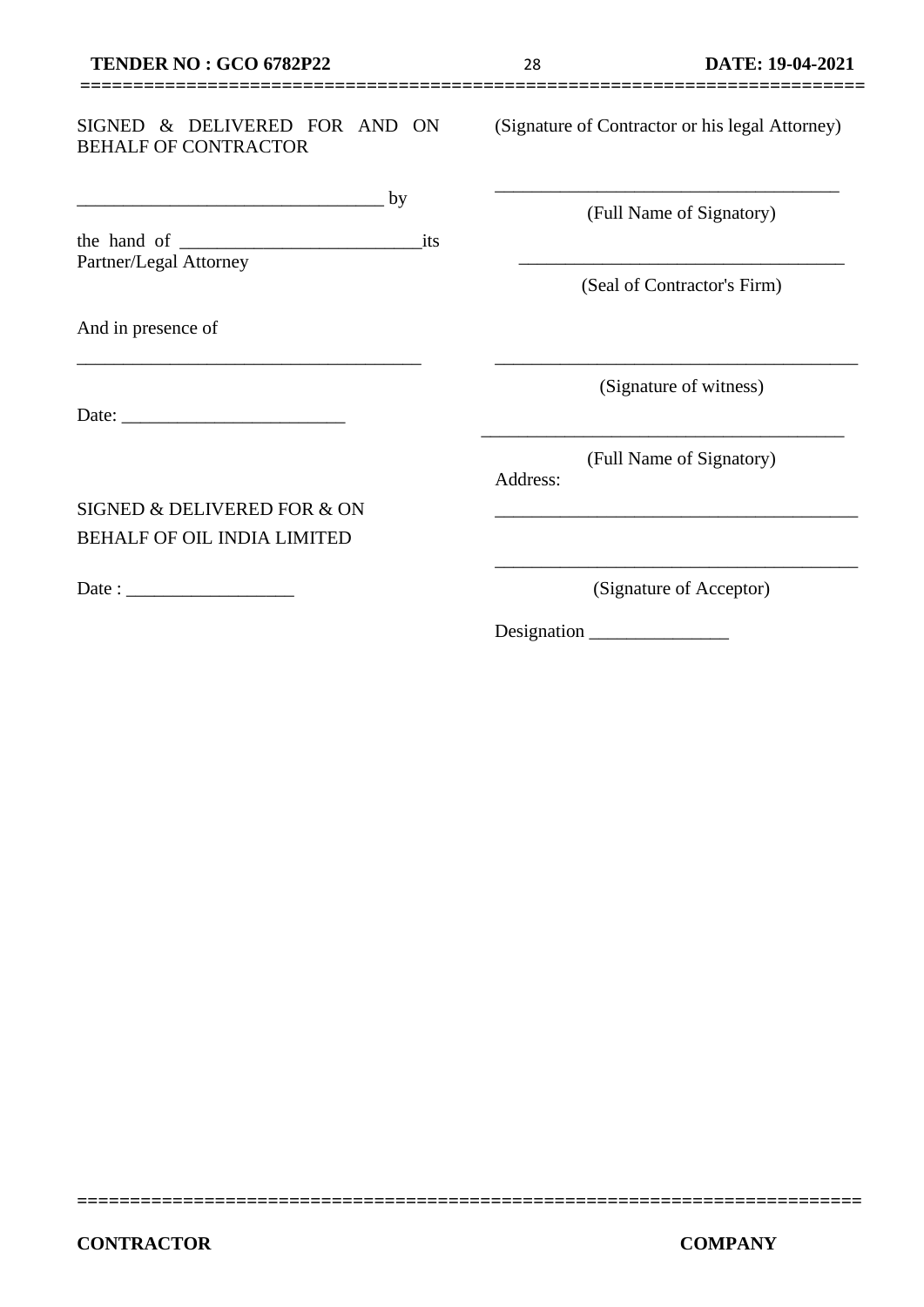SIGNED & DELIVERED FOR AND ON BEHALF OF CONTRACTOR

(Signature of Contractor or his legal Attorney)

________________________________ by

the hand of __________________________its Partner/Legal Attorney

____________________________________

(Full Name of Signatory)

____________________________________

(Seal of Contractor's Firm)

And in presence of

____________________________________

____________________________________

(Signature of witness)

Date: ________________________

____________________________________

(Full Name of Signatory)

Address:

____________________________________

SIGNED & DELIVERED FOR & ON BEHALF OF OIL INDIA LIMITED

____________________________________

Date : __________________

(Signature of Acceptor)

Designation _______________

CONTRACTOR COMPANY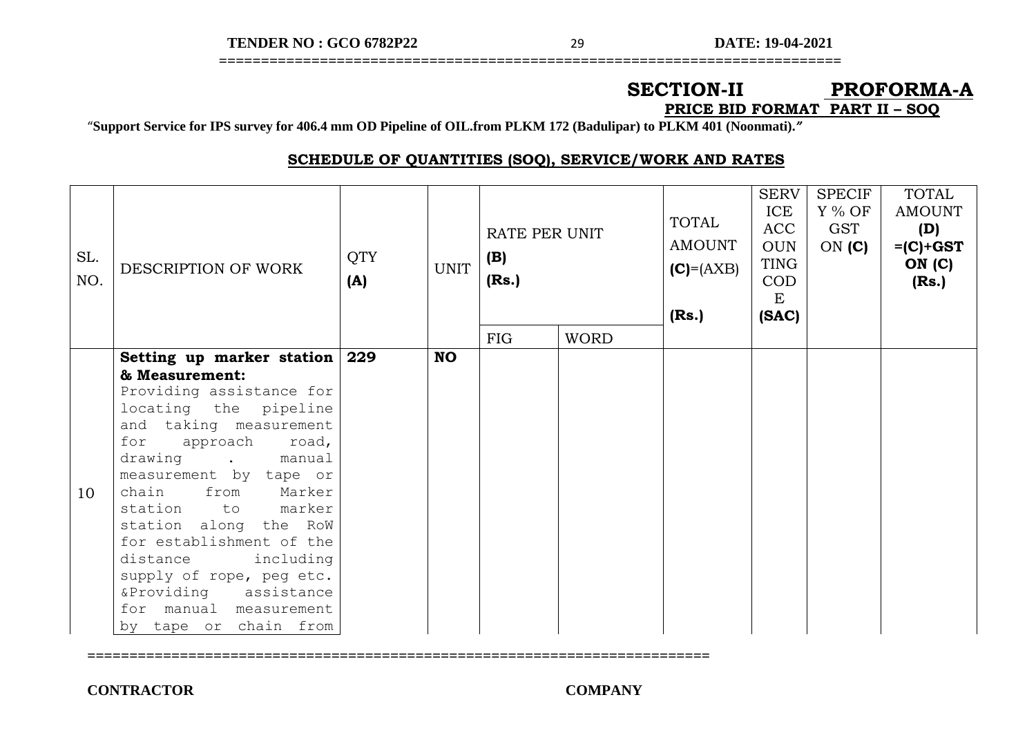# SECTION-II PROFORMA-A

**PRICE BID FORMAT PART II – SOQ**

"**Support Service for IPS survey for 406.4 mm OD Pipeline of OIL.from PLKM 172 (Badulipar) to PLKM 401 (Noonmati).**"

## SCHEDULE OF QUANTITIES (SOQ), SERVICE/WORK AND RATES

| SL. NO. | DESCRIPTION OF WORK | QTY **(A)** | UNIT | RATE PER UNIT **(B)** **(Rs.)** | | TOTAL AMOUNT **(C)**=(AXB) **(Rs.)** | SERVICE ACCOUNTING CODE **(SAC)** | SPECIFY % OF GST ON **(C)** | TOTAL AMOUNT **(D)** **=(C)+GST ON (C)** **(Rs.)** |
|---|---|---|---|---|---|---|---|---|---|
| | | | | FIG | WORD | | | | |
| 10 | **Setting up marker station & Measurement:** Providing assistance for locating the pipeline and taking measurement for approach road, drawing . manual measurement by tape or chain from Marker station to marker station along the RoW for establishment of the distance including supply of rope, peg etc. &Providing assistance for manual measurement by tape or chain from | **229** | **NO** | | | | | | |

**CONTRACTOR** **COMPANY**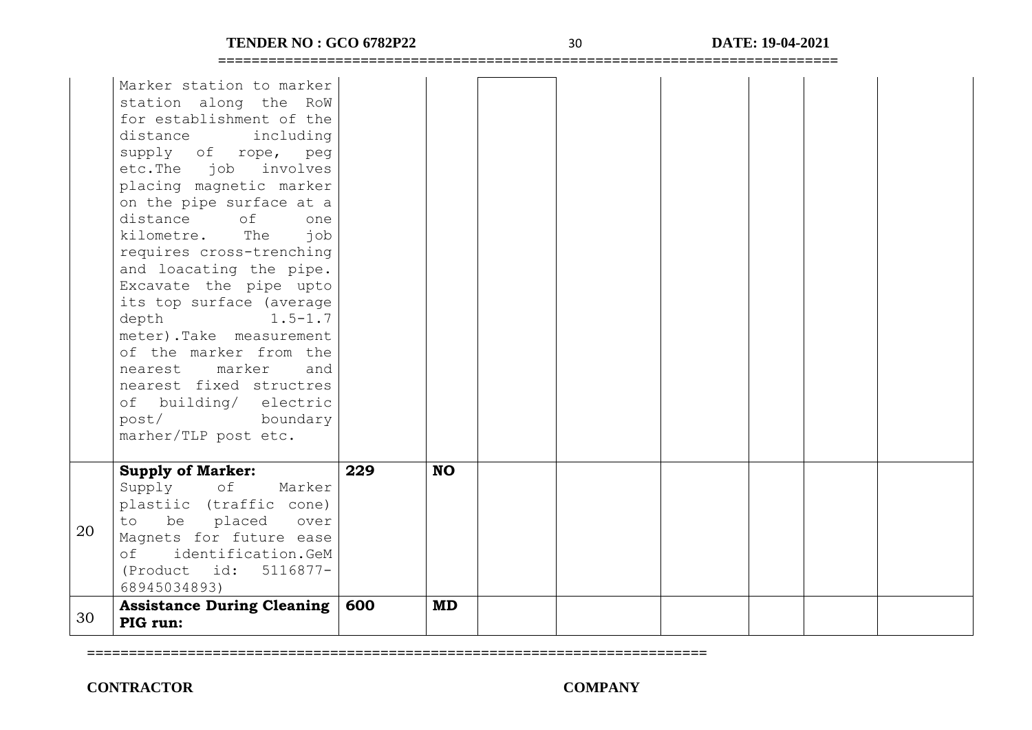| | | | | | | | | | |
|---|---|---|---|---|---|---|---|---|---|
| | Marker station to marker station along the RoW for establishment of the distance including supply of rope, peg etc.The job involves placing magnetic marker on the pipe surface at a distance of one kilometre. The job requires cross-trenching and loacating the pipe. Excavate the pipe upto its top surface (average depth 1.5-1.7 meter).Take measurement of the marker from the nearest marker and nearest fixed structres of building/ electric post/ boundary marher/TLP post etc. | | | | | | | | |
| 20 | **Supply of Marker:** Supply of Marker plastiic (traffic cone) to be placed over Magnets for future ease of identification.GeM (Product id: 5116877-68945034893) | **229** | **NO** | | | | | | |
| 30 | **Assistance During Cleaning PIG run:** | **600** | **MD** | | | | | | |

**CONTRACTOR** **COMPANY**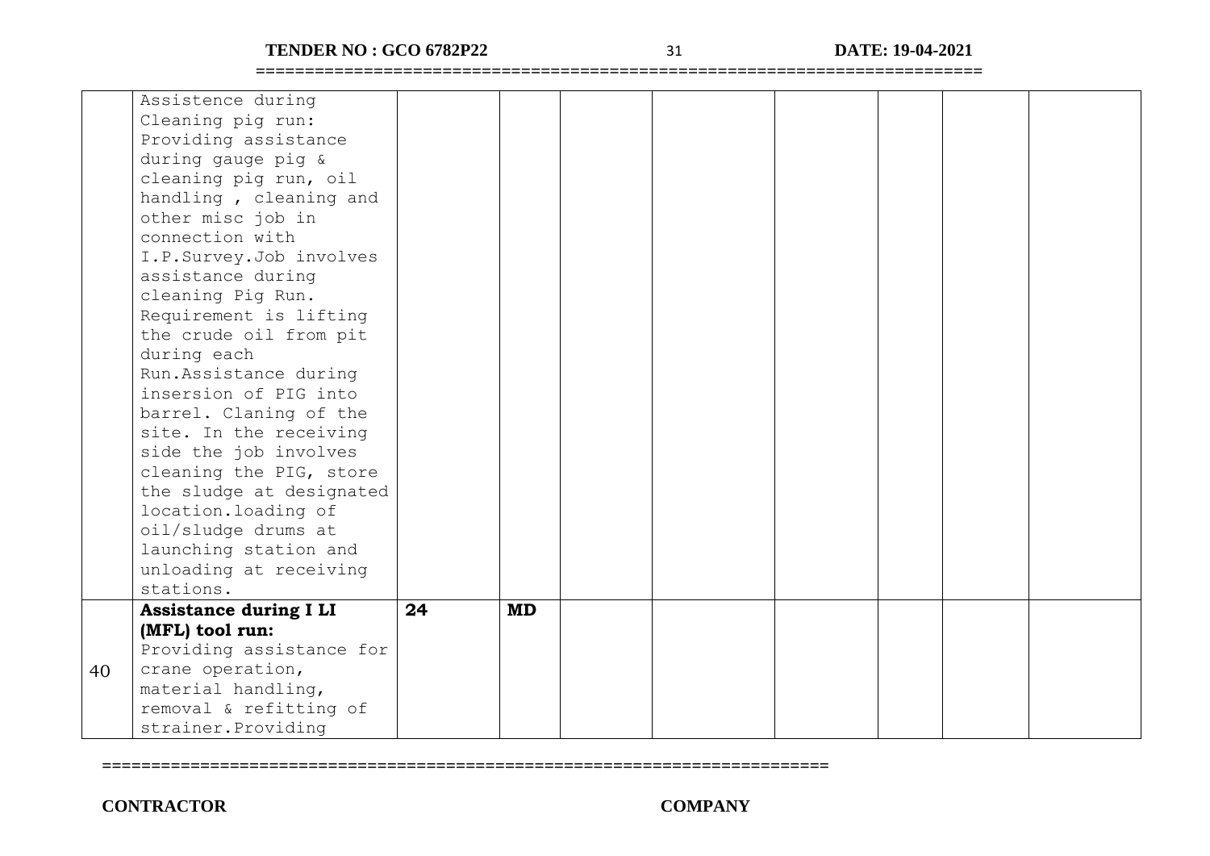| | | | | | | | | |
|---|---|---|---|---|---|---|---|---|
| | Assistence during Cleaning pig run: Providing assistance during gauge pig & cleaning pig run, oil handling , cleaning and other misc job in connection with I.P.Survey.Job involves assistance during cleaning Pig Run. Requirement is lifting the crude oil from pit during each Run.Assistance during insersion of PIG into barrel. Claning of the site. In the receiving side the job involves cleaning the PIG, store the sludge at designated location.loading of oil/sludge drums at launching station and unloading at receiving stations. | | | | | | | |
| 40 | **Assistance during I LI (MFL) tool run:** Providing assistance for crane operation, material handling, removal & refitting of strainer.Providing | **24** | **MD** | | | | | |

=========================================================================

**CONTRACTOR** **COMPANY**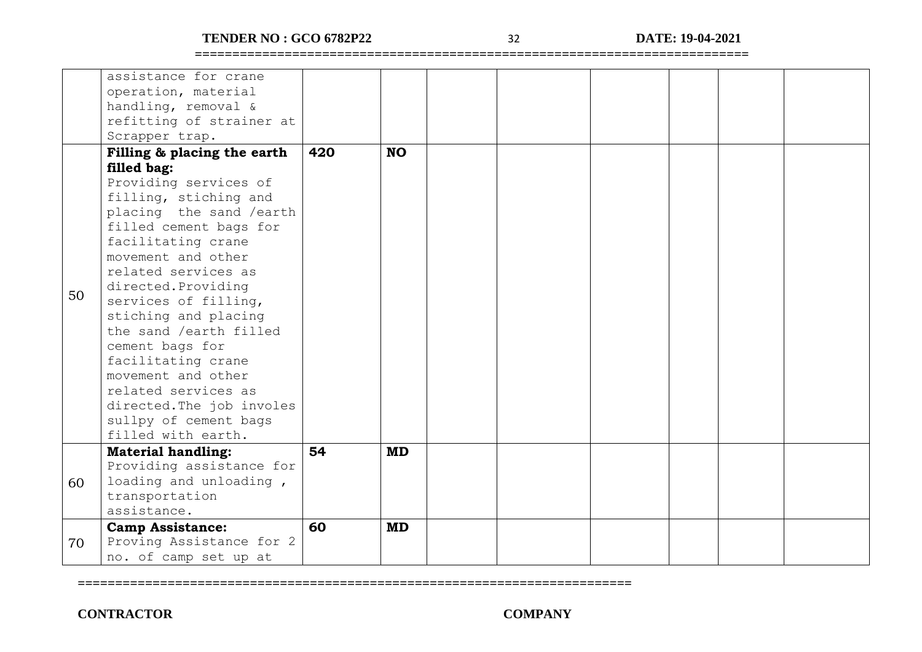|  |  |  |  |  |  |  |  |  |  |
|---|---|---|---|---|---|---|---|---|---|
|  | assistance for crane operation, material handling, removal & refitting of strainer at Scrapper trap. |  |  |  |  |  |  |  |  |
| 50 | **Filling & placing the earth filled bag:** Providing services of filling, stiching and placing the sand /earth filled cement bags for facilitating crane movement and other related services as directed.Providing services of filling, stiching and placing the sand /earth filled cement bags for facilitating crane movement and other related services as directed.The job involes sullpy of cement bags filled with earth. | **420** | **NO** |  |  |  |  |  |  |
| 60 | **Material handling:** Providing assistance for loading and unloading , transportation assistance. | **54** | **MD** |  |  |  |  |  |  |
| 70 | **Camp Assistance:** Proving Assistance for 2 no. of camp set up at | **60** | **MD** |  |  |  |  |  |  |

**CONTRACTOR** **COMPANY**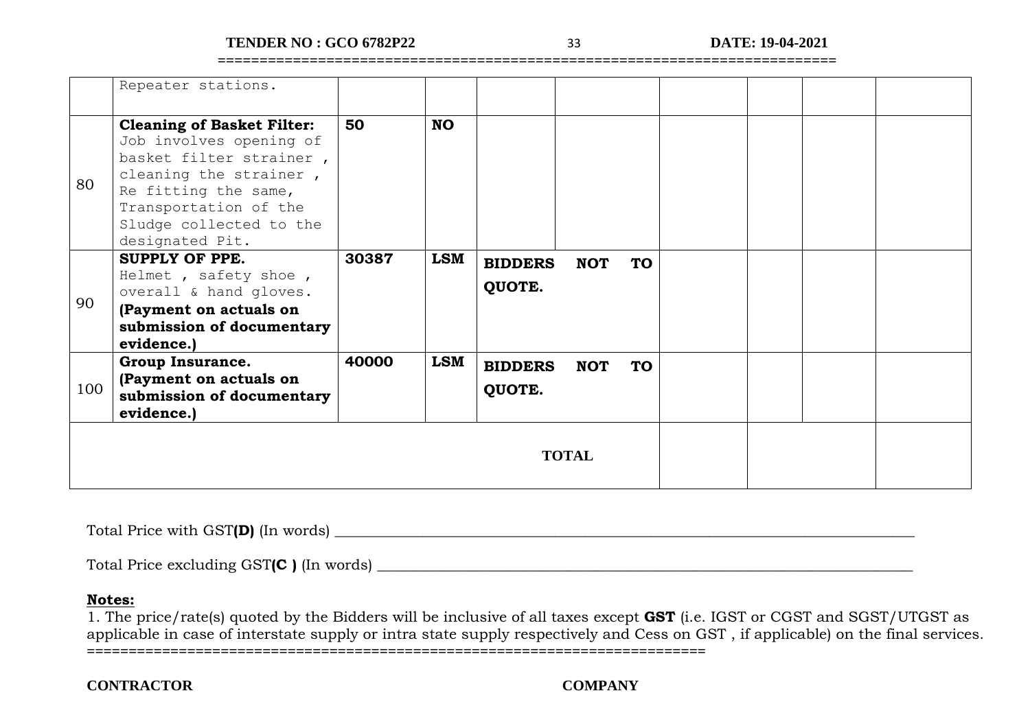|  |  |  |  |  |  |  |  |  |
|---|---|---|---|---|---|---|---|---|
|  | Repeater stations. |  |  |  |  |  |  |  |
| 80 | **Cleaning of Basket Filter:** Job involves opening of basket filter strainer , cleaning the strainer , Re fitting the same, Transportation of the Sludge collected to the designated Pit. | **50** | **NO** |  |  |  |  |  |
| 90 | **SUPPLY OF PPE.** Helmet , safety shoe , overall & hand gloves. **(Payment on actuals on submission of documentary evidence.)** | **30387** | **LSM** | **BIDDERS NOT TO QUOTE.** |  |  |  |  |
| 100 | **Group Insurance. (Payment on actuals on submission of documentary evidence.)** | **40000** | **LSM** | **BIDDERS NOT TO QUOTE.** |  |  |  |  |
|  |  |  |  | **TOTAL** |  |  |  |  |

Total Price with GST**(D)** (In words) ___________________________________________

Total Price excluding GST**(C )** (In words) ___________________________________________

**Notes:**

1. The price/rate(s) quoted by the Bidders will be inclusive of all taxes except **GST** (i.e. IGST or CGST and SGST/UTGST as applicable in case of interstate supply or intra state supply respectively and Cess on GST , if applicable) on the final services.

**CONTRACTOR** **COMPANY**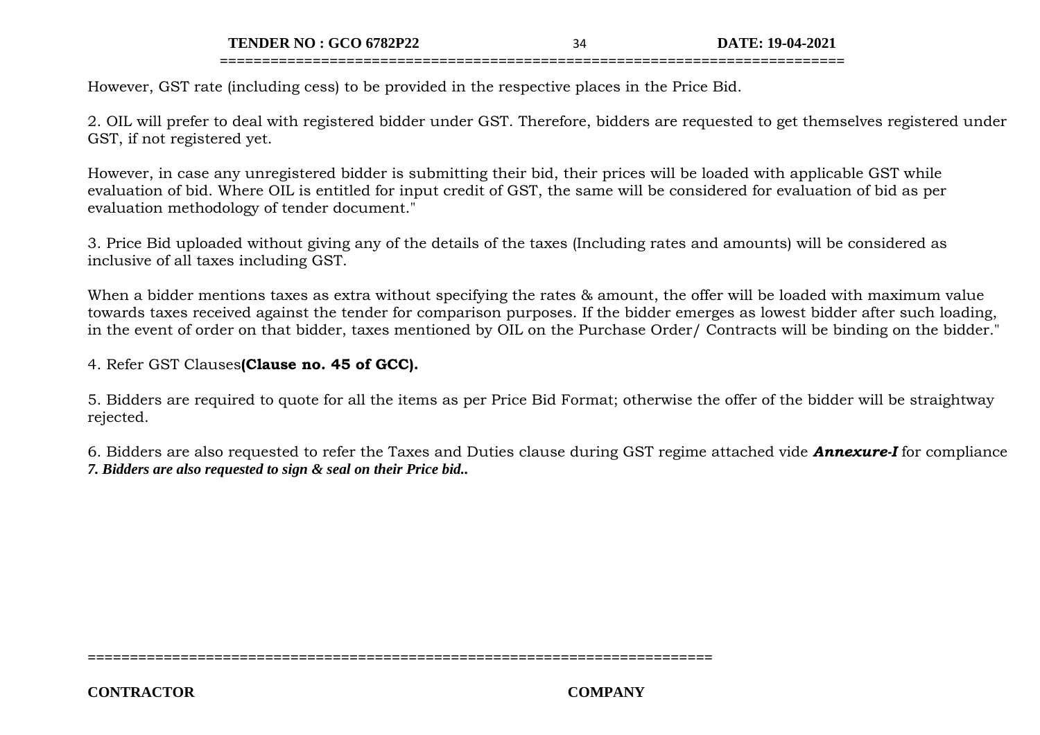However, GST rate (including cess) to be provided in the respective places in the Price Bid.

2. OIL will prefer to deal with registered bidder under GST. Therefore, bidders are requested to get themselves registered under GST, if not registered yet.

However, in case any unregistered bidder is submitting their bid, their prices will be loaded with applicable GST while evaluation of bid. Where OIL is entitled for input credit of GST, the same will be considered for evaluation of bid as per evaluation methodology of tender document."

3. Price Bid uploaded without giving any of the details of the taxes (Including rates and amounts) will be considered as inclusive of all taxes including GST.

When a bidder mentions taxes as extra without specifying the rates & amount, the offer will be loaded with maximum value towards taxes received against the tender for comparison purposes. If the bidder emerges as lowest bidder after such loading, in the event of order on that bidder, taxes mentioned by OIL on the Purchase Order/ Contracts will be binding on the bidder."

4. Refer GST Clauses**(Clause no. 45 of GCC).**

5. Bidders are required to quote for all the items as per Price Bid Format; otherwise the offer of the bidder will be straightway rejected.

6. Bidders are also requested to refer the Taxes and Duties clause during GST regime attached vide ***Annexure-I*** for compliance

***7. Bidders are also requested to sign & seal on their Price bid..***

**CONTRACTOR** **COMPANY**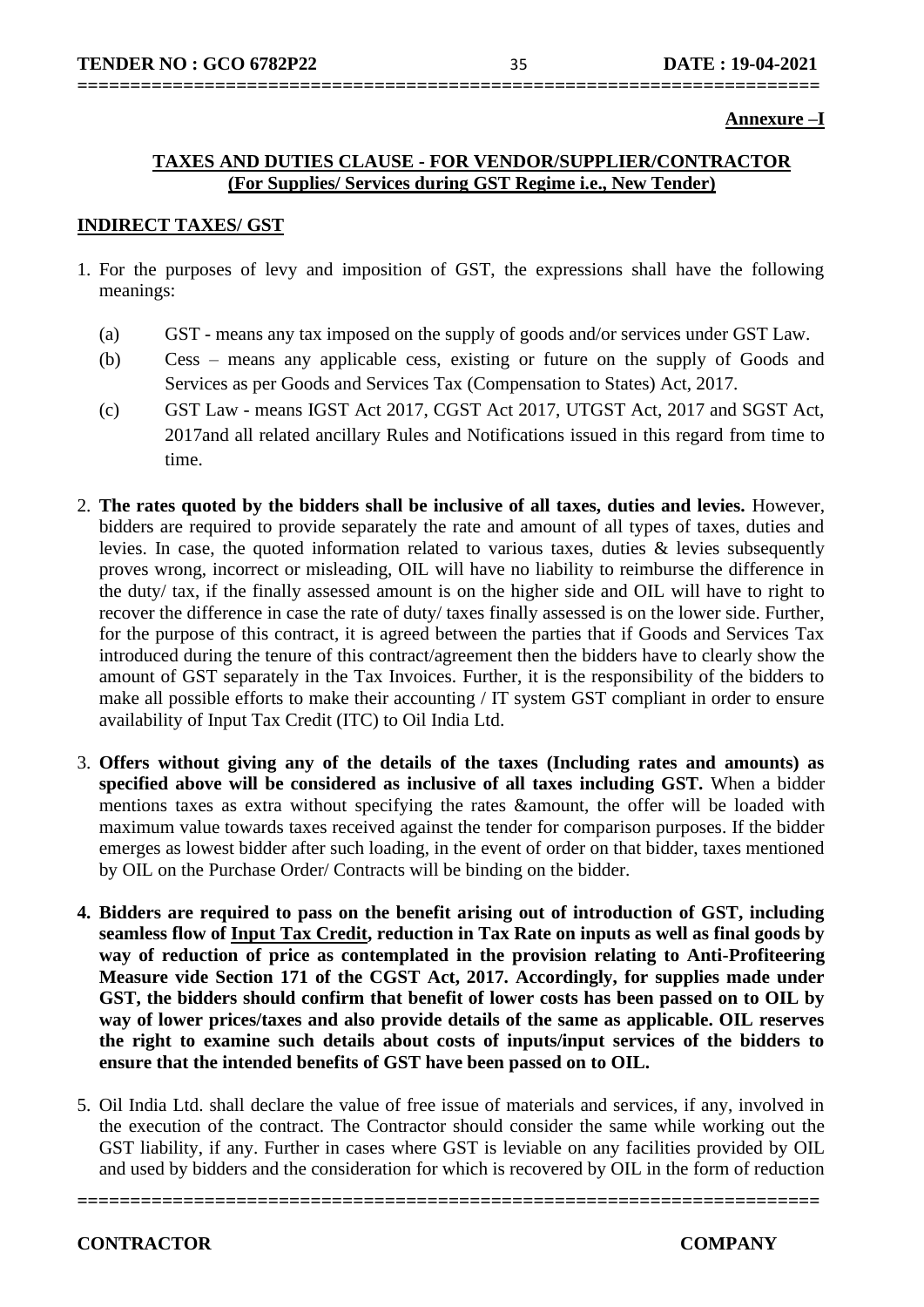**Annexure –I**

## TAXES AND DUTIES CLAUSE - FOR VENDOR/SUPPLIER/CONTRACTOR
**(For Supplies/ Services during GST Regime i.e., New Tender)**

### INDIRECT TAXES/ GST

1. For the purposes of levy and imposition of GST, the expressions shall have the following meanings:

   (a) GST - means any tax imposed on the supply of goods and/or services under GST Law.

   (b) Cess – means any applicable cess, existing or future on the supply of Goods and Services as per Goods and Services Tax (Compensation to States) Act, 2017.

   (c) GST Law - means IGST Act 2017, CGST Act 2017, UTGST Act, 2017 and SGST Act, 2017and all related ancillary Rules and Notifications issued in this regard from time to time.

2. **The rates quoted by the bidders shall be inclusive of all taxes, duties and levies.** However, bidders are required to provide separately the rate and amount of all types of taxes, duties and levies. In case, the quoted information related to various taxes, duties & levies subsequently proves wrong, incorrect or misleading, OIL will have no liability to reimburse the difference in the duty/ tax, if the finally assessed amount is on the higher side and OIL will have to right to recover the difference in case the rate of duty/ taxes finally assessed is on the lower side. Further, for the purpose of this contract, it is agreed between the parties that if Goods and Services Tax introduced during the tenure of this contract/agreement then the bidders have to clearly show the amount of GST separately in the Tax Invoices. Further, it is the responsibility of the bidders to make all possible efforts to make their accounting / IT system GST compliant in order to ensure availability of Input Tax Credit (ITC) to Oil India Ltd.

3. **Offers without giving any of the details of the taxes (Including rates and amounts) as specified above will be considered as inclusive of all taxes including GST.** When a bidder mentions taxes as extra without specifying the rates &amount, the offer will be loaded with maximum value towards taxes received against the tender for comparison purposes. If the bidder emerges as lowest bidder after such loading, in the event of order on that bidder, taxes mentioned by OIL on the Purchase Order/ Contracts will be binding on the bidder.

4. **Bidders are required to pass on the benefit arising out of introduction of GST, including seamless flow of <u>Input Tax Credit</u>, reduction in Tax Rate on inputs as well as final goods by way of reduction of price as contemplated in the provision relating to Anti-Profiteering Measure vide Section 171 of the CGST Act, 2017. Accordingly, for supplies made under GST, the bidders should confirm that benefit of lower costs has been passed on to OIL by way of lower prices/taxes and also provide details of the same as applicable. OIL reserves the right to examine such details about costs of inputs/input services of the bidders to ensure that the intended benefits of GST have been passed on to OIL.**

5. Oil India Ltd. shall declare the value of free issue of materials and services, if any, involved in the execution of the contract. The Contractor should consider the same while working out the GST liability, if any. Further in cases where GST is leviable on any facilities provided by OIL and used by bidders and the consideration for which is recovered by OIL in the form of reduction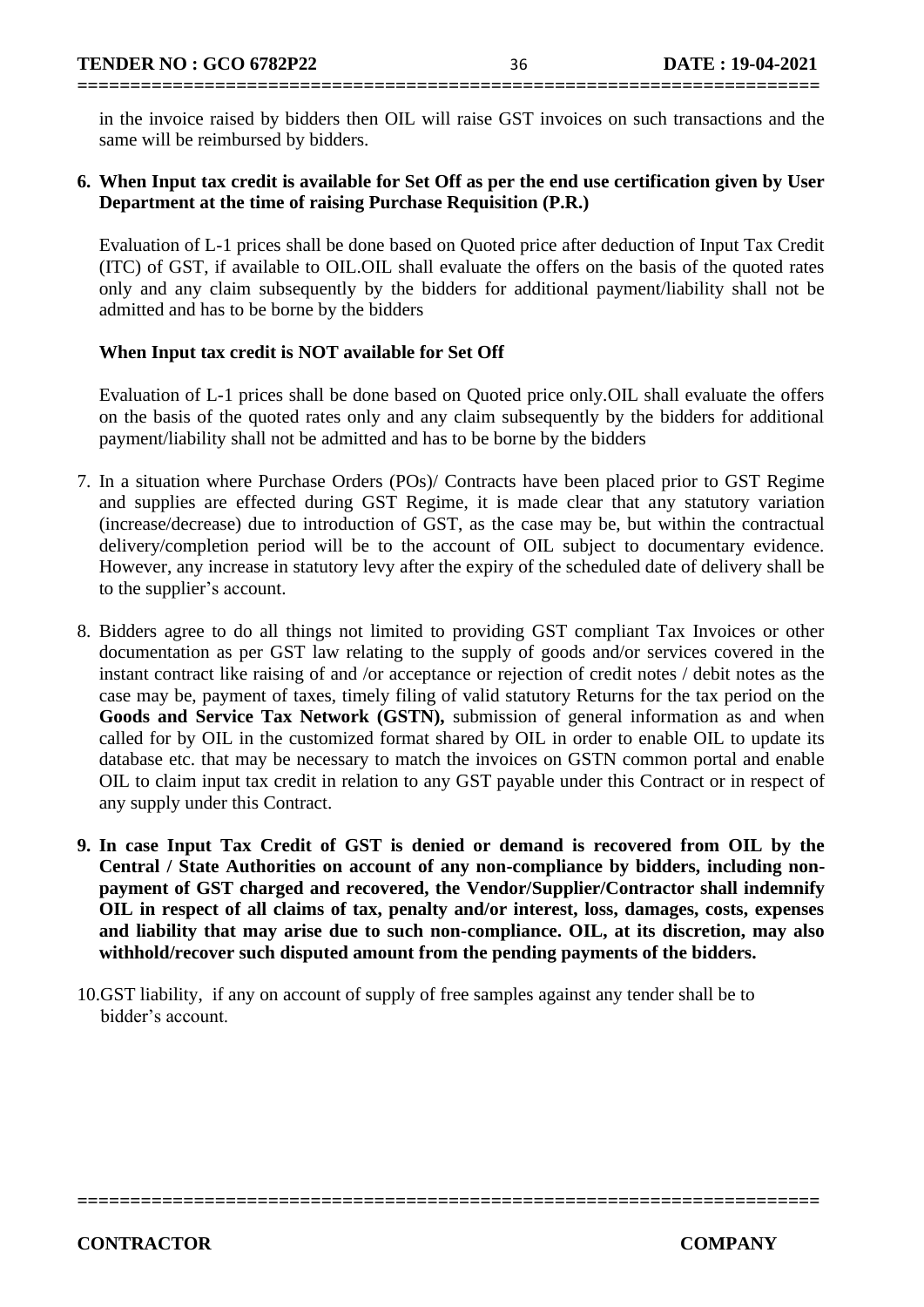in the invoice raised by bidders then OIL will raise GST invoices on such transactions and the same will be reimbursed by bidders.

**6. When Input tax credit is available for Set Off as per the end use certification given by User Department at the time of raising Purchase Requisition (P.R.)**

Evaluation of L-1 prices shall be done based on Quoted price after deduction of Input Tax Credit (ITC) of GST, if available to OIL.OIL shall evaluate the offers on the basis of the quoted rates only and any claim subsequently by the bidders for additional payment/liability shall not be admitted and has to be borne by the bidders

**When Input tax credit is NOT available for Set Off**

Evaluation of L-1 prices shall be done based on Quoted price only.OIL shall evaluate the offers on the basis of the quoted rates only and any claim subsequently by the bidders for additional payment/liability shall not be admitted and has to be borne by the bidders

7. In a situation where Purchase Orders (POs)/ Contracts have been placed prior to GST Regime and supplies are effected during GST Regime, it is made clear that any statutory variation (increase/decrease) due to introduction of GST, as the case may be, but within the contractual delivery/completion period will be to the account of OIL subject to documentary evidence. However, any increase in statutory levy after the expiry of the scheduled date of delivery shall be to the supplier's account.

8. Bidders agree to do all things not limited to providing GST compliant Tax Invoices or other documentation as per GST law relating to the supply of goods and/or services covered in the instant contract like raising of and /or acceptance or rejection of credit notes / debit notes as the case may be, payment of taxes, timely filing of valid statutory Returns for the tax period on the **Goods and Service Tax Network (GSTN),** submission of general information as and when called for by OIL in the customized format shared by OIL in order to enable OIL to update its database etc. that may be necessary to match the invoices on GSTN common portal and enable OIL to claim input tax credit in relation to any GST payable under this Contract or in respect of any supply under this Contract.

**9. In case Input Tax Credit of GST is denied or demand is recovered from OIL by the Central / State Authorities on account of any non-compliance by bidders, including non-payment of GST charged and recovered, the Vendor/Supplier/Contractor shall indemnify OIL in respect of all claims of tax, penalty and/or interest, loss, damages, costs, expenses and liability that may arise due to such non-compliance. OIL, at its discretion, may also withhold/recover such disputed amount from the pending payments of the bidders.**

10. GST liability, if any on account of supply of free samples against any tender shall be to bidder's account.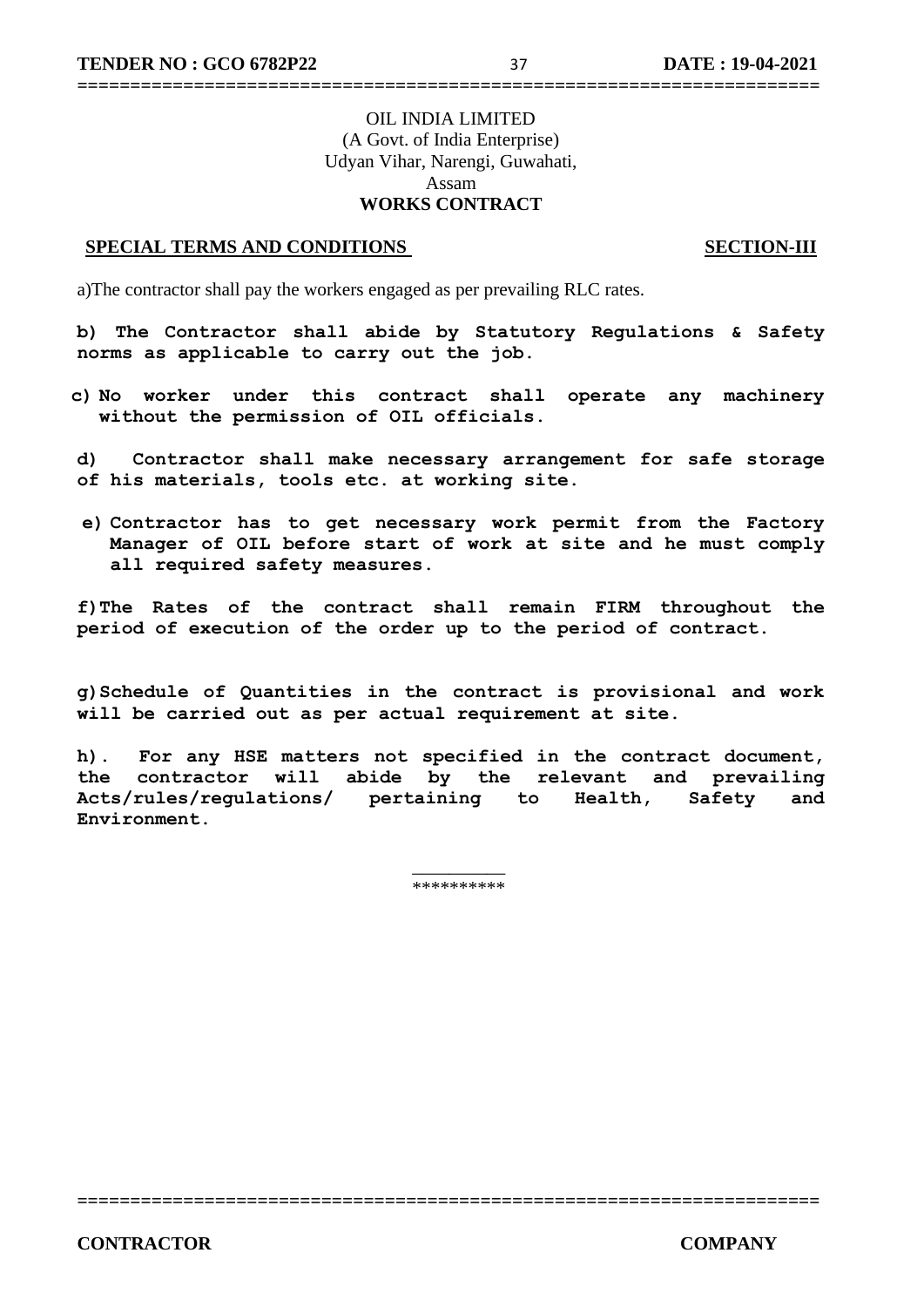OIL INDIA LIMITED
(A Govt. of India Enterprise)
Udyan Vihar, Narengi, Guwahati,
Assam
**WORKS CONTRACT**

**SPECIAL TERMS AND CONDITIONS** **SECTION-III**

a)The contractor shall pay the workers engaged as per prevailing RLC rates.

**b) The Contractor shall abide by Statutory Regulations & Safety norms as applicable to carry out the job.**

**c) No worker under this contract shall operate any machinery without the permission of OIL officials.**

**d) Contractor shall make necessary arrangement for safe storage of his materials, tools etc. at working site.**

**e) Contractor has to get necessary work permit from the Factory Manager of OIL before start of work at site and he must comply all required safety measures.**

**f)The Rates of the contract shall remain FIRM throughout the period of execution of the order up to the period of contract.**

**g)Schedule of Quantities in the contract is provisional and work will be carried out as per actual requirement at site.**

**h). For any HSE matters not specified in the contract document, the contractor will abide by the relevant and prevailing Acts/rules/regulations/ pertaining to Health, Safety and Environment.**

**********

**CONTRACTOR** **COMPANY**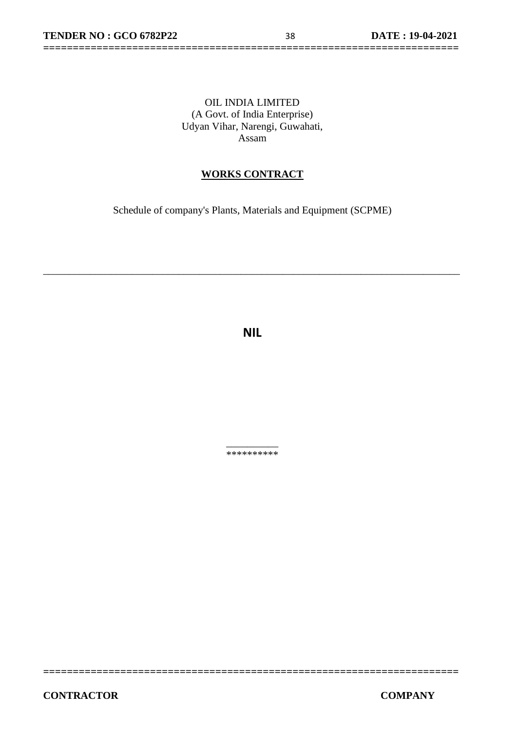OIL INDIA LIMITED
(A Govt. of India Enterprise)
Udyan Vihar, Narengi, Guwahati,
Assam

## WORKS CONTRACT

Schedule of company's Plants, Materials and Equipment (SCPME)

---

**NIL**

**********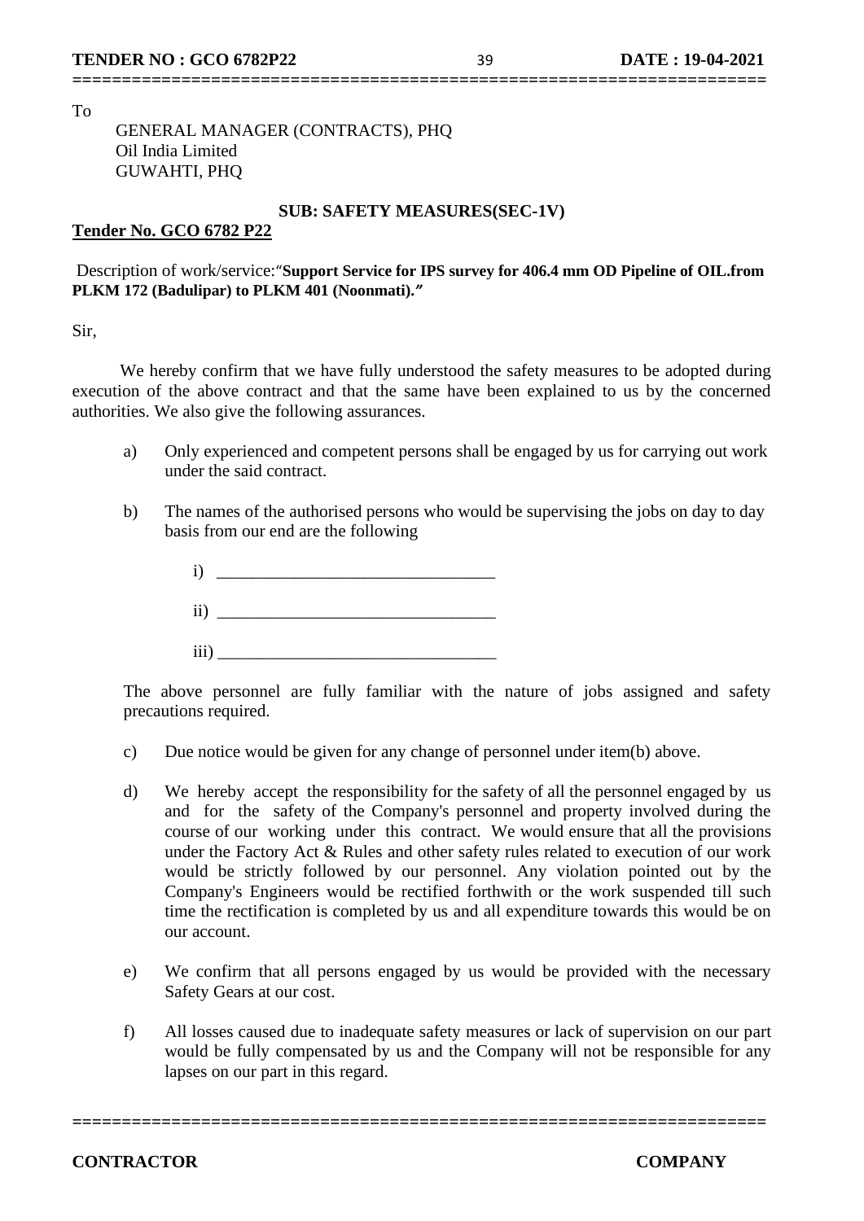To

GENERAL MANAGER (CONTRACTS), PHQ
Oil India Limited
GUWAHTI, PHQ

**SUB: SAFETY MEASURES(SEC-1V)**

**Tender No. GCO 6782 P22**

Description of work/service:"**Support Service for IPS survey for 406.4 mm OD Pipeline of OIL.from PLKM 172 (Badulipar) to PLKM 401 (Noonmati).**"

Sir,

We hereby confirm that we have fully understood the safety measures to be adopted during execution of the above contract and that the same have been explained to us by the concerned authorities. We also give the following assurances.

a) Only experienced and competent persons shall be engaged by us for carrying out work under the said contract.

b) The names of the authorised persons who would be supervising the jobs on day to day basis from our end are the following

   i) ________________________________

   ii) ________________________________

   iii) ________________________________

The above personnel are fully familiar with the nature of jobs assigned and safety precautions required.

c) Due notice would be given for any change of personnel under item(b) above.

d) We hereby accept the responsibility for the safety of all the personnel engaged by us and for the safety of the Company's personnel and property involved during the course of our working under this contract. We would ensure that all the provisions under the Factory Act & Rules and other safety rules related to execution of our work would be strictly followed by our personnel. Any violation pointed out by the Company's Engineers would be rectified forthwith or the work suspended till such time the rectification is completed by us and all expenditure towards this would be on our account.

e) We confirm that all persons engaged by us would be provided with the necessary Safety Gears at our cost.

f) All losses caused due to inadequate safety measures or lack of supervision on our part would be fully compensated by us and the Company will not be responsible for any lapses on our part in this regard.

**CONTRACTOR** **COMPANY**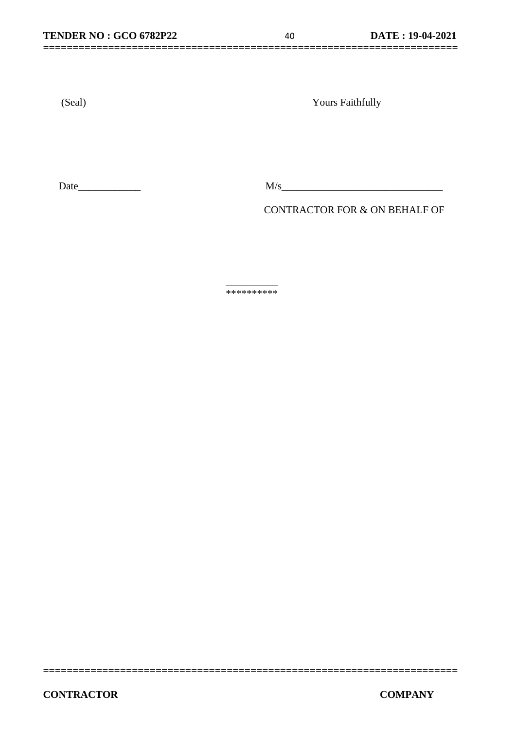(Seal) Yours Faithfully

Date____________ M/s_______________________________

CONTRACTOR FOR & ON BEHALF OF

__________
**********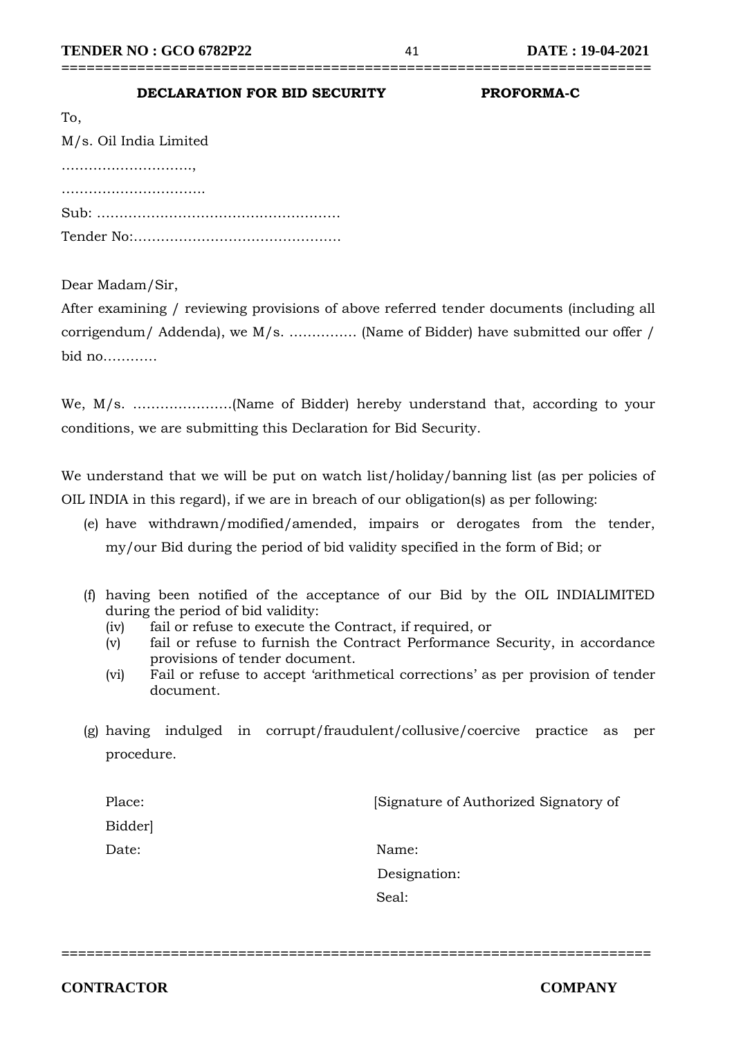**DECLARATION FOR BID SECURITY** **PROFORMA-C**

To,

M/s. Oil India Limited

……………………….,

………………………….

Sub: ………………………………………………

Tender No:………………………………………

Dear Madam/Sir,

After examining / reviewing provisions of above referred tender documents (including all corrigendum/ Addenda), we M/s. …………… (Name of Bidder) have submitted our offer / bid no…………

We, M/s. ………………….(Name of Bidder) hereby understand that, according to your conditions, we are submitting this Declaration for Bid Security.

We understand that we will be put on watch list/holiday/banning list (as per policies of OIL INDIA in this regard), if we are in breach of our obligation(s) as per following:

(e) have withdrawn/modified/amended, impairs or derogates from the tender, my/our Bid during the period of bid validity specified in the form of Bid; or

(f) having been notified of the acceptance of our Bid by the OIL INDIALIMITED during the period of bid validity:
   - (iv) fail or refuse to execute the Contract, if required, or
   - (v) fail or refuse to furnish the Contract Performance Security, in accordance provisions of tender document.
   - (vi) Fail or refuse to accept 'arithmetical corrections' as per provision of tender document.

(g) having indulged in corrupt/fraudulent/collusive/coercive practice as per procedure.

Place: [Signature of Authorized Signatory of Bidder]

Date: Name:

Designation:

Seal:

**CONTRACTOR** **COMPANY**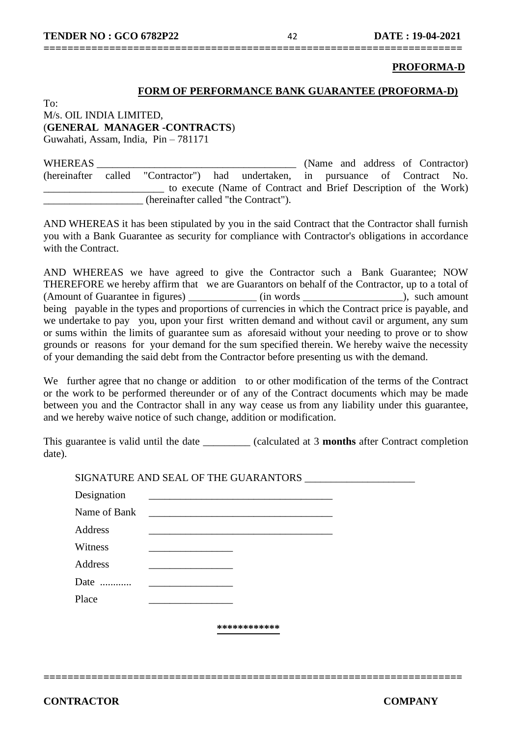**PROFORMA-D**

## FORM OF PERFORMANCE BANK GUARANTEE (PROFORMA-D)

To:
M/s. OIL INDIA LIMITED,
(**GENERAL MANAGER -CONTRACTS**)
Guwahati, Assam, India, Pin – 781171

WHEREAS ______________________________________ (Name and address of Contractor) (hereinafter called "Contractor") had undertaken, in pursuance of Contract No. _______________________ to execute (Name of Contract and Brief Description of the Work) ___________________ (hereinafter called "the Contract").

AND WHEREAS it has been stipulated by you in the said Contract that the Contractor shall furnish you with a Bank Guarantee as security for compliance with Contractor's obligations in accordance with the Contract.

AND WHEREAS we have agreed to give the Contractor such a Bank Guarantee; NOW THEREFORE we hereby affirm that we are Guarantors on behalf of the Contractor, up to a total of (Amount of Guarantee in figures) _____________ (in words ___________________), such amount being payable in the types and proportions of currencies in which the Contract price is payable, and we undertake to pay you, upon your first written demand and without cavil or argument, any sum or sums within the limits of guarantee sum as aforesaid without your needing to prove or to show grounds or reasons for your demand for the sum specified therein. We hereby waive the necessity of your demanding the said debt from the Contractor before presenting us with the demand.

We further agree that no change or addition to or other modification of the terms of the Contract or the work to be performed thereunder or of any of the Contract documents which may be made between you and the Contractor shall in any way cease us from any liability under this guarantee, and we hereby waive notice of such change, addition or modification.

This guarantee is valid until the date _________ (calculated at 3 **months** after Contract completion date).

SIGNATURE AND SEAL OF THE GUARANTORS ____________________

Designation ___________________________________

Name of Bank ___________________________________

Address ___________________________________

Witness ________________

Address ________________

Date ............ ________________

Place ________________

************

**CONTRACTOR** **COMPANY**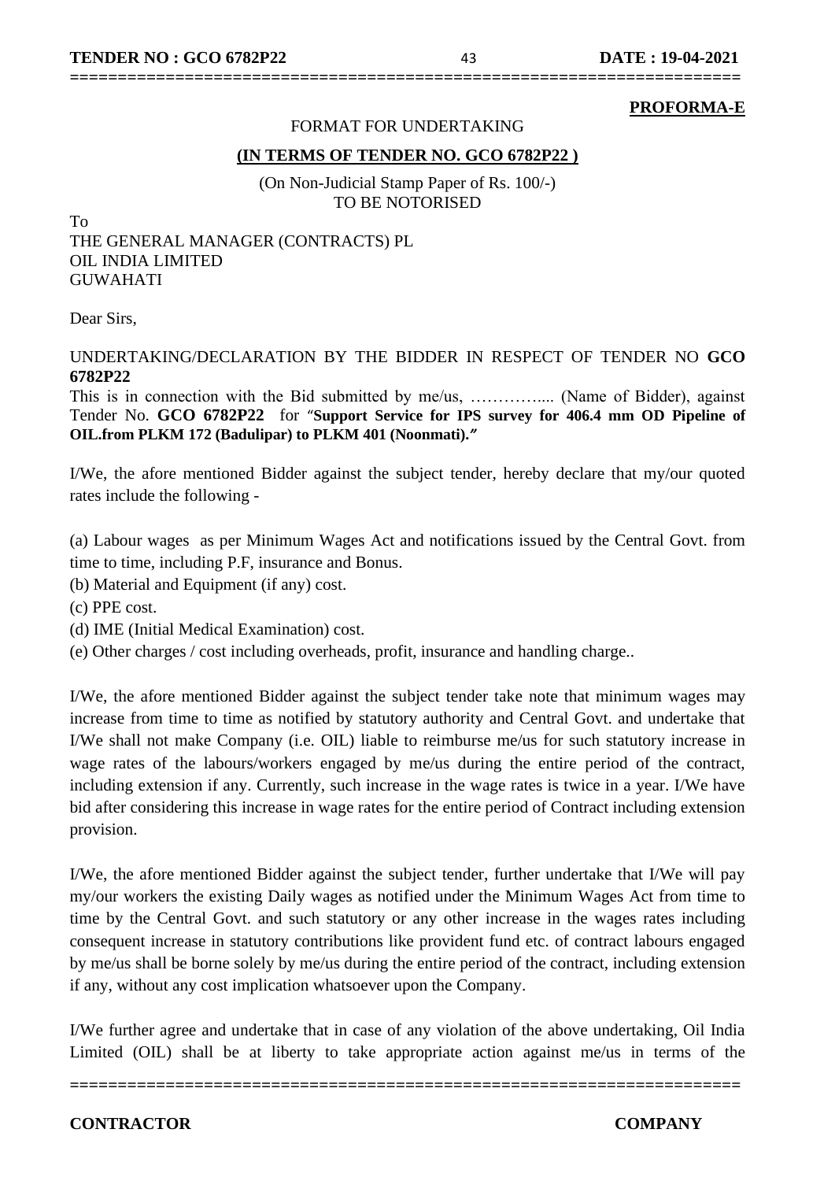**PROFORMA-E**

FORMAT FOR UNDERTAKING

**(IN TERMS OF TENDER NO. GCO 6782P22 )**

(On Non-Judicial Stamp Paper of Rs. 100/-)
TO BE NOTORISED

To
THE GENERAL MANAGER (CONTRACTS) PL
OIL INDIA LIMITED
GUWAHATI

Dear Sirs,

UNDERTAKING/DECLARATION BY THE BIDDER IN RESPECT OF TENDER NO **GCO 6782P22**

This is in connection with the Bid submitted by me/us, ………….... (Name of Bidder), against Tender No. **GCO 6782P22** for "**Support Service for IPS survey for 406.4 mm OD Pipeline of OIL.from PLKM 172 (Badulipar) to PLKM 401 (Noonmati).**"

I/We, the afore mentioned Bidder against the subject tender, hereby declare that my/our quoted rates include the following -

(a) Labour wages as per Minimum Wages Act and notifications issued by the Central Govt. from time to time, including P.F, insurance and Bonus.

(b) Material and Equipment (if any) cost.

(c) PPE cost.

(d) IME (Initial Medical Examination) cost.

(e) Other charges / cost including overheads, profit, insurance and handling charge..

I/We, the afore mentioned Bidder against the subject tender take note that minimum wages may increase from time to time as notified by statutory authority and Central Govt. and undertake that I/We shall not make Company (i.e. OIL) liable to reimburse me/us for such statutory increase in wage rates of the labours/workers engaged by me/us during the entire period of the contract, including extension if any. Currently, such increase in the wage rates is twice in a year. I/We have bid after considering this increase in wage rates for the entire period of Contract including extension provision.

I/We, the afore mentioned Bidder against the subject tender, further undertake that I/We will pay my/our workers the existing Daily wages as notified under the Minimum Wages Act from time to time by the Central Govt. and such statutory or any other increase in the wages rates including consequent increase in statutory contributions like provident fund etc. of contract labours engaged by me/us shall be borne solely by me/us during the entire period of the contract, including extension if any, without any cost implication whatsoever upon the Company.

I/We further agree and undertake that in case of any violation of the above undertaking, Oil India Limited (OIL) shall be at liberty to take appropriate action against me/us in terms of the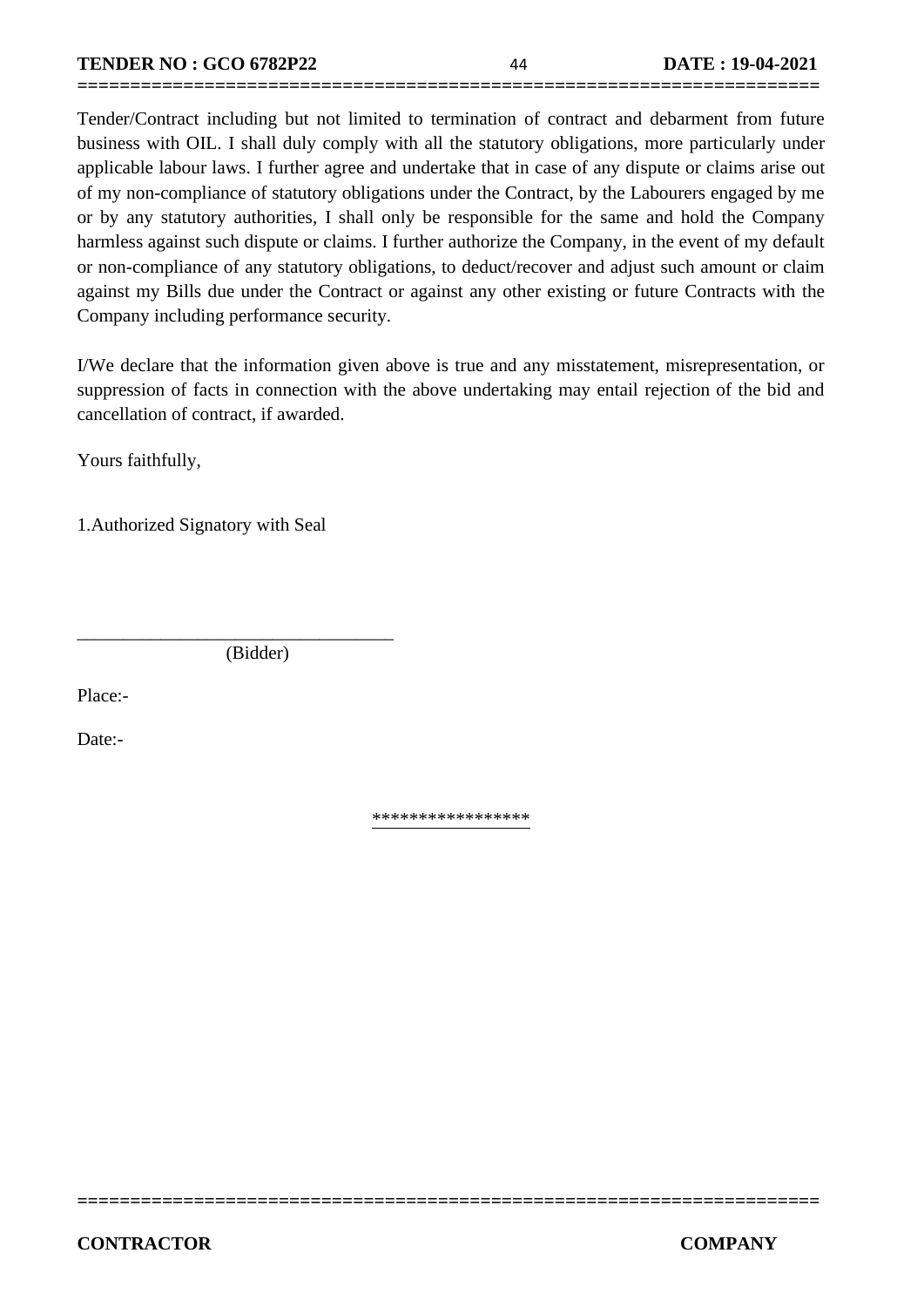Tender/Contract including but not limited to termination of contract and debarment from future business with OIL. I shall duly comply with all the statutory obligations, more particularly under applicable labour laws. I further agree and undertake that in case of any dispute or claims arise out of my non-compliance of statutory obligations under the Contract, by the Labourers engaged by me or by any statutory authorities, I shall only be responsible for the same and hold the Company harmless against such dispute or claims. I further authorize the Company, in the event of my default or non-compliance of any statutory obligations, to deduct/recover and adjust such amount or claim against my Bills due under the Contract or against any other existing or future Contracts with the Company including performance security.

I/We declare that the information given above is true and any misstatement, misrepresentation, or suppression of facts in connection with the above undertaking may entail rejection of the bid and cancellation of contract, if awarded.

Yours faithfully,

1.Authorized Signatory with Seal

___________________________________
(Bidder)

Place:-

Date:-

*****************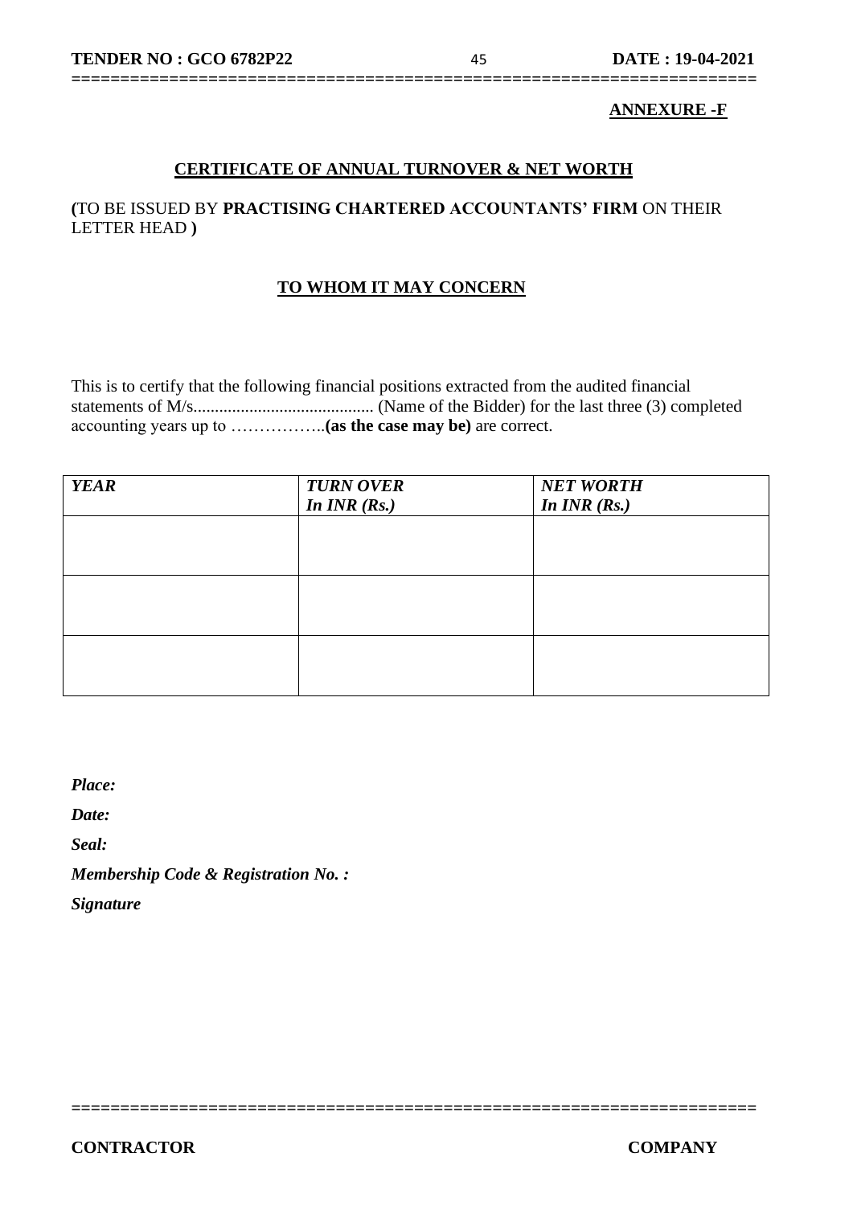**ANNEXURE -F**

## CERTIFICATE OF ANNUAL TURNOVER & NET WORTH

**(**TO BE ISSUED BY **PRACTISING CHARTERED ACCOUNTANTS' FIRM** ON THEIR LETTER HEAD **)**

### TO WHOM IT MAY CONCERN

This is to certify that the following financial positions extracted from the audited financial statements of M/s.......................................... (Name of the Bidder) for the last three (3) completed accounting years up to ……………..**(as the case may be)** are correct.

| ***YEAR*** | ***TURN OVER In INR (Rs.)*** | ***NET WORTH In INR (Rs.)*** |
|---|---|---|
| | | |
| | | |
| | | |

***Place:***

***Date:***

***Seal:***

***Membership Code & Registration No. :***

***Signature***

**CONTRACTOR** **COMPANY**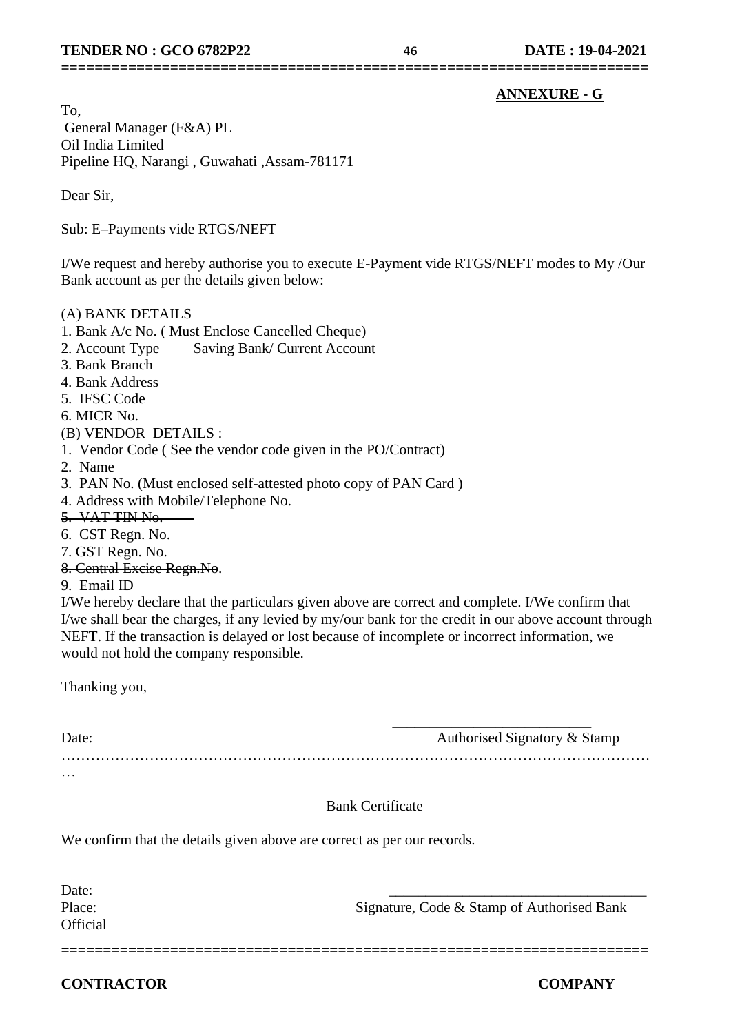**ANNEXURE - G**

To,
General Manager (F&A) PL
Oil India Limited
Pipeline HQ, Narangi , Guwahati ,Assam-781171

Dear Sir,

Sub: E–Payments vide RTGS/NEFT

I/We request and hereby authorise you to execute E-Payment vide RTGS/NEFT modes to My /Our Bank account as per the details given below:

(A) BANK DETAILS

1. Bank A/c No. ( Must Enclose Cancelled Cheque)
2. Account Type     Saving Bank/ Current Account
3. Bank Branch
4. Bank Address
5. IFSC Code
6. MICR No.

(B) VENDOR DETAILS :

1. Vendor Code ( See the vendor code given in the PO/Contract)
2. Name
3. PAN No. (Must enclosed self-attested photo copy of PAN Card )
4. Address with Mobile/Telephone No.
5. ~~VAT TIN No.~~
6. ~~CST Regn. No.~~
7. GST Regn. No.
8. ~~Central Excise Regn.No~~.
9. Email ID

I/We hereby declare that the particulars given above are correct and complete. I/We confirm that I/we shall bear the charges, if any levied by my/our bank for the credit in our above account through NEFT. If the transaction is delayed or lost because of incomplete or incorrect information, we would not hold the company responsible.

Thanking you,

Date: ________________________

Authorised Signatory & Stamp

……………………………………………………………………………………………………………

Bank Certificate

We confirm that the details given above are correct as per our records.

Date:
Place:

________________________________

Signature, Code & Stamp of Authorised Bank Official

**CONTRACTOR** **COMPANY**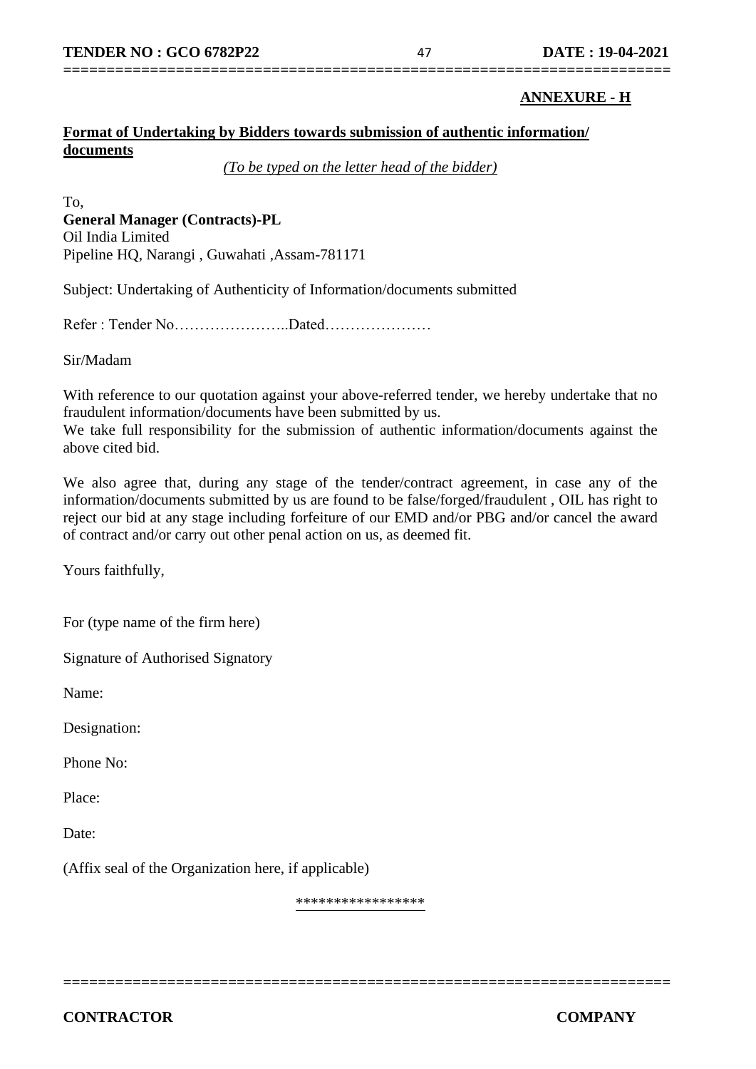**ANNEXURE - H**

**Format of Undertaking by Bidders towards submission of authentic information/ documents**

*(To be typed on the letter head of the bidder)*

To,
**General Manager (Contracts)-PL**
Oil India Limited
Pipeline HQ, Narangi , Guwahati ,Assam-781171

Subject: Undertaking of Authenticity of Information/documents submitted

Refer : Tender No…………………..Dated…………………

Sir/Madam

With reference to our quotation against your above-referred tender, we hereby undertake that no fraudulent information/documents have been submitted by us.
We take full responsibility for the submission of authentic information/documents against the above cited bid.

We also agree that, during any stage of the tender/contract agreement, in case any of the information/documents submitted by us are found to be false/forged/fraudulent , OIL has right to reject our bid at any stage including forfeiture of our EMD and/or PBG and/or cancel the award of contract and/or carry out other penal action on us, as deemed fit.

Yours faithfully,

For (type name of the firm here)

Signature of Authorised Signatory

Name:

Designation:

Phone No:

Place:

Date:

(Affix seal of the Organization here, if applicable)

*****************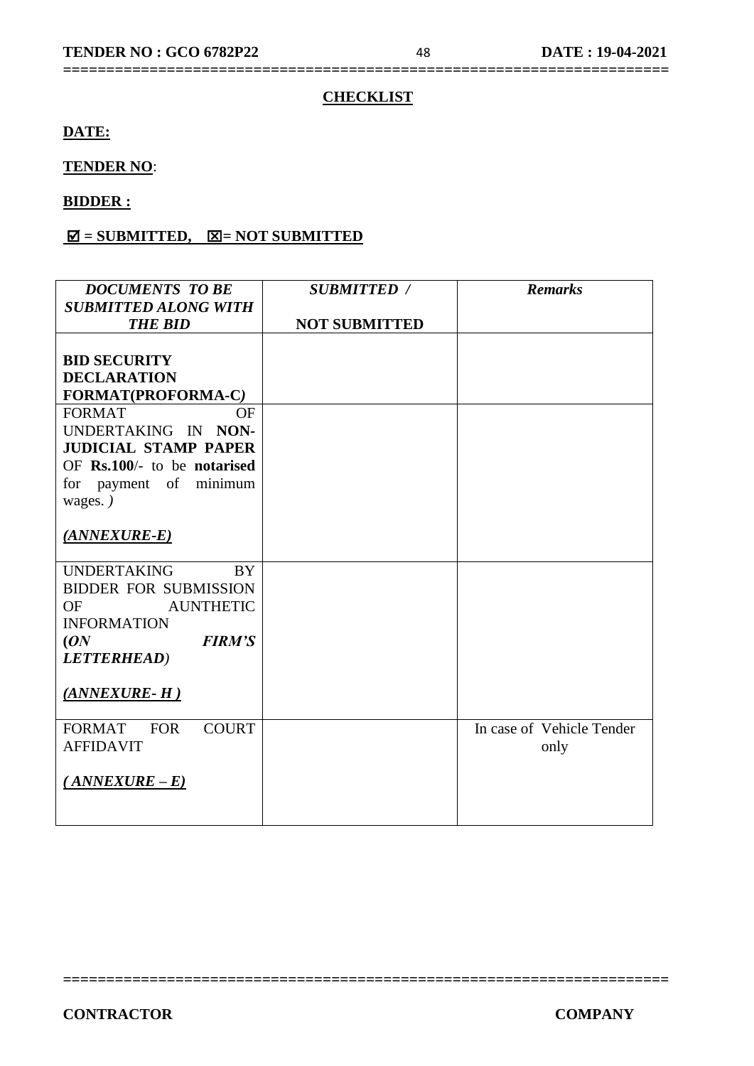## CHECKLIST

**DATE:**

**TENDER NO**:

**BIDDER :**

**☑ = SUBMITTED, ☒= NOT SUBMITTED**

| *DOCUMENTS TO BE SUBMITTED ALONG WITH THE BID* | *SUBMITTED /* **NOT SUBMITTED** | *Remarks* |
|---|---|---|
| **BID SECURITY DECLARATION FORMAT(PROFORMA-C*)*** | | |
| FORMAT OF UNDERTAKING IN **NON-JUDICIAL STAMP PAPER** OF **Rs.100**/- to be **notarised** for payment of minimum wages. *)* ***(ANNEXURE-E)*** | | |
| UNDERTAKING BY BIDDER FOR SUBMISSION OF AUNTHETIC INFORMATION **(*ON FIRM'S LETTERHEAD*)** ***(ANNEXURE- H )*** | | |
| FORMAT FOR COURT AFFIDAVIT ***( ANNEXURE – E)*** | | In case of Vehicle Tender only |

**CONTRACTOR** **COMPANY**